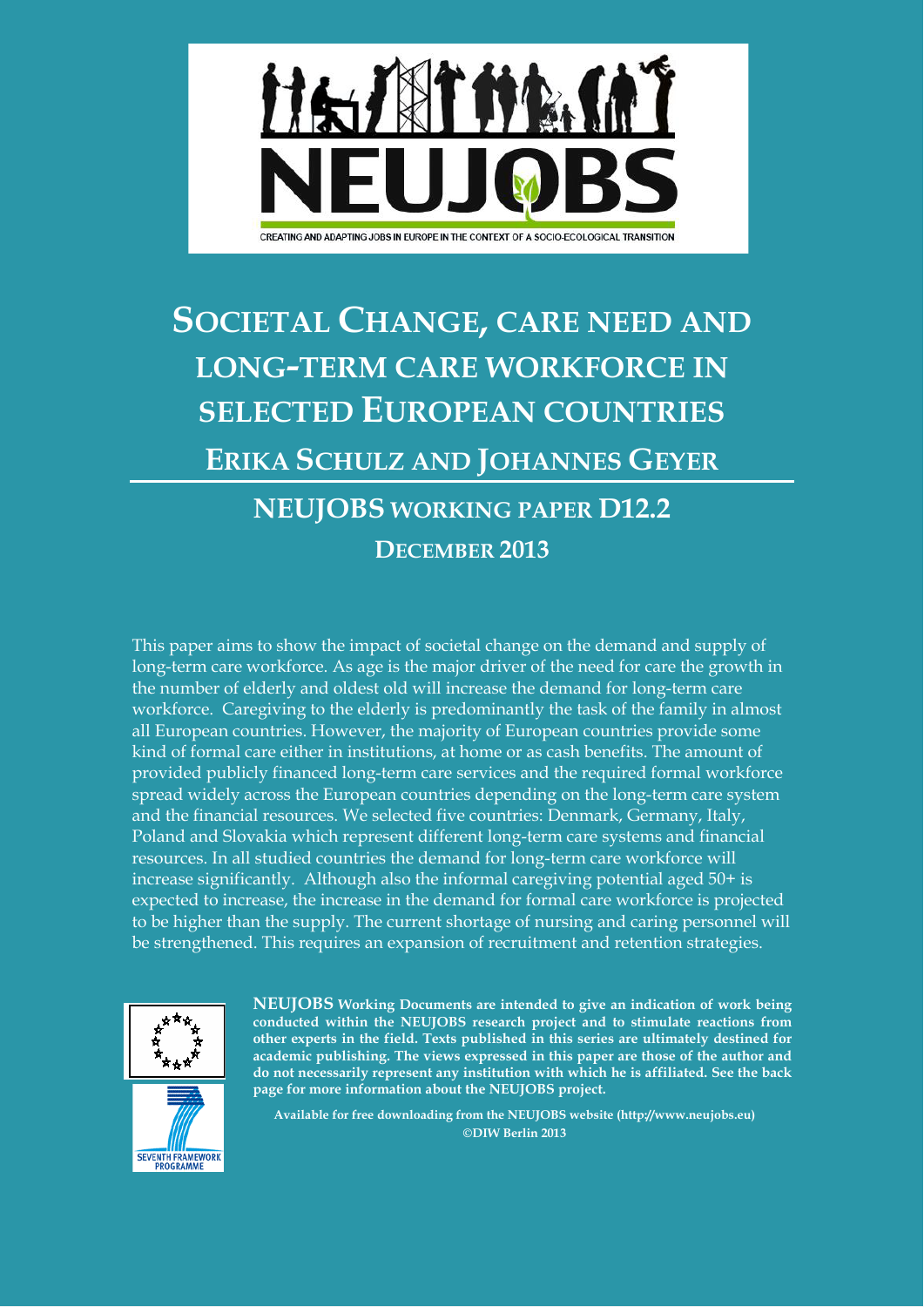NEUJOBS

CREATING AND ADAPTING JOBS IN EUROPE IN THE CONTEXT OF A SOCIO-ECOLOGICAL TRANSITION

# SOCIETAL CHANGE, CARE NEED AND LONG-TERM CARE WORKFORCE IN SELECTED EUROPEAN COUNTRIES

## ERIKA SCHULZ AND JOHANNES GEYER

## NEUJOBS WORKING PAPER D12.2

### DECEMBER 2013

This paper aims to show the impact of societal change on the demand and supply of long-term care workforce. As age is the major driver of the need for care the growth in the number of elderly and oldest old will increase the demand for long-term care workforce. Caregiving to the elderly is predominantly the task of the family in almost all European countries. However, the majority of European countries provide some kind of formal care either in institutions, at home or as cash benefits. The amount of provided publicly financed long-term care services and the required formal workforce spread widely across the European countries depending on the long-term care system and the financial resources. We selected five countries: Denmark, Germany, Italy, Poland and Slovakia which represent different long-term care systems and financial resources. In all studied countries the demand for long-term care workforce will increase significantly. Although also the informal caregiving potential aged 50+ is expected to increase, the increase in the demand for formal care workforce is projected to be higher than the supply. The current shortage of nursing and caring personnel will be strengthened. This requires an expansion of recruitment and retention strategies.

**NEUJOBS Working Documents are intended to give an indication of work being conducted within the NEUJOBS research project and to stimulate reactions from other experts in the field. Texts published in this series are ultimately destined for academic publishing. The views expressed in this paper are those of the author and do not necessarily represent any institution with which he is affiliated. See the back page for more information about the NEUJOBS project.**

**Available for free downloading from the NEUJOBS website (http://www.neujobs.eu)**
**©DIW Berlin 2013**

SEVENTH FRAMEWORK PROGRAMME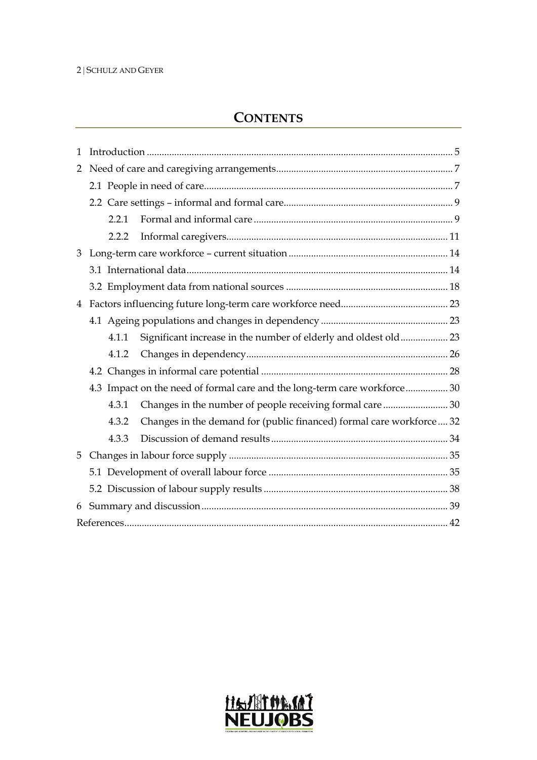# CONTENTS

1 Introduction ........ 5

2 Need of care and caregiving arrangements ........ 7

- 2.1 People in need of care ........ 7
- 2.2 Care settings – informal and formal care ........ 9
  - 2.2.1 Formal and informal care ........ 9
  - 2.2.2 Informal caregivers ........ 11

3 Long-term care workforce – current situation ........ 14

- 3.1 International data ........ 14
- 3.2 Employment data from national sources ........ 18

4 Factors influencing future long-term care workforce need ........ 23

- 4.1 Ageing populations and changes in dependency ........ 23
  - 4.1.1 Significant increase in the number of elderly and oldest old ........ 23
  - 4.1.2 Changes in dependency ........ 26
- 4.2 Changes in informal care potential ........ 28
- 4.3 Impact on the need of formal care and the long-term care workforce ........ 30
  - 4.3.1 Changes in the number of people receiving formal care ........ 30
  - 4.3.2 Changes in the demand for (public financed) formal care workforce ........ 32
  - 4.3.3 Discussion of demand results ........ 34

5 Changes in labour force supply ........ 35

- 5.1 Development of overall labour force ........ 35
- 5.2 Discussion of labour supply results ........ 38

6 Summary and discussion ........ 39

References ........ 42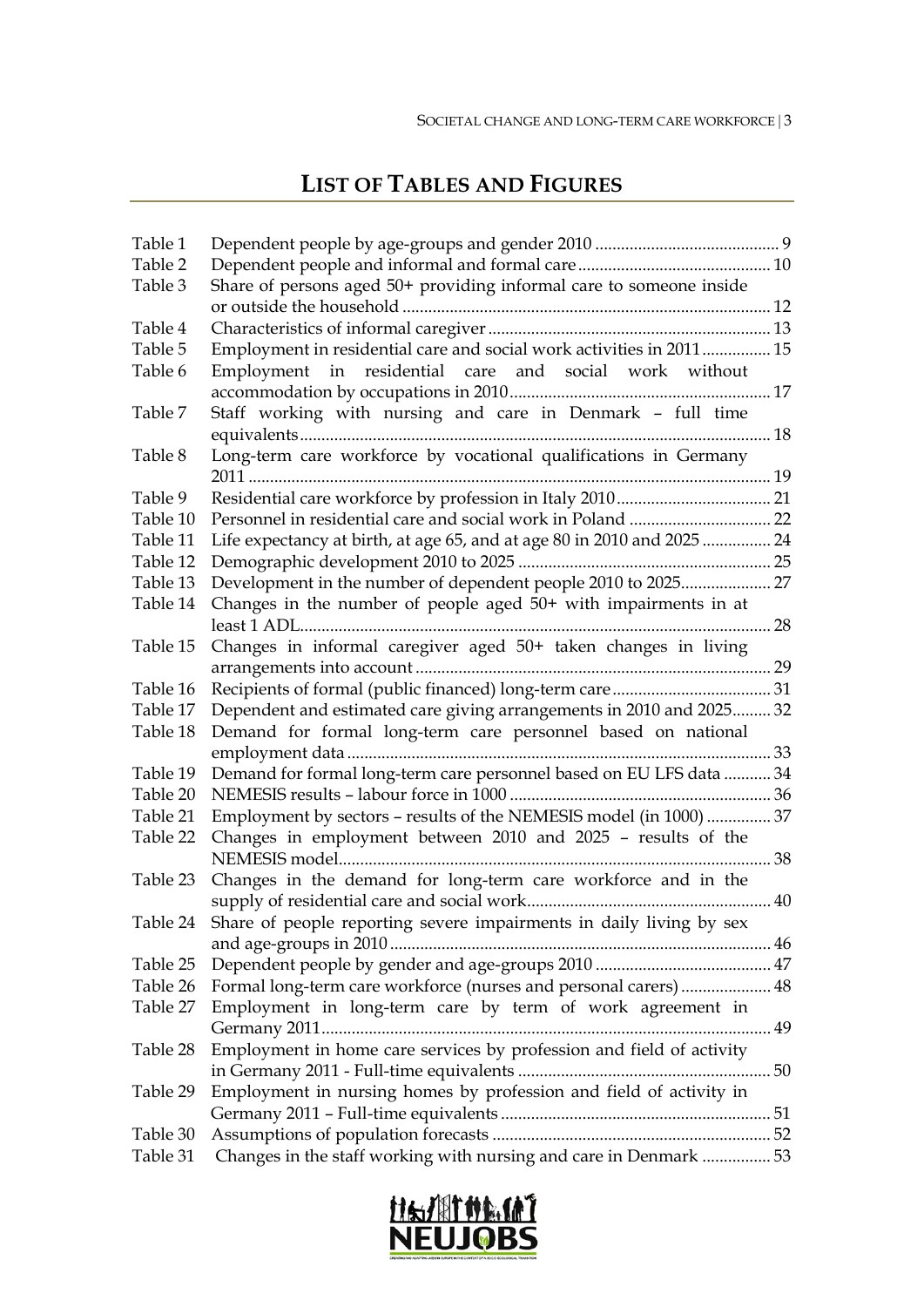# LIST OF TABLES AND FIGURES

| | | |
|---|---|---|
| Table 1 | Dependent people by age-groups and gender 2010 | 9 |
| Table 2 | Dependent people and informal and formal care | 10 |
| Table 3 | Share of persons aged 50+ providing informal care to someone inside or outside the household | 12 |
| Table 4 | Characteristics of informal caregiver | 13 |
| Table 5 | Employment in residential care and social work activities in 2011 | 15 |
| Table 6 | Employment in residential care and social work without accommodation by occupations in 2010 | 17 |
| Table 7 | Staff working with nursing and care in Denmark – full time equivalents | 18 |
| Table 8 | Long-term care workforce by vocational qualifications in Germany 2011 | 19 |
| Table 9 | Residential care workforce by profession in Italy 2010 | 21 |
| Table 10 | Personnel in residential care and social work in Poland | 22 |
| Table 11 | Life expectancy at birth, at age 65, and at age 80 in 2010 and 2025 | 24 |
| Table 12 | Demographic development 2010 to 2025 | 25 |
| Table 13 | Development in the number of dependent people 2010 to 2025 | 27 |
| Table 14 | Changes in the number of people aged 50+ with impairments in at least 1 ADL | 28 |
| Table 15 | Changes in informal caregiver aged 50+ taken changes in living arrangements into account | 29 |
| Table 16 | Recipients of formal (public financed) long-term care | 31 |
| Table 17 | Dependent and estimated care giving arrangements in 2010 and 2025 | 32 |
| Table 18 | Demand for formal long-term care personnel based on national employment data | 33 |
| Table 19 | Demand for formal long-term care personnel based on EU LFS data | 34 |
| Table 20 | NEMESIS results – labour force in 1000 | 36 |
| Table 21 | Employment by sectors – results of the NEMESIS model (in 1000) | 37 |
| Table 22 | Changes in employment between 2010 and 2025 – results of the NEMESIS model | 38 |
| Table 23 | Changes in the demand for long-term care workforce and in the supply of residential care and social work | 40 |
| Table 24 | Share of people reporting severe impairments in daily living by sex and age-groups in 2010 | 46 |
| Table 25 | Dependent people by gender and age-groups 2010 | 47 |
| Table 26 | Formal long-term care workforce (nurses and personal carers) | 48 |
| Table 27 | Employment in long-term care by term of work agreement in Germany 2011 | 49 |
| Table 28 | Employment in home care services by profession and field of activity in Germany 2011 - Full-time equivalents | 50 |
| Table 29 | Employment in nursing homes by profession and field of activity in Germany 2011 – Full-time equivalents | 51 |
| Table 30 | Assumptions of population forecasts | 52 |
| Table 31 | Changes in the staff working with nursing and care in Denmark | 53 |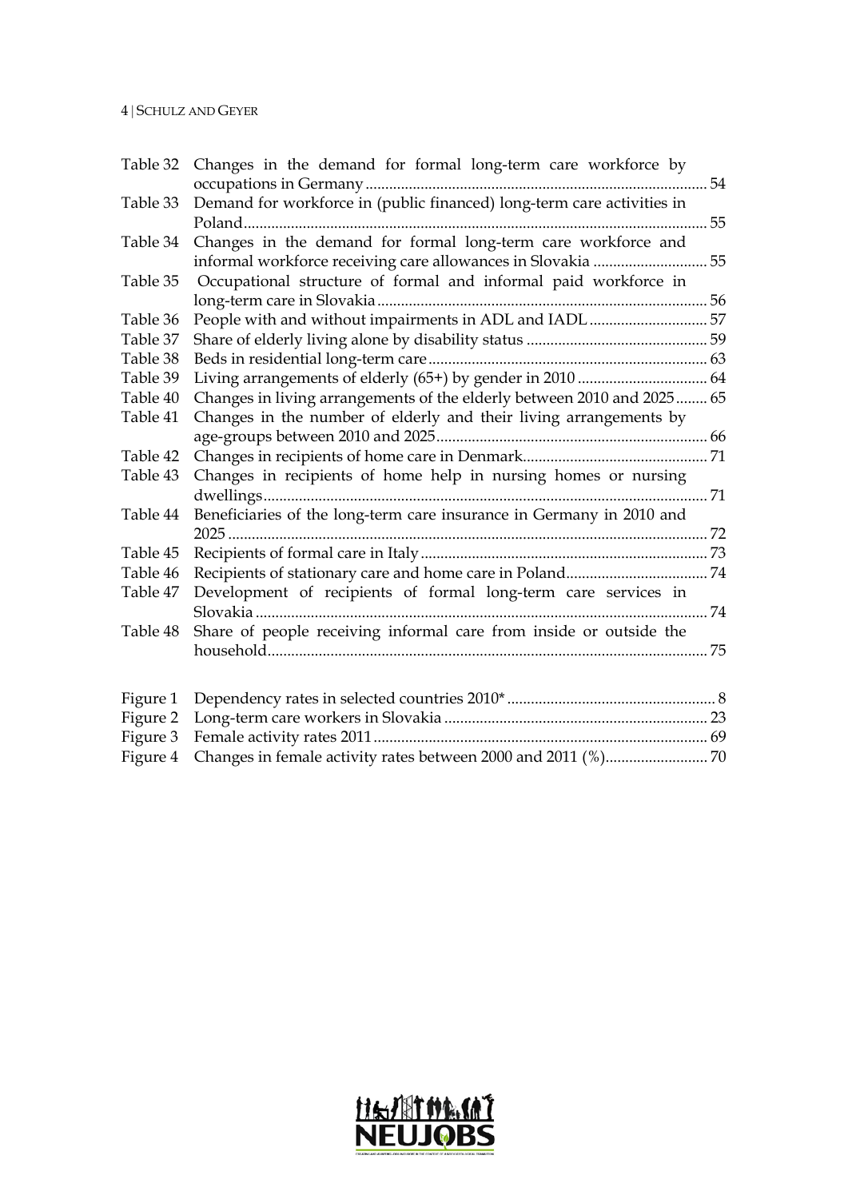| | | |
|---|---|---|
| Table 32 | Changes in the demand for formal long-term care workforce by occupations in Germany | 54 |
| Table 33 | Demand for workforce in (public financed) long-term care activities in Poland | 55 |
| Table 34 | Changes in the demand for formal long-term care workforce and informal workforce receiving care allowances in Slovakia | 55 |
| Table 35 | Occupational structure of formal and informal paid workforce in long-term care in Slovakia | 56 |
| Table 36 | People with and without impairments in ADL and IADL | 57 |
| Table 37 | Share of elderly living alone by disability status | 59 |
| Table 38 | Beds in residential long-term care | 63 |
| Table 39 | Living arrangements of elderly (65+) by gender in 2010 | 64 |
| Table 40 | Changes in living arrangements of the elderly between 2010 and 2025 | 65 |
| Table 41 | Changes in the number of elderly and their living arrangements by age-groups between 2010 and 2025 | 66 |
| Table 42 | Changes in recipients of home care in Denmark | 71 |
| Table 43 | Changes in recipients of home help in nursing homes or nursing dwellings | 71 |
| Table 44 | Beneficiaries of the long-term care insurance in Germany in 2010 and 2025 | 72 |
| Table 45 | Recipients of formal care in Italy | 73 |
| Table 46 | Recipients of stationary care and home care in Poland | 74 |
| Table 47 | Development of recipients of formal long-term care services in Slovakia | 74 |
| Table 48 | Share of people receiving informal care from inside or outside the household | 75 |

| | | |
|---|---|---|
| Figure 1 | Dependency rates in selected countries 2010* | 8 |
| Figure 2 | Long-term care workers in Slovakia | 23 |
| Figure 3 | Female activity rates 2011 | 69 |
| Figure 4 | Changes in female activity rates between 2000 and 2011 (%) | 70 |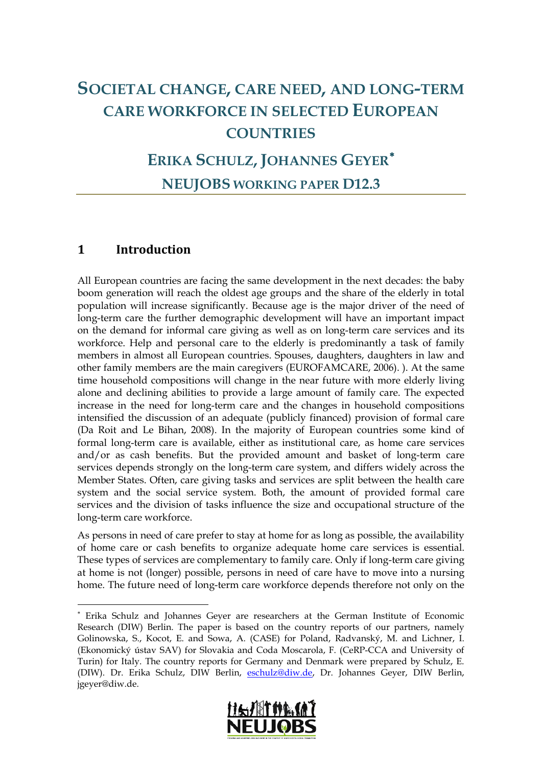# SOCIETAL CHANGE, CARE NEED, AND LONG-TERM CARE WORKFORCE IN SELECTED EUROPEAN COUNTRIES

## ERIKA SCHULZ, JOHANNES GEYER*

## NEUJOBS WORKING PAPER D12.3

## 1 Introduction

All European countries are facing the same development in the next decades: the baby boom generation will reach the oldest age groups and the share of the elderly in total population will increase significantly. Because age is the major driver of the need of long-term care the further demographic development will have an important impact on the demand for informal care giving as well as on long-term care services and its workforce. Help and personal care to the elderly is predominantly a task of family members in almost all European countries. Spouses, daughters, daughters in law and other family members are the main caregivers (EUROFAMCARE, 2006). ). At the same time household compositions will change in the near future with more elderly living alone and declining abilities to provide a large amount of family care. The expected increase in the need for long-term care and the changes in household compositions intensified the discussion of an adequate (publicly financed) provision of formal care (Da Roit and Le Bihan, 2008). In the majority of European countries some kind of formal long-term care is available, either as institutional care, as home care services and/or as cash benefits. But the provided amount and basket of long-term care services depends strongly on the long-term care system, and differs widely across the Member States. Often, care giving tasks and services are split between the health care system and the social service system. Both, the amount of provided formal care services and the division of tasks influence the size and occupational structure of the long-term care workforce.

As persons in need of care prefer to stay at home for as long as possible, the availability of home care or cash benefits to organize adequate home care services is essential. These types of services are complementary to family care. Only if long-term care giving at home is not (longer) possible, persons in need of care have to move into a nursing home. The future need of long-term care workforce depends therefore not only on the

---

* Erika Schulz and Johannes Geyer are researchers at the German Institute of Economic Research (DIW) Berlin. The paper is based on the country reports of our partners, namely Golinowska, S., Kocot, E. and Sowa, A. (CASE) for Poland, Radvanský, M. and Lichner, I. (Ekonomický ústav SAV) for Slovakia and Coda Moscarola, F. (CeRP-CCA and University of Turin) for Italy. The country reports for Germany and Denmark were prepared by Schulz, E. (DIW). Dr. Erika Schulz, DIW Berlin, eschulz@diw.de, Dr. Johannes Geyer, DIW Berlin, jgeyer@diw.de.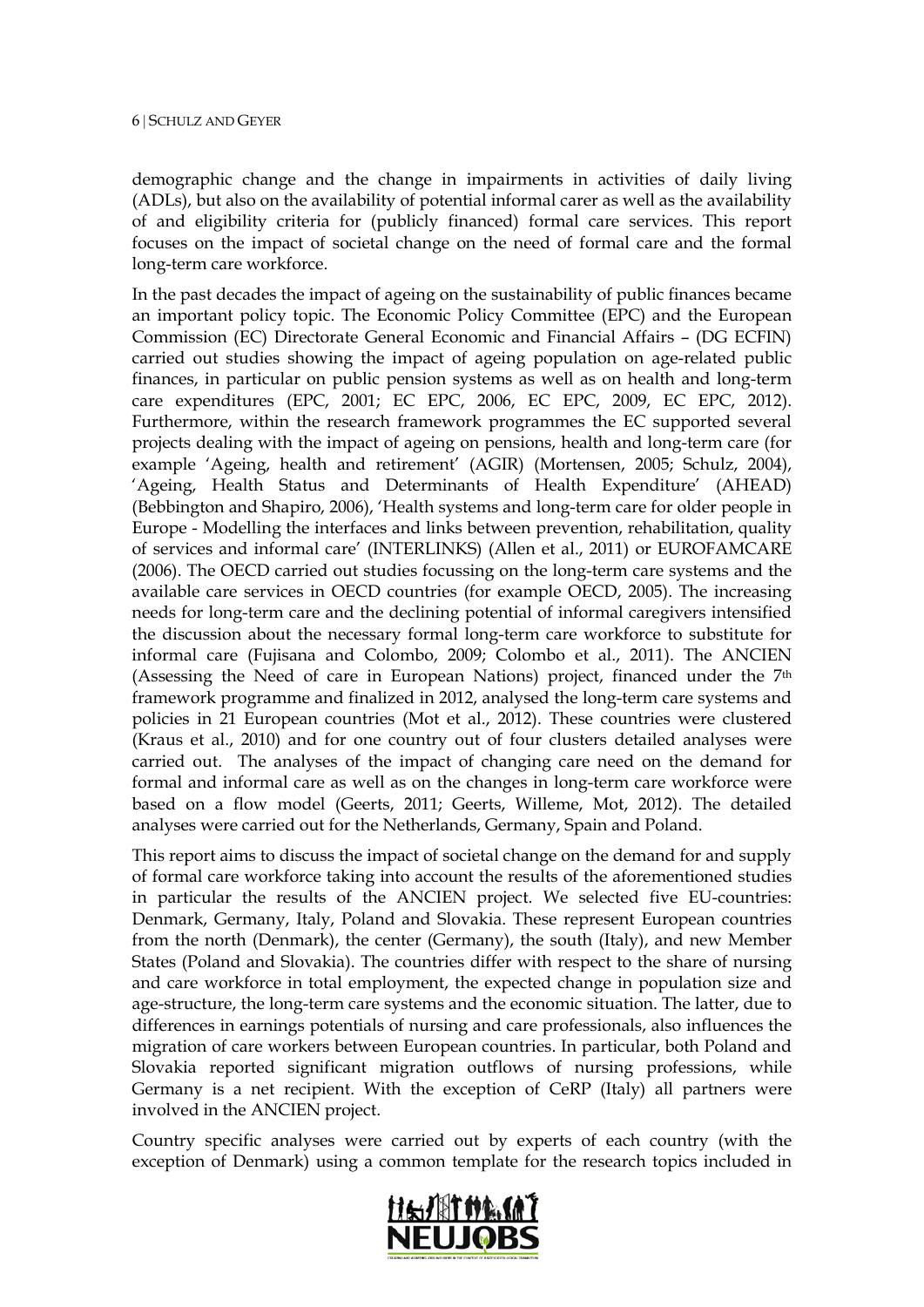demographic change and the change in impairments in activities of daily living (ADLs), but also on the availability of potential informal carer as well as the availability of and eligibility criteria for (publicly financed) formal care services. This report focuses on the impact of societal change on the need of formal care and the formal long-term care workforce.

In the past decades the impact of ageing on the sustainability of public finances became an important policy topic. The Economic Policy Committee (EPC) and the European Commission (EC) Directorate General Economic and Financial Affairs – (DG ECFIN) carried out studies showing the impact of ageing population on age-related public finances, in particular on public pension systems as well as on health and long-term care expenditures (EPC, 2001; EC EPC, 2006, EC EPC, 2009, EC EPC, 2012). Furthermore, within the research framework programmes the EC supported several projects dealing with the impact of ageing on pensions, health and long-term care (for example 'Ageing, health and retirement' (AGIR) (Mortensen, 2005; Schulz, 2004), 'Ageing, Health Status and Determinants of Health Expenditure' (AHEAD) (Bebbington and Shapiro, 2006), 'Health systems and long-term care for older people in Europe - Modelling the interfaces and links between prevention, rehabilitation, quality of services and informal care' (INTERLINKS) (Allen et al., 2011) or EUROFAMCARE (2006). The OECD carried out studies focussing on the long-term care systems and the available care services in OECD countries (for example OECD, 2005). The increasing needs for long-term care and the declining potential of informal caregivers intensified the discussion about the necessary formal long-term care workforce to substitute for informal care (Fujisana and Colombo, 2009; Colombo et al., 2011). The ANCIEN (Assessing the Need of care in European Nations) project, financed under the 7th framework programme and finalized in 2012, analysed the long-term care systems and policies in 21 European countries (Mot et al., 2012). These countries were clustered (Kraus et al., 2010) and for one country out of four clusters detailed analyses were carried out. The analyses of the impact of changing care need on the demand for formal and informal care as well as on the changes in long-term care workforce were based on a flow model (Geerts, 2011; Geerts, Willeme, Mot, 2012). The detailed analyses were carried out for the Netherlands, Germany, Spain and Poland.

This report aims to discuss the impact of societal change on the demand for and supply of formal care workforce taking into account the results of the aforementioned studies in particular the results of the ANCIEN project. We selected five EU-countries: Denmark, Germany, Italy, Poland and Slovakia. These represent European countries from the north (Denmark), the center (Germany), the south (Italy), and new Member States (Poland and Slovakia). The countries differ with respect to the share of nursing and care workforce in total employment, the expected change in population size and age-structure, the long-term care systems and the economic situation. The latter, due to differences in earnings potentials of nursing and care professionals, also influences the migration of care workers between European countries. In particular, both Poland and Slovakia reported significant migration outflows of nursing professions, while Germany is a net recipient. With the exception of CeRP (Italy) all partners were involved in the ANCIEN project.

Country specific analyses were carried out by experts of each country (with the exception of Denmark) using a common template for the research topics included in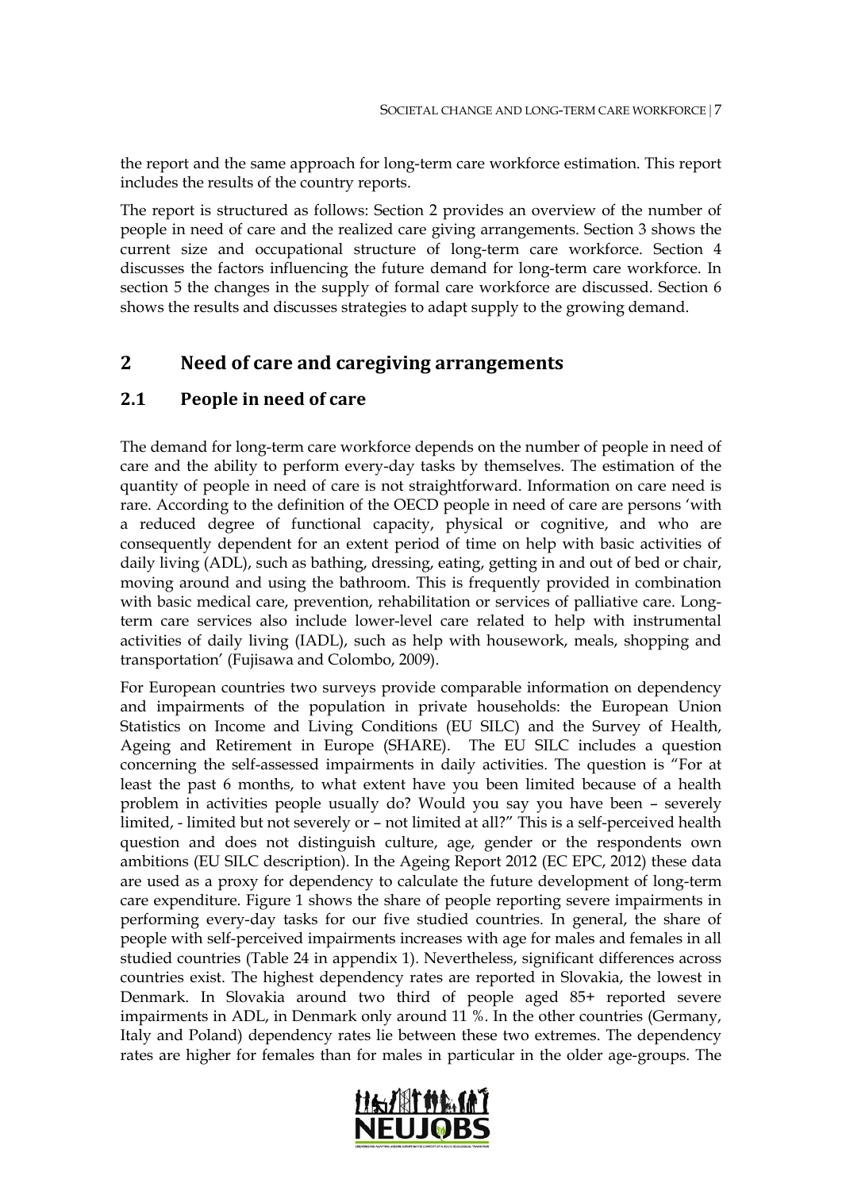the report and the same approach for long-term care workforce estimation. This report includes the results of the country reports.

The report is structured as follows: Section 2 provides an overview of the number of people in need of care and the realized care giving arrangements. Section 3 shows the current size and occupational structure of long-term care workforce. Section 4 discusses the factors influencing the future demand for long-term care workforce. In section 5 the changes in the supply of formal care workforce are discussed. Section 6 shows the results and discusses strategies to adapt supply to the growing demand.

# 2 Need of care and caregiving arrangements

## 2.1 People in need of care

The demand for long-term care workforce depends on the number of people in need of care and the ability to perform every-day tasks by themselves. The estimation of the quantity of people in need of care is not straightforward. Information on care need is rare. According to the definition of the OECD people in need of care are persons 'with a reduced degree of functional capacity, physical or cognitive, and who are consequently dependent for an extent period of time on help with basic activities of daily living (ADL), such as bathing, dressing, eating, getting in and out of bed or chair, moving around and using the bathroom. This is frequently provided in combination with basic medical care, prevention, rehabilitation or services of palliative care. Long-term care services also include lower-level care related to help with instrumental activities of daily living (IADL), such as help with housework, meals, shopping and transportation' (Fujisawa and Colombo, 2009).

For European countries two surveys provide comparable information on dependency and impairments of the population in private households: the European Union Statistics on Income and Living Conditions (EU SILC) and the Survey of Health, Ageing and Retirement in Europe (SHARE). The EU SILC includes a question concerning the self-assessed impairments in daily activities. The question is "For at least the past 6 months, to what extent have you been limited because of a health problem in activities people usually do? Would you say you have been – severely limited, - limited but not severely or – not limited at all?" This is a self-perceived health question and does not distinguish culture, age, gender or the respondents own ambitions (EU SILC description). In the Ageing Report 2012 (EC EPC, 2012) these data are used as a proxy for dependency to calculate the future development of long-term care expenditure. Figure 1 shows the share of people reporting severe impairments in performing every-day tasks for our five studied countries. In general, the share of people with self-perceived impairments increases with age for males and females in all studied countries (Table 24 in appendix 1). Nevertheless, significant differences across countries exist. The highest dependency rates are reported in Slovakia, the lowest in Denmark. In Slovakia around two third of people aged 85+ reported severe impairments in ADL, in Denmark only around 11 %. In the other countries (Germany, Italy and Poland) dependency rates lie between these two extremes. The dependency rates are higher for females than for males in particular in the older age-groups. The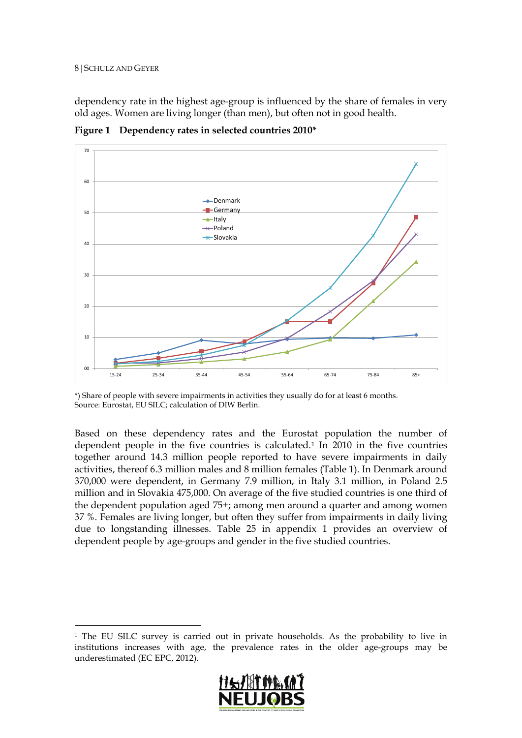dependency rate in the highest age-group is influenced by the share of females in very old ages. Women are living longer (than men), but often not in good health.

**Figure 1 Dependency rates in selected countries 2010***

*) Share of people with severe impairments in activities they usually do for at least 6 months.
Source: Eurostat, EU SILC; calculation of DIW Berlin.

Based on these dependency rates and the Eurostat population the number of dependent people in the five countries is calculated.[1] In 2010 in the five countries together around 14.3 million people reported to have severe impairments in daily activities, thereof 6.3 million males and 8 million females (Table 1). In Denmark around 370,000 were dependent, in Germany 7.9 million, in Italy 3.1 million, in Poland 2.5 million and in Slovakia 475,000. On average of the five studied countries is one third of the dependent population aged 75+; among men around a quarter and among women 37 %. Females are living longer, but often they suffer from impairments in daily living due to longstanding illnesses. Table 25 in appendix 1 provides an overview of dependent people by age-groups and gender in the five studied countries.

[1] The EU SILC survey is carried out in private households. As the probability to live in institutions increases with age, the prevalence rates in the older age-groups may be underestimated (EC EPC, 2012).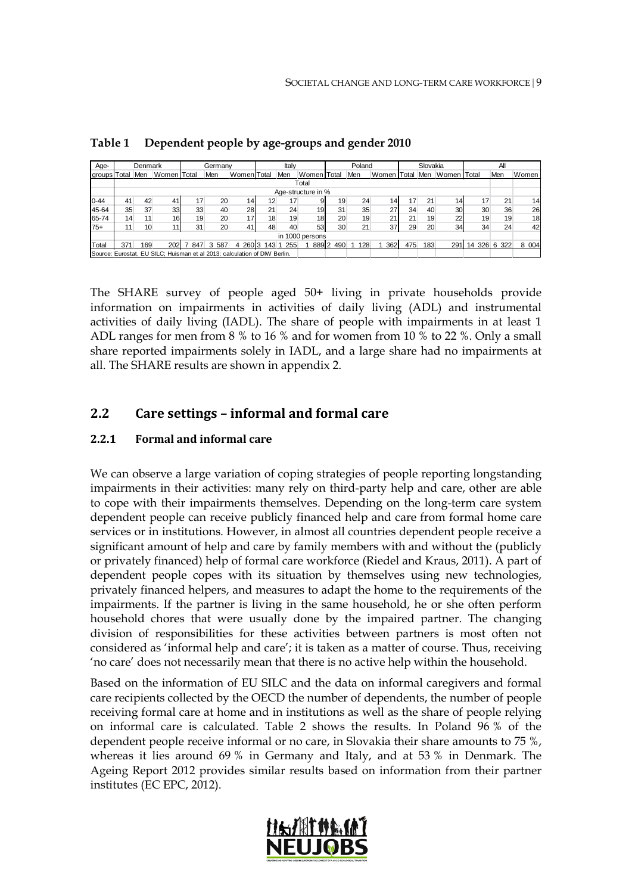**Table 1 Dependent people by age-groups and gender 2010**

| Age-groups | Denmark | | | Germany | | | Italy | | | Poland | | | Slovakia | | | All | | |
|---|---|---|---|---|---|---|---|---|---|---|---|---|---|---|---|---|---|---|
| | Total | Men | Women | Total | Men | Women | Total | Men | Women | Total | Men | Women | Total | Men | Women | Total | Men | Women |
| | Total | | | | | | | | | | | | | | | | | |
| | Age-structure in % | | | | | | | | | | | | | | | | | |
| 0-44 | 41 | 42 | 41 | 17 | 20 | 14 | 12 | 17 | 9 | 19 | 24 | 14 | 17 | 21 | 14 | 17 | 21 | 14 |
| 45-64 | 35 | 37 | 33 | 33 | 40 | 28 | 21 | 24 | 19 | 31 | 35 | 27 | 34 | 40 | 30 | 30 | 36 | 26 |
| 65-74 | 14 | 11 | 16 | 19 | 20 | 17 | 18 | 19 | 18 | 20 | 19 | 21 | 21 | 19 | 22 | 19 | 19 | 18 |
| 75+ | 11 | 10 | 11 | 31 | 20 | 41 | 48 | 40 | 53 | 30 | 21 | 37 | 29 | 20 | 34 | 34 | 24 | 42 |
| | in 1000 persons | | | | | | | | | | | | | | | | | |
| Total | 371 | 169 | 202 | 7 847 | 3 587 | 4 260 | 3 143 | 1 255 | 1 889 | 2 490 | 1 128 | 1 362 | 475 | 183 | 291 | 14 326 | 6 322 | 8 004 |

Source: Eurostat, EU SILC; Huisman et al 2013; calculation of DIW Berlin.

The SHARE survey of people aged 50+ living in private households provide information on impairments in activities of daily living (ADL) and instrumental activities of daily living (IADL). The share of people with impairments in at least 1 ADL ranges for men from 8 % to 16 % and for women from 10 % to 22 %. Only a small share reported impairments solely in IADL, and a large share had no impairments at all. The SHARE results are shown in appendix 2.

## 2.2 Care settings – informal and formal care

### 2.2.1 Formal and informal care

We can observe a large variation of coping strategies of people reporting longstanding impairments in their activities: many rely on third-party help and care, other are able to cope with their impairments themselves. Depending on the long-term care system dependent people can receive publicly financed help and care from formal home care services or in institutions. However, in almost all countries dependent people receive a significant amount of help and care by family members with and without the (publicly or privately financed) help of formal care workforce (Riedel and Kraus, 2011). A part of dependent people copes with its situation by themselves using new technologies, privately financed helpers, and measures to adapt the home to the requirements of the impairments. If the partner is living in the same household, he or she often perform household chores that were usually done by the impaired partner. The changing division of responsibilities for these activities between partners is most often not considered as 'informal help and care'; it is taken as a matter of course. Thus, receiving 'no care' does not necessarily mean that there is no active help within the household.

Based on the information of EU SILC and the data on informal caregivers and formal care recipients collected by the OECD the number of dependents, the number of people receiving formal care at home and in institutions as well as the share of people relying on informal care is calculated. Table 2 shows the results. In Poland 96 % of the dependent people receive informal or no care, in Slovakia their share amounts to 75 %, whereas it lies around 69 % in Germany and Italy, and at 53 % in Denmark. The Ageing Report 2012 provides similar results based on information from their partner institutes (EC EPC, 2012).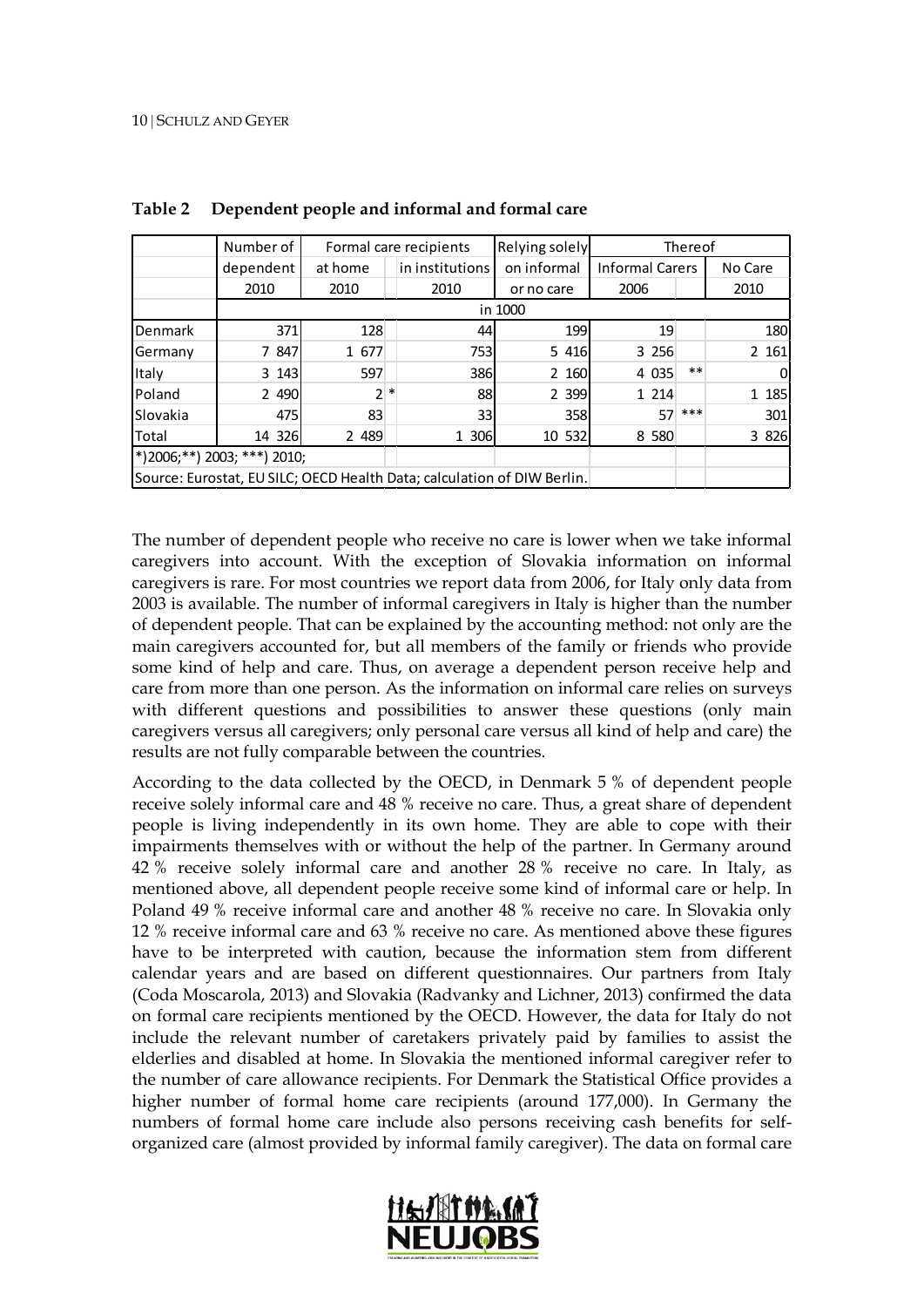**Table 2 Dependent people and informal and formal care**

| | Number of dependent 2010 | Formal care recipients at home 2010 | in institutions 2010 | Relying solely on informal or no care | Thereof Informal Carers 2006 | | No Care 2010 |
|---|---|---|---|---|---|---|---|
| | in 1000 | | | | | | |
| Denmark | 371 | 128 | 44 | 199 | 19 | | 180 |
| Germany | 7 847 | 1 677 | 753 | 5 416 | 3 256 | | 2 161 |
| Italy | 3 143 | 597 | 386 | 2 160 | 4 035 | ** | 0 |
| Poland | 2 490 | 2 * | 88 | 2 399 | 1 214 | | 1 185 |
| Slovakia | 475 | 83 | 33 | 358 | 57 | *** | 301 |
| Total | 14 326 | 2 489 | 1 306 | 10 532 | 8 580 | | 3 826 |

*)2006;**) 2003; ***) 2010;

Source: Eurostat, EU SILC; OECD Health Data; calculation of DIW Berlin.

The number of dependent people who receive no care is lower when we take informal caregivers into account. With the exception of Slovakia information on informal caregivers is rare. For most countries we report data from 2006, for Italy only data from 2003 is available. The number of informal caregivers in Italy is higher than the number of dependent people. That can be explained by the accounting method: not only are the main caregivers accounted for, but all members of the family or friends who provide some kind of help and care. Thus, on average a dependent person receive help and care from more than one person. As the information on informal care relies on surveys with different questions and possibilities to answer these questions (only main caregivers versus all caregivers; only personal care versus all kind of help and care) the results are not fully comparable between the countries.

According to the data collected by the OECD, in Denmark 5 % of dependent people receive solely informal care and 48 % receive no care. Thus, a great share of dependent people is living independently in its own home. They are able to cope with their impairments themselves with or without the help of the partner. In Germany around 42 % receive solely informal care and another 28 % receive no care. In Italy, as mentioned above, all dependent people receive some kind of informal care or help. In Poland 49 % receive informal care and another 48 % receive no care. In Slovakia only 12 % receive informal care and 63 % receive no care. As mentioned above these figures have to be interpreted with caution, because the information stem from different calendar years and are based on different questionnaires. Our partners from Italy (Coda Moscarola, 2013) and Slovakia (Radvanky and Lichner, 2013) confirmed the data on formal care recipients mentioned by the OECD. However, the data for Italy do not include the relevant number of caretakers privately paid by families to assist the elderlies and disabled at home. In Slovakia the mentioned informal caregiver refer to the number of care allowance recipients. For Denmark the Statistical Office provides a higher number of formal home care recipients (around 177,000). In Germany the numbers of formal home care include also persons receiving cash benefits for self-organized care (almost provided by informal family caregiver). The data on formal care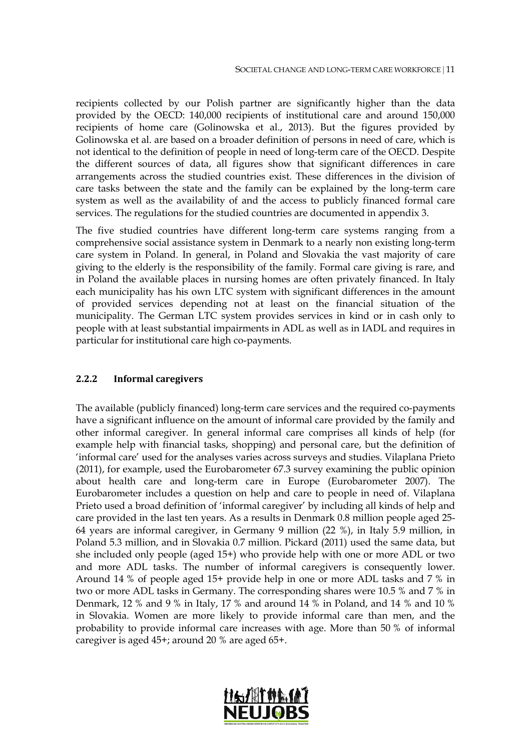recipients collected by our Polish partner are significantly higher than the data provided by the OECD: 140,000 recipients of institutional care and around 150,000 recipients of home care (Golinowska et al., 2013). But the figures provided by Golinowska et al. are based on a broader definition of persons in need of care, which is not identical to the definition of people in need of long-term care of the OECD. Despite the different sources of data, all figures show that significant differences in care arrangements across the studied countries exist. These differences in the division of care tasks between the state and the family can be explained by the long-term care system as well as the availability of and the access to publicly financed formal care services. The regulations for the studied countries are documented in appendix 3.

The five studied countries have different long-term care systems ranging from a comprehensive social assistance system in Denmark to a nearly non existing long-term care system in Poland. In general, in Poland and Slovakia the vast majority of care giving to the elderly is the responsibility of the family. Formal care giving is rare, and in Poland the available places in nursing homes are often privately financed. In Italy each municipality has his own LTC system with significant differences in the amount of provided services depending not at least on the financial situation of the municipality. The German LTC system provides services in kind or in cash only to people with at least substantial impairments in ADL as well as in IADL and requires in particular for institutional care high co-payments.

### 2.2.2 Informal caregivers

The available (publicly financed) long-term care services and the required co-payments have a significant influence on the amount of informal care provided by the family and other informal caregiver. In general informal care comprises all kinds of help (for example help with financial tasks, shopping) and personal care, but the definition of 'informal care' used for the analyses varies across surveys and studies. Vilaplana Prieto (2011), for example, used the Eurobarometer 67.3 survey examining the public opinion about health care and long-term care in Europe (Eurobarometer 2007). The Eurobarometer includes a question on help and care to people in need of. Vilaplana Prieto used a broad definition of 'informal caregiver' by including all kinds of help and care provided in the last ten years. As a results in Denmark 0.8 million people aged 25-64 years are informal caregiver, in Germany 9 million (22 %), in Italy 5.9 million, in Poland 5.3 million, and in Slovakia 0.7 million. Pickard (2011) used the same data, but she included only people (aged 15+) who provide help with one or more ADL or two and more ADL tasks. The number of informal caregivers is consequently lower. Around 14 % of people aged 15+ provide help in one or more ADL tasks and 7 % in two or more ADL tasks in Germany. The corresponding shares were 10.5 % and 7 % in Denmark, 12 % and 9 % in Italy, 17 % and around 14 % in Poland, and 14 % and 10 % in Slovakia. Women are more likely to provide informal care than men, and the probability to provide informal care increases with age. More than 50 % of informal caregiver is aged 45+; around 20 % are aged 65+.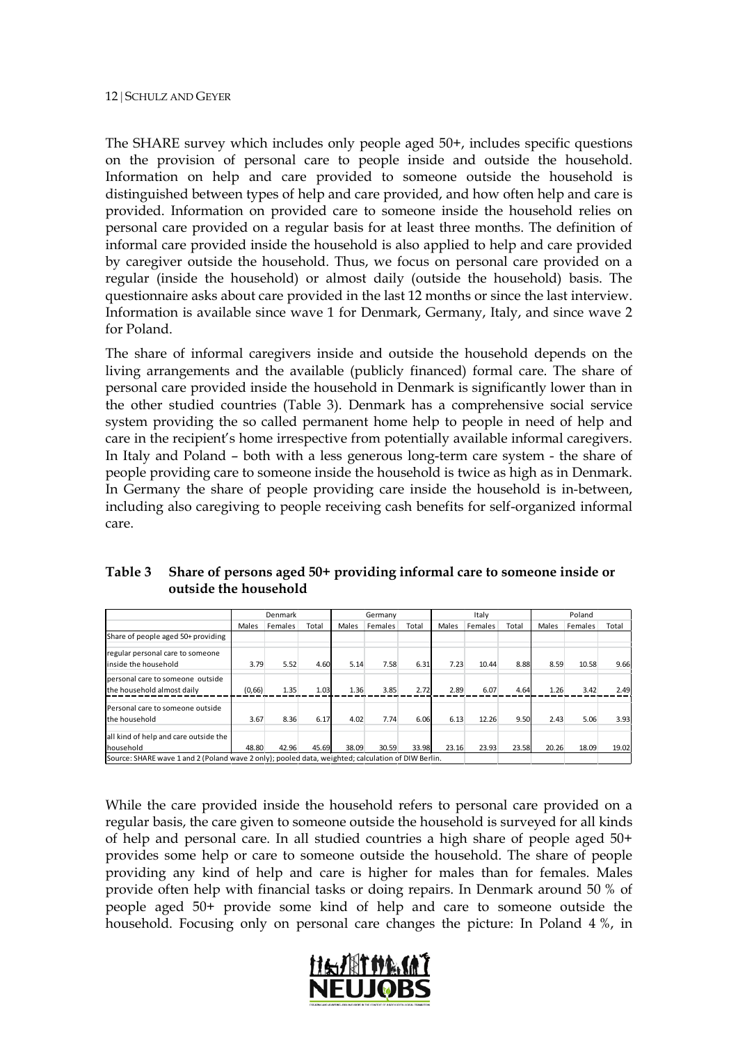The SHARE survey which includes only people aged 50+, includes specific questions on the provision of personal care to people inside and outside the household. Information on help and care provided to someone outside the household is distinguished between types of help and care provided, and how often help and care is provided. Information on provided care to someone inside the household relies on personal care provided on a regular basis for at least three months. The definition of informal care provided inside the household is also applied to help and care provided by caregiver outside the household. Thus, we focus on personal care provided on a regular (inside the household) or almost daily (outside the household) basis. The questionnaire asks about care provided in the last 12 months or since the last interview. Information is available since wave 1 for Denmark, Germany, Italy, and since wave 2 for Poland.

The share of informal caregivers inside and outside the household depends on the living arrangements and the available (publicly financed) formal care. The share of personal care provided inside the household in Denmark is significantly lower than in the other studied countries (Table 3). Denmark has a comprehensive social service system providing the so called permanent home help to people in need of help and care in the recipient's home irrespective from potentially available informal caregivers. In Italy and Poland – both with a less generous long-term care system - the share of people providing care to someone inside the household is twice as high as in Denmark. In Germany the share of people providing care inside the household is in-between, including also caregiving to people receiving cash benefits for self-organized informal care.

**Table 3 Share of persons aged 50+ providing informal care to someone inside or outside the household**

| | Denmark | | | Germany | | | Italy | | | Poland | | |
|---|---|---|---|---|---|---|---|---|---|---|---|---|
| | Males | Females | Total | Males | Females | Total | Males | Females | Total | Males | Females | Total |
| Share of people aged 50+ providing | | | | | | | | | | | | |
| regular personal care to someone inside the household | 3.79 | 5.52 | 4.60 | 5.14 | 7.58 | 6.31 | 7.23 | 10.44 | 8.88 | 8.59 | 10.58 | 9.66 |
| personal care to someone outside the household almost daily | (0.66) | 1.35 | 1.03 | 1.36 | 3.85 | 2.72 | 2.89 | 6.07 | 4.64 | 1.26 | 3.42 | 2.49 |
| Personal care to someone outside the household | 3.67 | 8.36 | 6.17 | 4.02 | 7.74 | 6.06 | 6.13 | 12.26 | 9.50 | 2.43 | 5.06 | 3.93 |
| all kind of help and care outside the household | 48.80 | 42.96 | 45.69 | 38.09 | 30.59 | 33.98 | 23.16 | 23.93 | 23.58 | 20.26 | 18.09 | 19.02 |

Source: SHARE wave 1 and 2 (Poland wave 2 only); pooled data, weighted; calculation of DIW Berlin.

While the care provided inside the household refers to personal care provided on a regular basis, the care given to someone outside the household is surveyed for all kinds of help and personal care. In all studied countries a high share of people aged 50+ provides some help or care to someone outside the household. The share of people providing any kind of help and care is higher for males than for females. Males provide often help with financial tasks or doing repairs. In Denmark around 50 % of people aged 50+ provide some kind of help and care to someone outside the household. Focusing only on personal care changes the picture: In Poland 4 %, in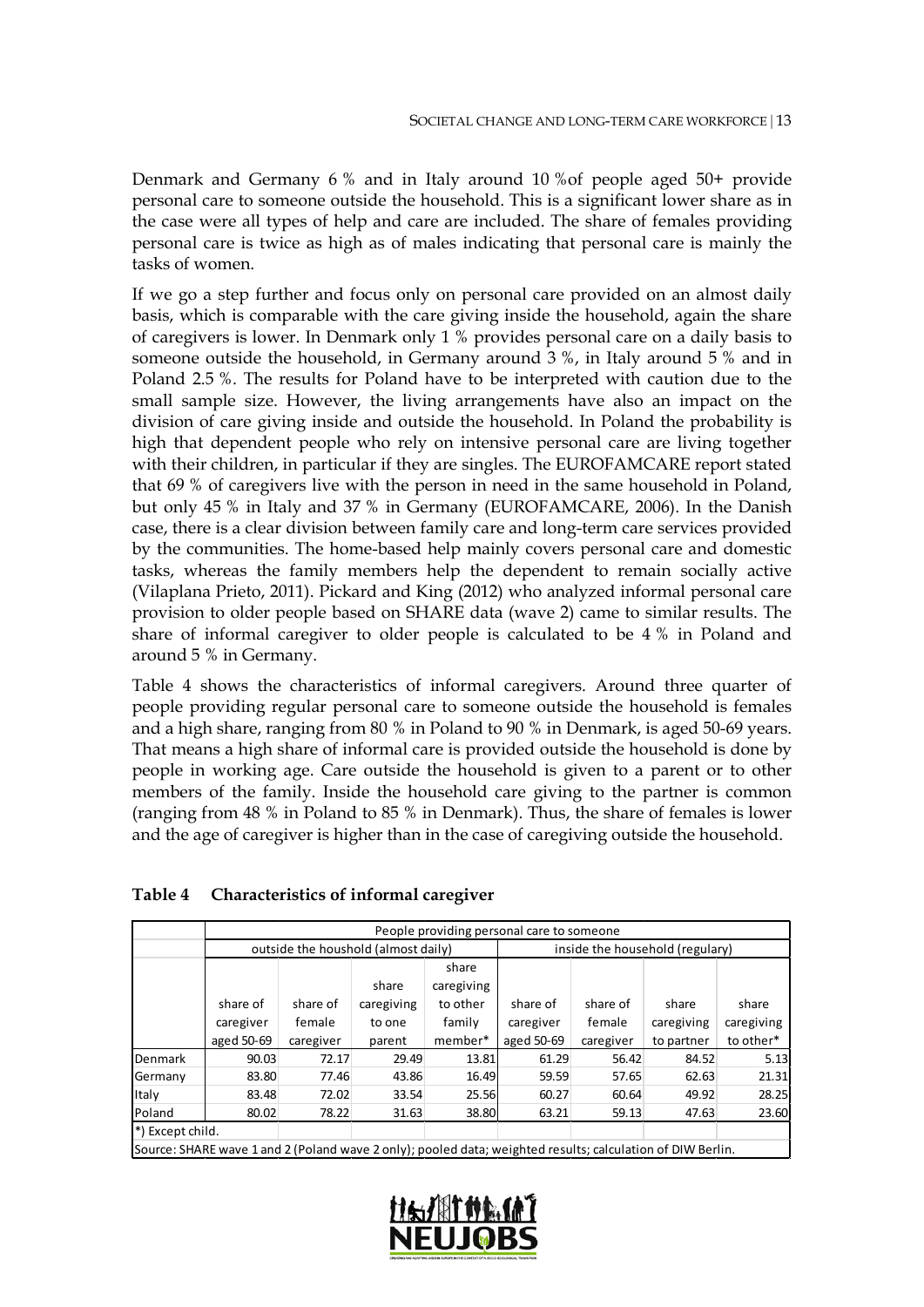Denmark and Germany 6 % and in Italy around 10 %of people aged 50+ provide personal care to someone outside the household. This is a significant lower share as in the case were all types of help and care are included. The share of females providing personal care is twice as high as of males indicating that personal care is mainly the tasks of women.

If we go a step further and focus only on personal care provided on an almost daily basis, which is comparable with the care giving inside the household, again the share of caregivers is lower. In Denmark only 1 % provides personal care on a daily basis to someone outside the household, in Germany around 3 %, in Italy around 5 % and in Poland 2.5 %. The results for Poland have to be interpreted with caution due to the small sample size. However, the living arrangements have also an impact on the division of care giving inside and outside the household. In Poland the probability is high that dependent people who rely on intensive personal care are living together with their children, in particular if they are singles. The EUROFAMCARE report stated that 69 % of caregivers live with the person in need in the same household in Poland, but only 45 % in Italy and 37 % in Germany (EUROFAMCARE, 2006). In the Danish case, there is a clear division between family care and long-term care services provided by the communities. The home-based help mainly covers personal care and domestic tasks, whereas the family members help the dependent to remain socially active (Vilaplana Prieto, 2011). Pickard and King (2012) who analyzed informal personal care provision to older people based on SHARE data (wave 2) came to similar results. The share of informal caregiver to older people is calculated to be 4 % in Poland and around 5 % in Germany.

Table 4 shows the characteristics of informal caregivers. Around three quarter of people providing regular personal care to someone outside the household is females and a high share, ranging from 80 % in Poland to 90 % in Denmark, is aged 50-69 years. That means a high share of informal care is provided outside the household is done by people in working age. Care outside the household is given to a parent or to other members of the family. Inside the household care giving to the partner is common (ranging from 48 % in Poland to 85 % in Denmark). Thus, the share of females is lower and the age of caregiver is higher than in the case of caregiving outside the household.

**Table 4 Characteristics of informal caregiver**

| | People providing personal care to someone | | | | | | | |
|---|---|---|---|---|---|---|---|---|
| | outside the houshold (almost daily) | | | | inside the household (regular) | | | |
| | share of caregiver aged 50-69 | share of female caregiver | share caregiving to one parent | share caregiving to other family member* | share of caregiver aged 50-69 | share of female caregiver | share caregiving to partner | share caregiving to other* |
| Denmark | 90.03 | 72.17 | 29.49 | 13.81 | 61.29 | 56.42 | 84.52 | 5.13 |
| Germany | 83.80 | 77.46 | 43.86 | 16.49 | 59.59 | 57.65 | 62.63 | 21.31 |
| Italy | 83.48 | 72.02 | 33.54 | 25.56 | 60.27 | 60.64 | 49.92 | 28.25 |
| Poland | 80.02 | 78.22 | 31.63 | 38.80 | 63.21 | 59.13 | 47.63 | 23.60 |

*) Except child.

Source: SHARE wave 1 and 2 (Poland wave 2 only); pooled data; weighted results; calculation of DIW Berlin.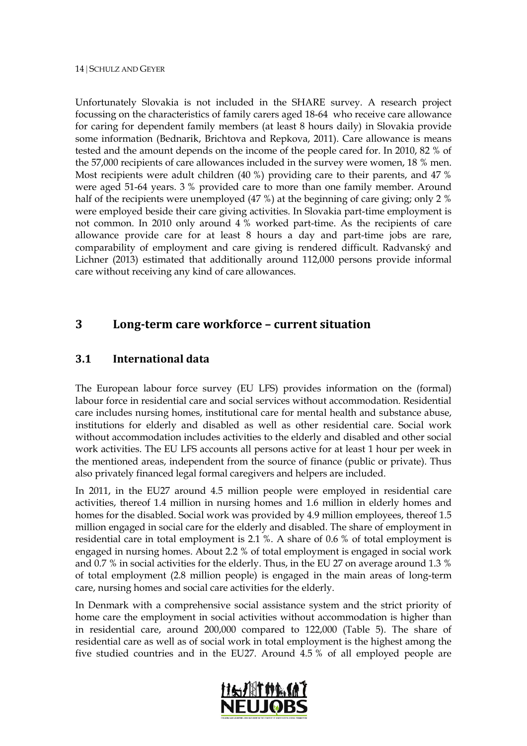Unfortunately Slovakia is not included in the SHARE survey. A research project focussing on the characteristics of family carers aged 18-64 who receive care allowance for caring for dependent family members (at least 8 hours daily) in Slovakia provide some information (Bednarik, Brichtova and Repkova, 2011). Care allowance is means tested and the amount depends on the income of the people cared for. In 2010, 82 % of the 57,000 recipients of care allowances included in the survey were women, 18 % men. Most recipients were adult children (40 %) providing care to their parents, and 47 % were aged 51-64 years. 3 % provided care to more than one family member. Around half of the recipients were unemployed (47 %) at the beginning of care giving; only 2 % were employed beside their care giving activities. In Slovakia part-time employment is not common. In 2010 only around 4 % worked part-time. As the recipients of care allowance provide care for at least 8 hours a day and part-time jobs are rare, comparability of employment and care giving is rendered difficult. Radvanský and Lichner (2013) estimated that additionally around 112,000 persons provide informal care without receiving any kind of care allowances.

# 3 Long-term care workforce – current situation

## 3.1 International data

The European labour force survey (EU LFS) provides information on the (formal) labour force in residential care and social services without accommodation. Residential care includes nursing homes, institutional care for mental health and substance abuse, institutions for elderly and disabled as well as other residential care. Social work without accommodation includes activities to the elderly and disabled and other social work activities. The EU LFS accounts all persons active for at least 1 hour per week in the mentioned areas, independent from the source of finance (public or private). Thus also privately financed legal formal caregivers and helpers are included.

In 2011, in the EU27 around 4.5 million people were employed in residential care activities, thereof 1.4 million in nursing homes and 1.6 million in elderly homes and homes for the disabled. Social work was provided by 4.9 million employees, thereof 1.5 million engaged in social care for the elderly and disabled. The share of employment in residential care in total employment is 2.1 %. A share of 0.6 % of total employment is engaged in nursing homes. About 2.2 % of total employment is engaged in social work and 0.7 % in social activities for the elderly. Thus, in the EU 27 on average around 1.3 % of total employment (2.8 million people) is engaged in the main areas of long-term care, nursing homes and social care activities for the elderly.

In Denmark with a comprehensive social assistance system and the strict priority of home care the employment in social activities without accommodation is higher than in residential care, around 200,000 compared to 122,000 (Table 5). The share of residential care as well as of social work in total employment is the highest among the five studied countries and in the EU27. Around 4.5 % of all employed people are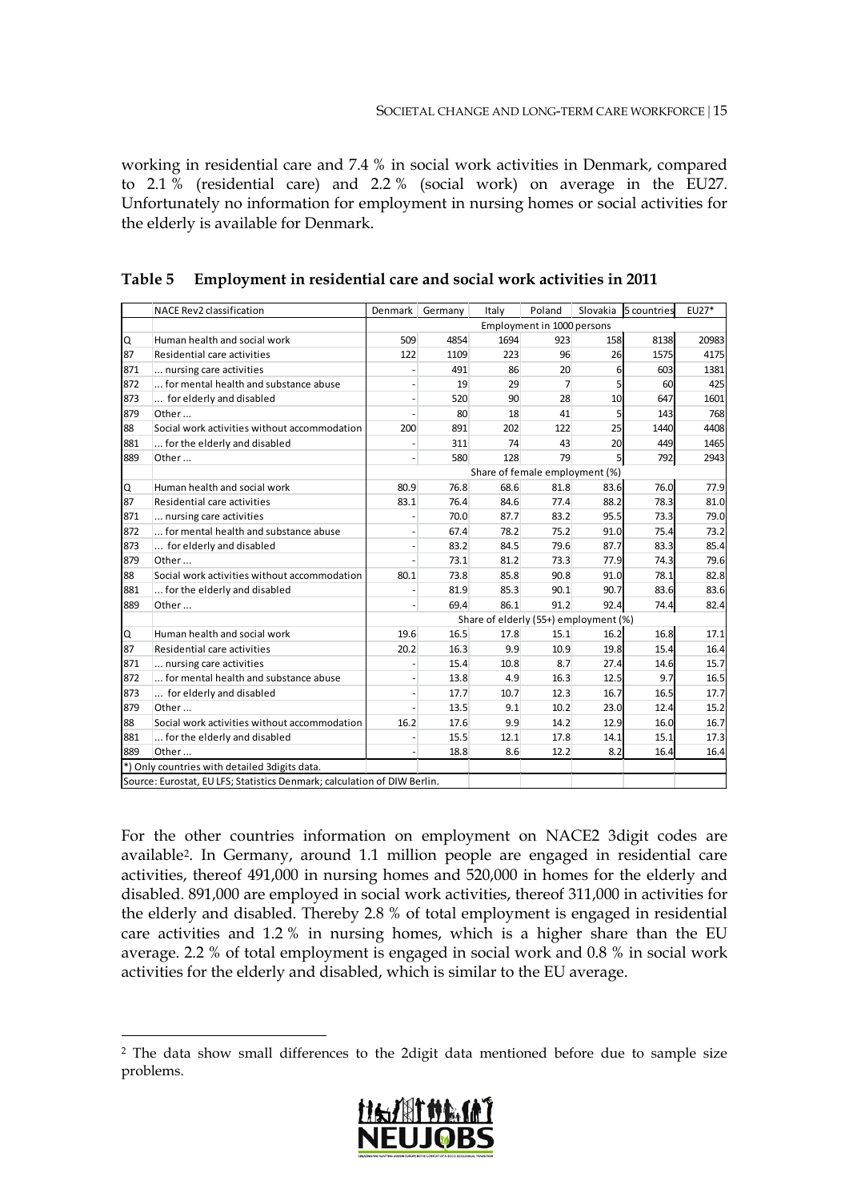working in residential care and 7.4 % in social work activities in Denmark, compared to 2.1 % (residential care) and 2.2 % (social work) on average in the EU27. Unfortunately no information for employment in nursing homes or social activities for the elderly is available for Denmark.

**Table 5 Employment in residential care and social work activities in 2011**

| | NACE Rev2 classification | Denmark | Germany | Italy | Poland | Slovakia | 5 countries | EU27* |
|---|---|---|---|---|---|---|---|---|
| | | Employment in 1000 persons | | | | | | |
| Q | Human health and social work | 509 | 4854 | 1694 | 923 | 158 | 8138 | 20983 |
| 87 | Residential care activities | 122 | 1109 | 223 | 96 | 26 | 1575 | 4175 |
| 871 | ... nursing care activities | - | 491 | 86 | 20 | 6 | 603 | 1381 |
| 872 | ... for mental health and substance abuse | - | 19 | 29 | 7 | 5 | 60 | 425 |
| 873 | ... for elderly and disabled | - | 520 | 90 | 28 | 10 | 647 | 1601 |
| 879 | Other ... | - | 80 | 18 | 41 | 5 | 143 | 768 |
| 88 | Social work activities without accommodation | 200 | 891 | 202 | 122 | 25 | 1440 | 4408 |
| 881 | ... for the elderly and disabled | - | 311 | 74 | 43 | 20 | 449 | 1465 |
| 889 | Other ... | - | 580 | 128 | 79 | 5 | 792 | 2943 |
| | | Share of female employment (%) | | | | | | |
| Q | Human health and social work | 80.9 | 76.8 | 68.6 | 81.8 | 83.6 | 76.0 | 77.9 |
| 87 | Residential care activities | 83.1 | 76.4 | 84.6 | 77.4 | 88.2 | 78.3 | 81.0 |
| 871 | ... nursing care activities | - | 70.0 | 87.7 | 83.2 | 95.5 | 73.3 | 79.0 |
| 872 | ... for mental health and substance abuse | - | 67.4 | 78.2 | 75.2 | 91.0 | 75.4 | 73.2 |
| 873 | ... for elderly and disabled | - | 83.2 | 84.5 | 79.6 | 87.7 | 83.3 | 85.4 |
| 879 | Other ... | - | 73.1 | 81.2 | 73.3 | 77.9 | 74.3 | 79.6 |
| 88 | Social work activities without accommodation | 80.1 | 73.8 | 85.8 | 90.8 | 91.0 | 78.1 | 82.8 |
| 881 | ... for the elderly and disabled | - | 81.9 | 85.3 | 90.1 | 90.7 | 83.6 | 83.6 |
| 889 | Other ... | - | 69.4 | 86.1 | 91.2 | 92.4 | 74.4 | 82.4 |
| | | Share of elderly (55+) employment (%) | | | | | | |
| Q | Human health and social work | 19.6 | 16.5 | 17.8 | 15.1 | 16.2 | 16.8 | 17.1 |
| 87 | Residential care activities | 20.2 | 16.3 | 9.9 | 10.9 | 19.8 | 15.4 | 16.4 |
| 871 | ... nursing care activities | - | 15.4 | 10.8 | 8.7 | 27.4 | 14.6 | 15.7 |
| 872 | ... for mental health and substance abuse | - | 13.8 | 4.9 | 16.3 | 12.5 | 9.7 | 16.5 |
| 873 | ... for elderly and disabled | - | 17.7 | 10.7 | 12.3 | 16.7 | 16.5 | 17.7 |
| 879 | Other ... | - | 13.5 | 9.1 | 10.2 | 23.0 | 12.4 | 15.2 |
| 88 | Social work activities without accommodation | 16.2 | 17.6 | 9.9 | 14.2 | 12.9 | 16.0 | 16.7 |
| 881 | ... for the elderly and disabled | - | 15.5 | 12.1 | 17.8 | 14.1 | 15.1 | 17.3 |
| 889 | Other ... | - | 18.8 | 8.6 | 12.2 | 8.2 | 16.4 | 16.4 |

*) Only countries with detailed 3digits data.

Source: Eurostat, EU LFS; Statistics Denmark; calculation of DIW Berlin.

For the other countries information on employment on NACE2 3digit codes are available[2]. In Germany, around 1.1 million people are engaged in residential care activities, thereof 491,000 in nursing homes and 520,000 in homes for the elderly and disabled. 891,000 are employed in social work activities, thereof 311,000 in activities for the elderly and disabled. Thereby 2.8 % of total employment is engaged in residential care activities and 1.2 % in nursing homes, which is a higher share than the EU average. 2.2 % of total employment is engaged in social work and 0.8 % in social work activities for the elderly and disabled, which is similar to the EU average.

[2] The data show small differences to the 2digit data mentioned before due to sample size problems.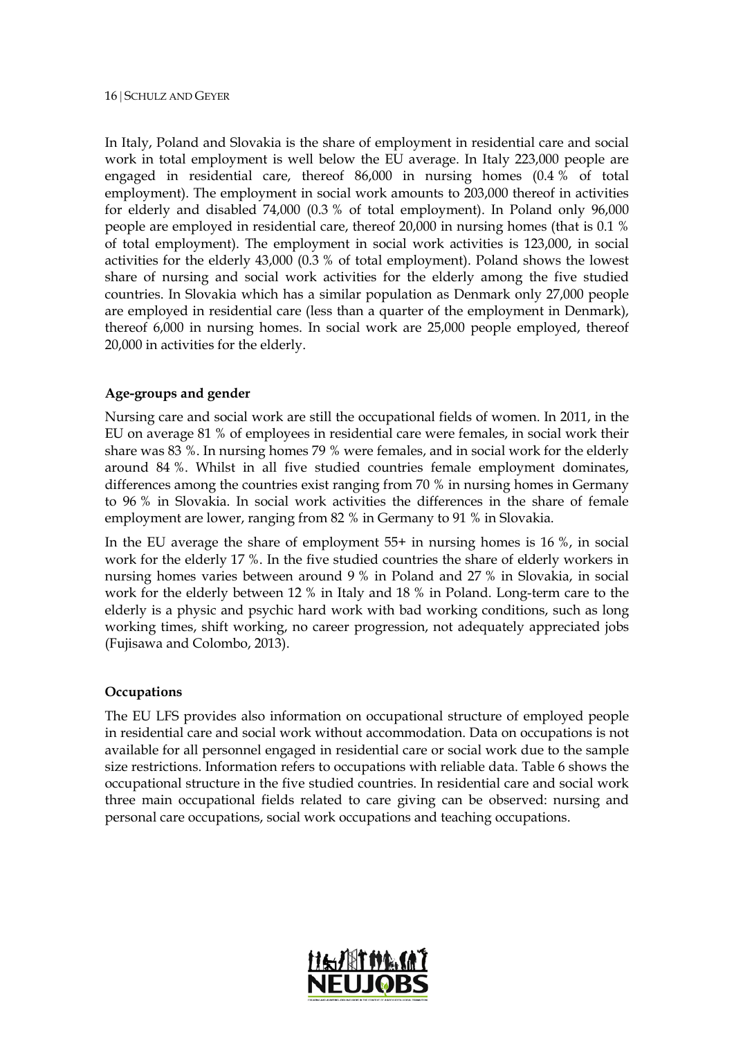In Italy, Poland and Slovakia is the share of employment in residential care and social work in total employment is well below the EU average. In Italy 223,000 people are engaged in residential care, thereof 86,000 in nursing homes (0.4 % of total employment). The employment in social work amounts to 203,000 thereof in activities for elderly and disabled 74,000 (0.3 % of total employment). In Poland only 96,000 people are employed in residential care, thereof 20,000 in nursing homes (that is 0.1 % of total employment). The employment in social work activities is 123,000, in social activities for the elderly 43,000 (0.3 % of total employment). Poland shows the lowest share of nursing and social work activities for the elderly among the five studied countries. In Slovakia which has a similar population as Denmark only 27,000 people are employed in residential care (less than a quarter of the employment in Denmark), thereof 6,000 in nursing homes. In social work are 25,000 people employed, thereof 20,000 in activities for the elderly.

**Age-groups and gender**

Nursing care and social work are still the occupational fields of women. In 2011, in the EU on average 81 % of employees in residential care were females, in social work their share was 83 %. In nursing homes 79 % were females, and in social work for the elderly around 84 %. Whilst in all five studied countries female employment dominates, differences among the countries exist ranging from 70 % in nursing homes in Germany to 96 % in Slovakia. In social work activities the differences in the share of female employment are lower, ranging from 82 % in Germany to 91 % in Slovakia.

In the EU average the share of employment 55+ in nursing homes is 16 %, in social work for the elderly 17 %. In the five studied countries the share of elderly workers in nursing homes varies between around 9 % in Poland and 27 % in Slovakia, in social work for the elderly between 12 % in Italy and 18 % in Poland. Long-term care to the elderly is a physic and psychic hard work with bad working conditions, such as long working times, shift working, no career progression, not adequately appreciated jobs (Fujisawa and Colombo, 2013).

**Occupations**

The EU LFS provides also information on occupational structure of employed people in residential care and social work without accommodation. Data on occupations is not available for all personnel engaged in residential care or social work due to the sample size restrictions. Information refers to occupations with reliable data. Table 6 shows the occupational structure in the five studied countries. In residential care and social work three main occupational fields related to care giving can be observed: nursing and personal care occupations, social work occupations and teaching occupations.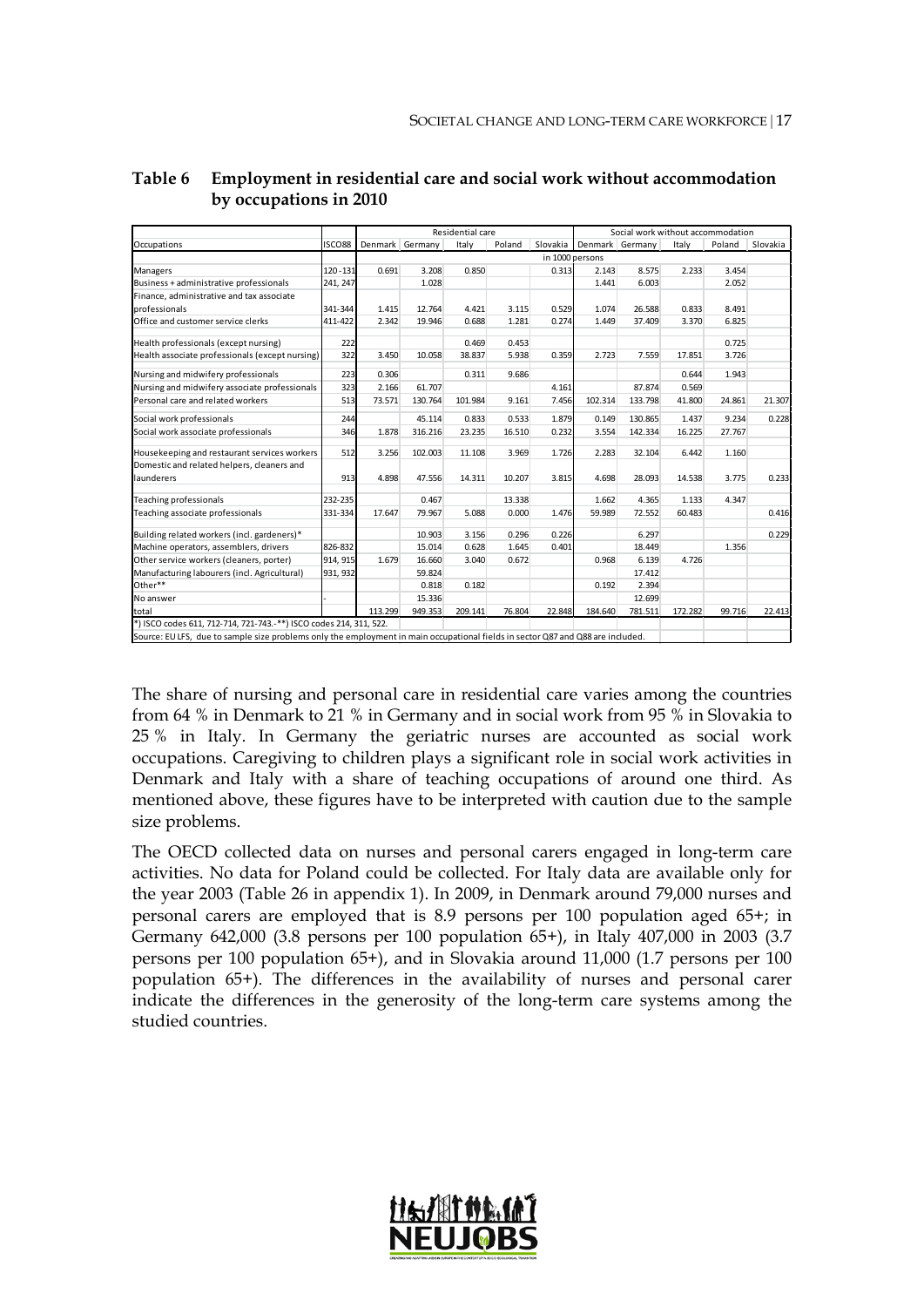**Table 6 Employment in residential care and social work without accommodation by occupations in 2010**

| Occupations | ISCO88 | Residential care | | | | | Social work without accommodation | | | | |
|---|---|---|---|---|---|---|---|---|---|---|---|
| | | Denmark | Germany | Italy | Poland | Slovakia | Denmark | Germany | Italy | Poland | Slovakia |
| | | in 1000 persons | | | | | | | | | |
| Managers | 120 - 131 | 0.691 | 3.208 | 0.850 | | 0.313 | 2.143 | 8.575 | 2.233 | 3.454 | |
| Business + administrative professionals | 241, 247 | | 1.028 | | | | 1.441 | 6.003 | | 2.052 | |
| Finance, administrative and tax associate professionals | 341-344 | 1.415 | 12.764 | 4.421 | 3.115 | 0.529 | 1.074 | 26.588 | 0.833 | 8.491 | |
| Office and customer service clerks | 411-422 | 2.342 | 19.946 | 0.688 | 1.281 | 0.274 | 1.449 | 37.409 | 3.370 | 6.825 | |
| Health professionals (except nursing) | 222 | | | 0.469 | 0.453 | | | | | 0.725 | |
| Health associate professionals (except nursing) | 322 | 3.450 | 10.058 | 38.837 | 5.938 | 0.359 | 2.723 | 7.559 | 17.851 | 3.726 | |
| Nursing and midwifery professionals | 223 | 0.306 | | 0.311 | 9.686 | | | | 0.644 | 1.943 | |
| Nursing and midwifery associate professionals | 323 | 2.166 | 61.707 | | | 4.161 | | 87.874 | 0.569 | | |
| Personal care and related workers | 513 | 73.571 | 130.764 | 101.984 | 9.161 | 7.456 | 102.314 | 133.798 | 41.800 | 24.861 | 21.307 |
| Social work professionals | 244 | | 45.114 | 0.833 | 0.533 | 1.879 | 0.149 | 130.865 | 1.437 | 9.234 | 0.228 |
| Social work associate professionals | 346 | 1.878 | 316.216 | 23.235 | 16.510 | 0.232 | 3.554 | 142.334 | 16.225 | 27.767 | |
| Housekeeping and restaurant services workers | 512 | 3.256 | 102.003 | 11.108 | 3.969 | 1.726 | 2.283 | 32.104 | 6.442 | 1.160 | |
| Domestic and related helpers, cleaners and launderers | 913 | 4.898 | 47.556 | 14.311 | 10.207 | 3.815 | 4.698 | 28.093 | 14.538 | 3.775 | 0.233 |
| Teaching professionals | 232-235 | | 0.467 | | 13.338 | | 1.662 | 4.365 | 1.133 | 4.347 | |
| Teaching associate professionals | 331-334 | 17.647 | 79.967 | 5.088 | 0.000 | 1.476 | 59.989 | 72.552 | 60.483 | | 0.416 |
| Building related workers (incl. gardeners)* | | | 10.903 | 3.156 | 0.296 | 0.226 | | 6.297 | | | 0.229 |
| Machine operators, assemblers, drivers | 826-832 | | 15.014 | 0.628 | 1.645 | 0.401 | | 18.449 | | 1.356 | |
| Other service workers (cleaners, porter) | 914, 915 | 1.679 | 16.660 | 3.040 | 0.672 | | 0.968 | 6.139 | 4.726 | | |
| Manufacturing labourers (incl. Agricultural) | 931, 932 | | 59.824 | | | | | 17.412 | | | |
| Other** | | | 0.818 | 0.182 | | | 0.192 | 2.394 | | | |
| No answer | - | | 15.336 | | | | | 12.699 | | | |
| total | | 113.299 | 949.353 | 209.141 | 76.804 | 22.848 | 184.640 | 781.511 | 172.282 | 99.716 | 22.413 |

*) ISCO codes 611, 712-714, 721-743.-**) ISCO codes 214, 311, 522.

Source: EU LFS, due to sample size problems only the employment in main occupational fields in sector Q87 and Q88 are included.

The share of nursing and personal care in residential care varies among the countries from 64 % in Denmark to 21 % in Germany and in social work from 95 % in Slovakia to 25 % in Italy. In Germany the geriatric nurses are accounted as social work occupations. Caregiving to children plays a significant role in social work activities in Denmark and Italy with a share of teaching occupations of around one third. As mentioned above, these figures have to be interpreted with caution due to the sample size problems.

The OECD collected data on nurses and personal carers engaged in long-term care activities. No data for Poland could be collected. For Italy data are available only for the year 2003 (Table 26 in appendix 1). In 2009, in Denmark around 79,000 nurses and personal carers are employed that is 8.9 persons per 100 population aged 65+; in Germany 642,000 (3.8 persons per 100 population 65+), in Italy 407,000 in 2003 (3.7 persons per 100 population 65+), and in Slovakia around 11,000 (1.7 persons per 100 population 65+). The differences in the availability of nurses and personal carer indicate the differences in the generosity of the long-term care systems among the studied countries.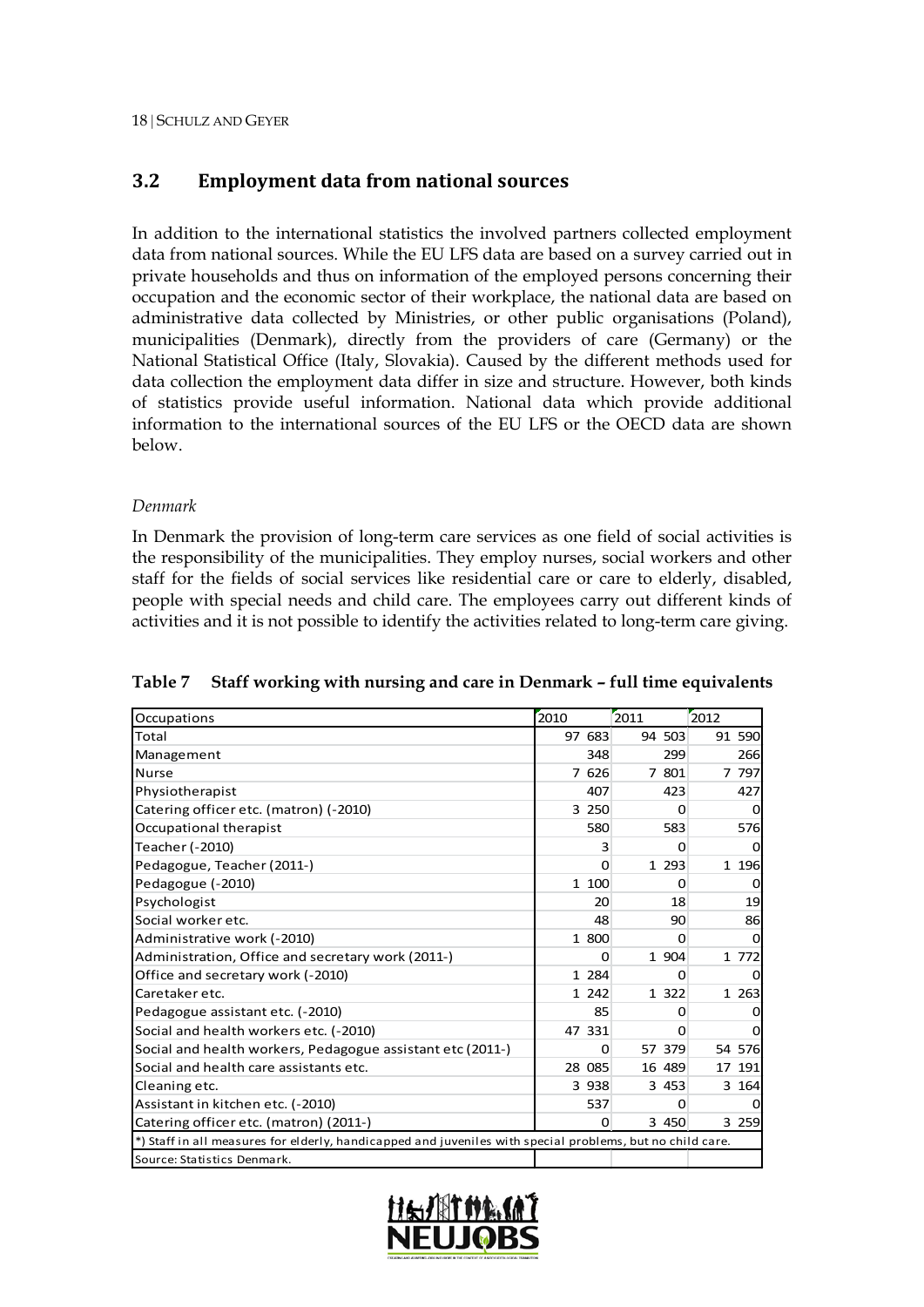## 3.2 Employment data from national sources

In addition to the international statistics the involved partners collected employment data from national sources. While the EU LFS data are based on a survey carried out in private households and thus on information of the employed persons concerning their occupation and the economic sector of their workplace, the national data are based on administrative data collected by Ministries, or other public organisations (Poland), municipalities (Denmark), directly from the providers of care (Germany) or the National Statistical Office (Italy, Slovakia). Caused by the different methods used for data collection the employment data differ in size and structure. However, both kinds of statistics provide useful information. National data which provide additional information to the international sources of the EU LFS or the OECD data are shown below.

*Denmark*

In Denmark the provision of long-term care services as one field of social activities is the responsibility of the municipalities. They employ nurses, social workers and other staff for the fields of social services like residential care or care to elderly, disabled, people with special needs and child care. The employees carry out different kinds of activities and it is not possible to identify the activities related to long-term care giving.

**Table 7 Staff working with nursing and care in Denmark – full time equivalents**

| Occupations | 2010 | 2011 | 2012 |
|---|---|---|---|
| Total | 97 683 | 94 503 | 91 590 |
| Management | 348 | 299 | 266 |
| Nurse | 7 626 | 7 801 | 7 797 |
| Physiotherapist | 407 | 423 | 427 |
| Catering officer etc. (matron) (-2010) | 3 250 | 0 | 0 |
| Occupational therapist | 580 | 583 | 576 |
| Teacher (-2010) | 3 | 0 | 0 |
| Pedagogue, Teacher (2011-) | 0 | 1 293 | 1 196 |
| Pedagogue (-2010) | 1 100 | 0 | 0 |
| Psychologist | 20 | 18 | 19 |
| Social worker etc. | 48 | 90 | 86 |
| Administrative work (-2010) | 1 800 | 0 | 0 |
| Administration, Office and secretary work (2011-) | 0 | 1 904 | 1 772 |
| Office and secretary work (-2010) | 1 284 | 0 | 0 |
| Caretaker etc. | 1 242 | 1 322 | 1 263 |
| Pedagogue assistant etc. (-2010) | 85 | 0 | 0 |
| Social and health workers etc. (-2010) | 47 331 | 0 | 0 |
| Social and health workers, Pedagogue assistant etc (2011-) | 0 | 57 379 | 54 576 |
| Social and health care assistants etc. | 28 085 | 16 489 | 17 191 |
| Cleaning etc. | 3 938 | 3 453 | 3 164 |
| Assistant in kitchen etc. (-2010) | 537 | 0 | 0 |
| Catering officer etc. (matron) (2011-) | 0 | 3 450 | 3 259 |
| *) Staff in all measures for elderly, handicapped and juveniles with special problems, but no child care. | | | |
| Source: Statistics Denmark. | | | |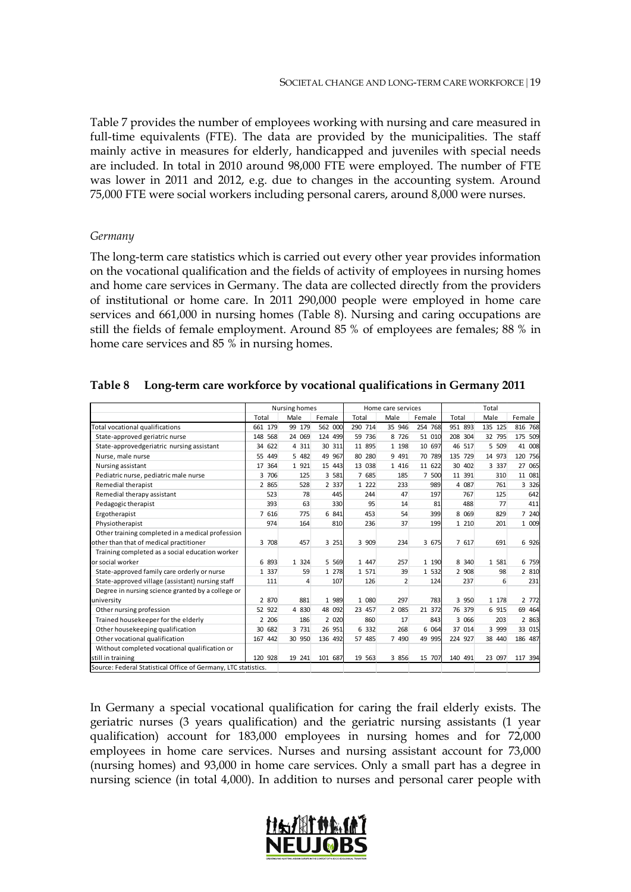Table 7 provides the number of employees working with nursing and care measured in full-time equivalents (FTE). The data are provided by the municipalities. The staff mainly active in measures for elderly, handicapped and juveniles with special needs are included. In total in 2010 around 98,000 FTE were employed. The number of FTE was lower in 2011 and 2012, e.g. due to changes in the accounting system. Around 75,000 FTE were social workers including personal carers, around 8,000 were nurses.

*Germany*

The long-term care statistics which is carried out every other year provides information on the vocational qualification and the fields of activity of employees in nursing homes and home care services in Germany. The data are collected directly from the providers of institutional or home care. In 2011 290,000 people were employed in home care services and 661,000 in nursing homes (Table 8). Nursing and caring occupations are still the fields of female employment. Around 85 % of employees are females; 88 % in home care services and 85 % in nursing homes.

**Table 8 Long-term care workforce by vocational qualifications in Germany 2011**

| | Nursing homes | | | Home care services | | | Total | | |
|---|---|---|---|---|---|---|---|---|---|
| | Total | Male | Female | Total | Male | Female | Total | Male | Female |
| Total vocational qualifications | 661 179 | 99 179 | 562 000 | 290 714 | 35 946 | 254 768 | 951 893 | 135 125 | 816 768 |
| State-approved geriatric nurse | 148 568 | 24 069 | 124 499 | 59 736 | 8 726 | 51 010 | 208 304 | 32 795 | 175 509 |
| State-approvedgeriatric nursing assistant | 34 622 | 4 311 | 30 311 | 11 895 | 1 198 | 10 697 | 46 517 | 5 509 | 41 008 |
| Nurse, male nurse | 55 449 | 5 482 | 49 967 | 80 280 | 9 491 | 70 789 | 135 729 | 14 973 | 120 756 |
| Nursing assistant | 17 364 | 1 921 | 15 443 | 13 038 | 1 416 | 11 622 | 30 402 | 3 337 | 27 065 |
| Pediatric nurse, pediatric male nurse | 3 706 | 125 | 3 581 | 7 685 | 185 | 7 500 | 11 391 | 310 | 11 081 |
| Remedial therapist | 2 865 | 528 | 2 337 | 1 222 | 233 | 989 | 4 087 | 761 | 3 326 |
| Remedial therapy assistant | 523 | 78 | 445 | 244 | 47 | 197 | 767 | 125 | 642 |
| Pedagogic therapist | 393 | 63 | 330 | 95 | 14 | 81 | 488 | 77 | 411 |
| Ergotherapist | 7 616 | 775 | 6 841 | 453 | 54 | 399 | 8 069 | 829 | 7 240 |
| Physiotherapist | 974 | 164 | 810 | 236 | 37 | 199 | 1 210 | 201 | 1 009 |
| Other training completed in a medical profession other than that of medical practitioner | 3 708 | 457 | 3 251 | 3 909 | 234 | 3 675 | 7 617 | 691 | 6 926 |
| Training completed as a social education worker or social worker | 6 893 | 1 324 | 5 569 | 1 447 | 257 | 1 190 | 8 340 | 1 581 | 6 759 |
| State-approved family care orderly or nurse | 1 337 | 59 | 1 278 | 1 571 | 39 | 1 532 | 2 908 | 98 | 2 810 |
| State-approved village (assistant) nursing staff | 111 | 4 | 107 | 126 | 2 | 124 | 237 | 6 | 231 |
| Degree in nursing science granted by a college or university | 2 870 | 881 | 1 989 | 1 080 | 297 | 783 | 3 950 | 1 178 | 2 772 |
| Other nursing profession | 52 922 | 4 830 | 48 092 | 23 457 | 2 085 | 21 372 | 76 379 | 6 915 | 69 464 |
| Trained housekeeper for the elderly | 2 206 | 186 | 2 020 | 860 | 17 | 843 | 3 066 | 203 | 2 863 |
| Other housekeeping qualification | 30 682 | 3 731 | 26 951 | 6 332 | 268 | 6 064 | 37 014 | 3 999 | 33 015 |
| Other vocational qualification | 167 442 | 30 950 | 136 492 | 57 485 | 7 490 | 49 995 | 224 927 | 38 440 | 186 487 |
| Without completed vocational qualification or still in training | 120 928 | 19 241 | 101 687 | 19 563 | 3 856 | 15 707 | 140 491 | 23 097 | 117 394 |

Source: Federal Statistical Office of Germany, LTC statistics.

In Germany a special vocational qualification for caring the frail elderly exists. The geriatric nurses (3 years qualification) and the geriatric nursing assistants (1 year qualification) account for 183,000 employees in nursing homes and for 72,000 employees in home care services. Nurses and nursing assistant account for 73,000 (nursing homes) and 93,000 in home care services. Only a small part has a degree in nursing science (in total 4,000). In addition to nurses and personal carer people with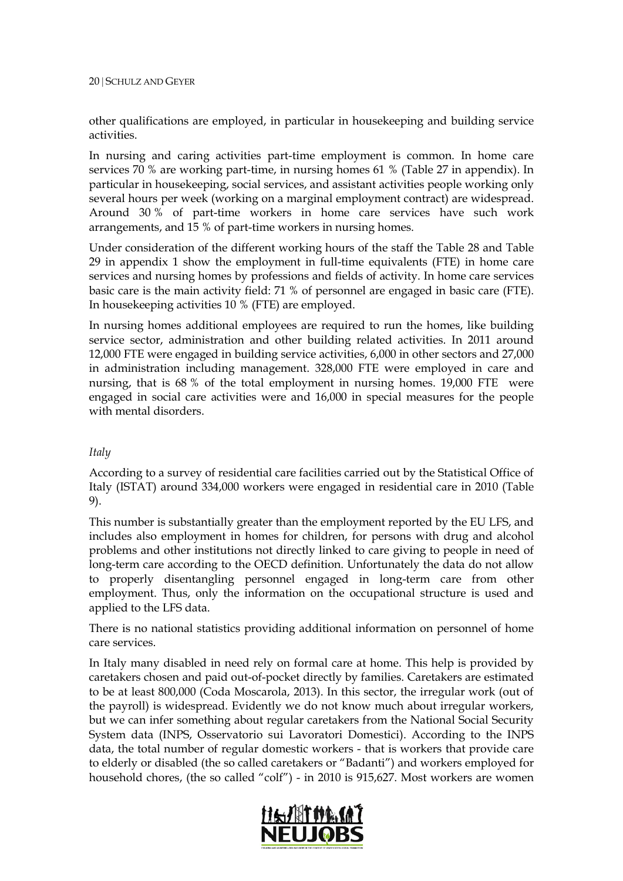other qualifications are employed, in particular in housekeeping and building service activities.

In nursing and caring activities part-time employment is common. In home care services 70 % are working part-time, in nursing homes 61 % (Table 27 in appendix). In particular in housekeeping, social services, and assistant activities people working only several hours per week (working on a marginal employment contract) are widespread. Around 30 % of part-time workers in home care services have such work arrangements, and 15 % of part-time workers in nursing homes.

Under consideration of the different working hours of the staff the Table 28 and Table 29 in appendix 1 show the employment in full-time equivalents (FTE) in home care services and nursing homes by professions and fields of activity. In home care services basic care is the main activity field: 71 % of personnel are engaged in basic care (FTE). In housekeeping activities 10 % (FTE) are employed.

In nursing homes additional employees are required to run the homes, like building service sector, administration and other building related activities. In 2011 around 12,000 FTE were engaged in building service activities, 6,000 in other sectors and 27,000 in administration including management. 328,000 FTE were employed in care and nursing, that is 68 % of the total employment in nursing homes. 19,000 FTE were engaged in social care activities were and 16,000 in special measures for the people with mental disorders.

*Italy*

According to a survey of residential care facilities carried out by the Statistical Office of Italy (ISTAT) around 334,000 workers were engaged in residential care in 2010 (Table 9).

This number is substantially greater than the employment reported by the EU LFS, and includes also employment in homes for children, for persons with drug and alcohol problems and other institutions not directly linked to care giving to people in need of long-term care according to the OECD definition. Unfortunately the data do not allow to properly disentangling personnel engaged in long-term care from other employment. Thus, only the information on the occupational structure is used and applied to the LFS data.

There is no national statistics providing additional information on personnel of home care services.

In Italy many disabled in need rely on formal care at home. This help is provided by caretakers chosen and paid out-of-pocket directly by families. Caretakers are estimated to be at least 800,000 (Coda Moscarola, 2013). In this sector, the irregular work (out of the payroll) is widespread. Evidently we do not know much about irregular workers, but we can infer something about regular caretakers from the National Social Security System data (INPS, Osservatorio sui Lavoratori Domestici). According to the INPS data, the total number of regular domestic workers - that is workers that provide care to elderly or disabled (the so called caretakers or "Badanti") and workers employed for household chores, (the so called "colf") - in 2010 is 915,627. Most workers are women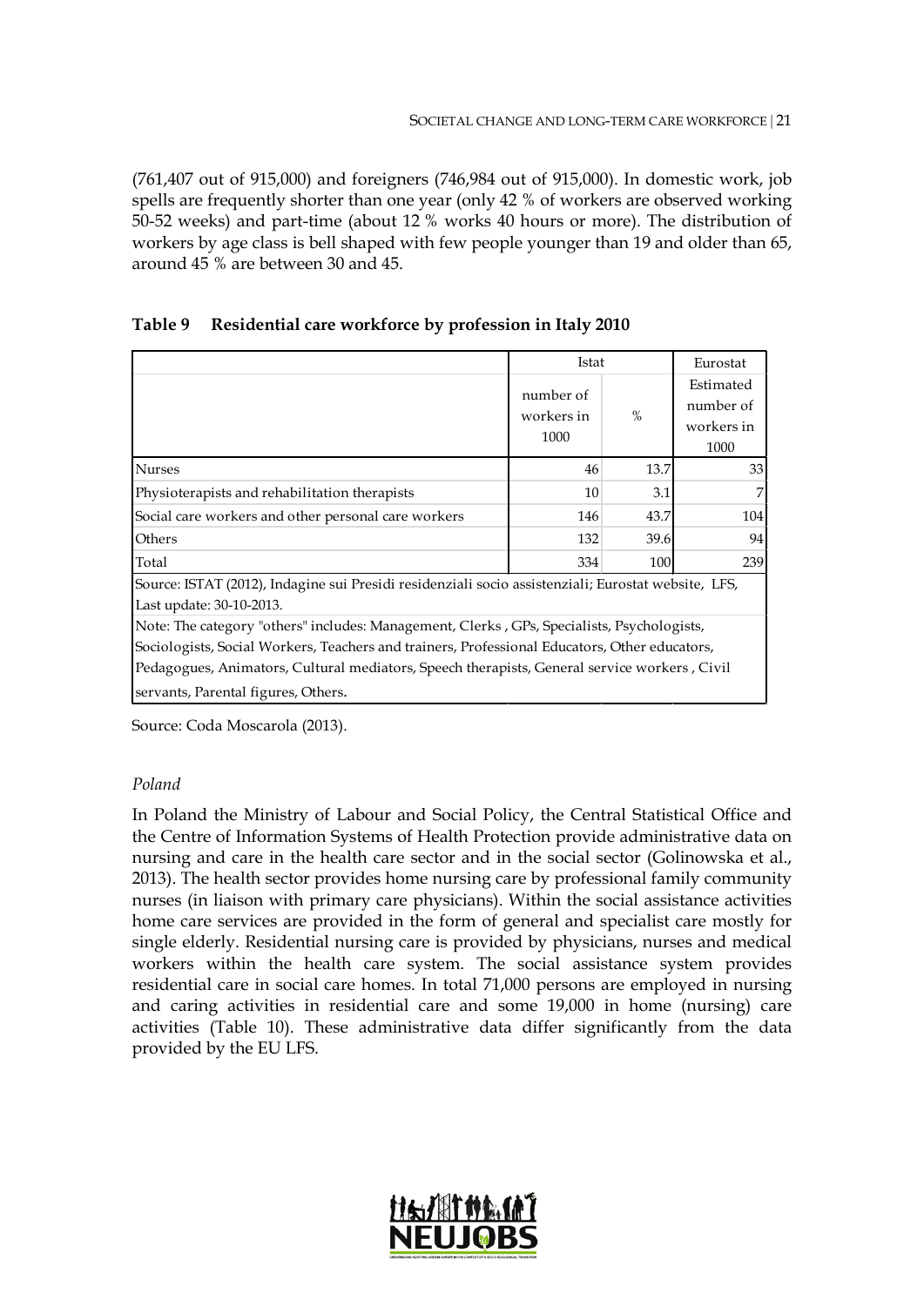(761,407 out of 915,000) and foreigners (746,984 out of 915,000). In domestic work, job spells are frequently shorter than one year (only 42 % of workers are observed working 50-52 weeks) and part-time (about 12 % works 40 hours or more). The distribution of workers by age class is bell shaped with few people younger than 19 and older than 65, around 45 % are between 30 and 45.

**Table 9 Residential care workforce by profession in Italy 2010**

| | Istat | | Eurostat |
|---|---|---|---|
| | number of workers in 1000 | % | Estimated number of workers in 1000 |
| Nurses | 46 | 13.7 | 33 |
| Physioterapists and rehabilitation therapists | 10 | 3.1 | 7 |
| Social care workers and other personal care workers | 146 | 43.7 | 104 |
| Others | 132 | 39.6 | 94 |
| Total | 334 | 100 | 239 |

Source: ISTAT (2012), Indagine sui Presidi residenziali socio assistenziali; Eurostat website, LFS, Last update: 30-10-2013.

Note: The category "others" includes: Management, Clerks , GPs, Specialists, Psychologists, Sociologists, Social Workers, Teachers and trainers, Professional Educators, Other educators, Pedagogues, Animators, Cultural mediators, Speech therapists, General service workers , Civil servants, Parental figures, Others.

Source: Coda Moscarola (2013).

*Poland*

In Poland the Ministry of Labour and Social Policy, the Central Statistical Office and the Centre of Information Systems of Health Protection provide administrative data on nursing and care in the health care sector and in the social sector (Golinowska et al., 2013). The health sector provides home nursing care by professional family community nurses (in liaison with primary care physicians). Within the social assistance activities home care services are provided in the form of general and specialist care mostly for single elderly. Residential nursing care is provided by physicians, nurses and medical workers within the health care system. The social assistance system provides residential care in social care homes. In total 71,000 persons are employed in nursing and caring activities in residential care and some 19,000 in home (nursing) care activities (Table 10). These administrative data differ significantly from the data provided by the EU LFS.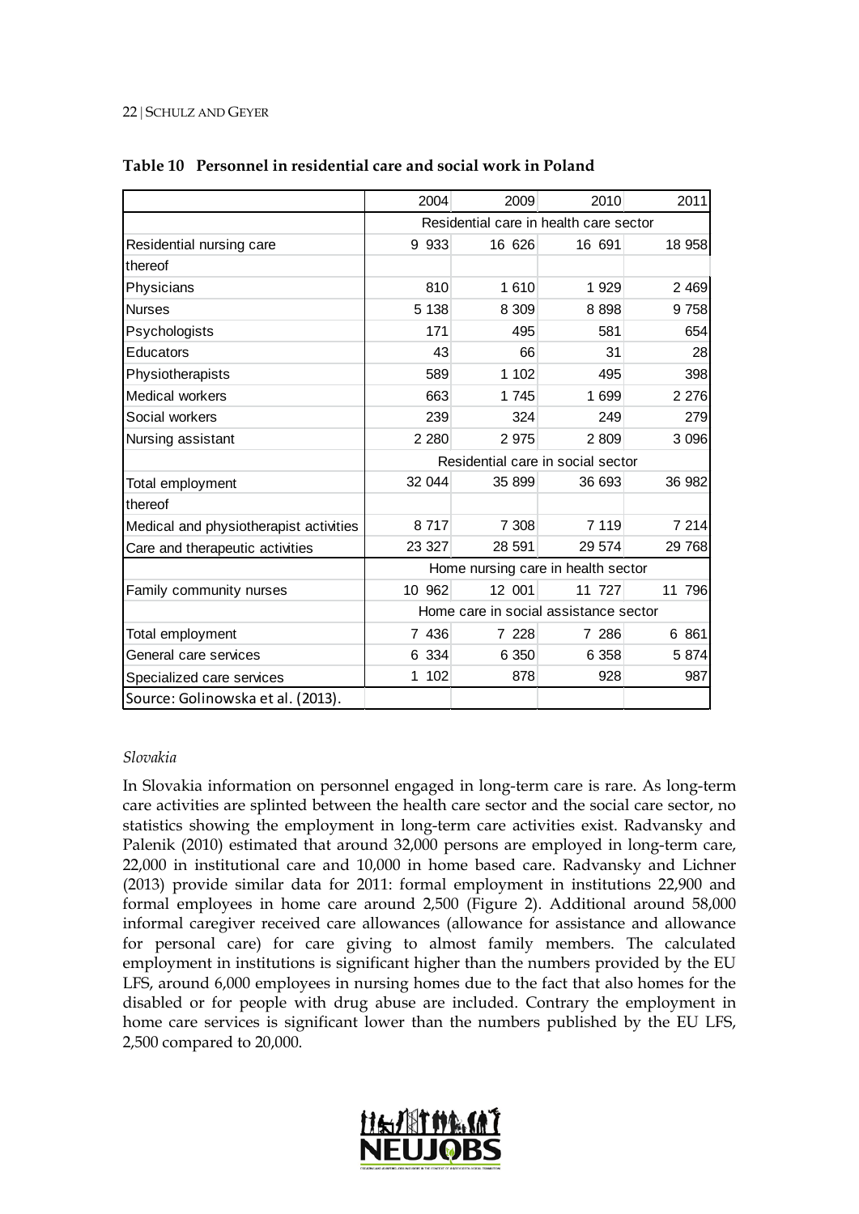**Table 10 Personnel in residential care and social work in Poland**

| | 2004 | 2009 | 2010 | 2011 |
|---|---|---|---|---|
| | Residential care in health care sector | | | |
| Residential nursing care | 9 933 | 16 626 | 16 691 | 18 958 |
| thereof | | | | |
| Physicians | 810 | 1 610 | 1 929 | 2 469 |
| Nurses | 5 138 | 8 309 | 8 898 | 9 758 |
| Psychologists | 171 | 495 | 581 | 654 |
| Educators | 43 | 66 | 31 | 28 |
| Physiotherapists | 589 | 1 102 | 495 | 398 |
| Medical workers | 663 | 1 745 | 1 699 | 2 276 |
| Social workers | 239 | 324 | 249 | 279 |
| Nursing assistant | 2 280 | 2 975 | 2 809 | 3 096 |
| | Residential care in social sector | | | |
| Total employment | 32 044 | 35 899 | 36 693 | 36 982 |
| thereof | | | | |
| Medical and physiotherapist activities | 8 717 | 7 308 | 7 119 | 7 214 |
| Care and therapeutic activities | 23 327 | 28 591 | 29 574 | 29 768 |
| | Home nursing care in health sector | | | |
| Family community nurses | 10 962 | 12 001 | 11 727 | 11 796 |
| | Home care in social assistance sector | | | |
| Total employment | 7 436 | 7 228 | 7 286 | 6 861 |
| General care services | 6 334 | 6 350 | 6 358 | 5 874 |
| Specialized care services | 1 102 | 878 | 928 | 987 |
| Source: Golinowska et al. (2013). | | | | |

*Slovakia*

In Slovakia information on personnel engaged in long-term care is rare. As long-term care activities are splinted between the health care sector and the social care sector, no statistics showing the employment in long-term care activities exist. Radvansky and Palenik (2010) estimated that around 32,000 persons are employed in long-term care, 22,000 in institutional care and 10,000 in home based care. Radvansky and Lichner (2013) provide similar data for 2011: formal employment in institutions 22,900 and formal employees in home care around 2,500 (Figure 2). Additional around 58,000 informal caregiver received care allowances (allowance for assistance and allowance for personal care) for care giving to almost family members. The calculated employment in institutions is significant higher than the numbers provided by the EU LFS, around 6,000 employees in nursing homes due to the fact that also homes for the disabled or for people with drug abuse are included. Contrary the employment in home care services is significant lower than the numbers published by the EU LFS, 2,500 compared to 20,000.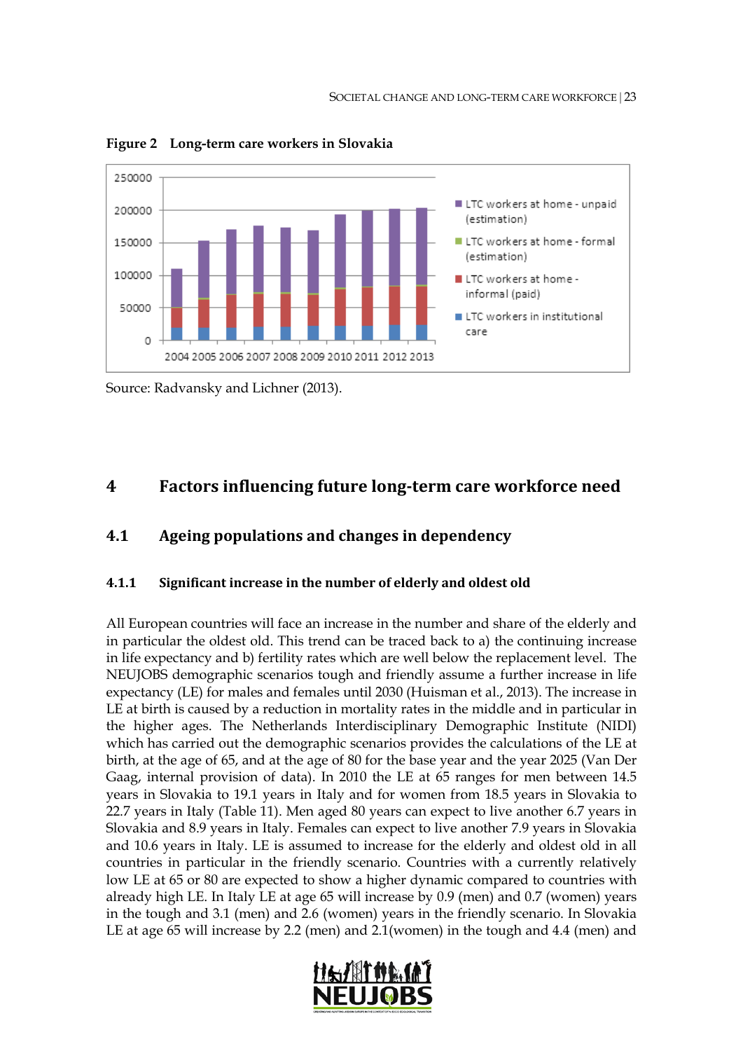**Figure 2 Long-term care workers in Slovakia**

Source: Radvansky and Lichner (2013).

# 4 Factors influencing future long-term care workforce need

## 4.1 Ageing populations and changes in dependency

### 4.1.1 Significant increase in the number of elderly and oldest old

All European countries will face an increase in the number and share of the elderly and in particular the oldest old. This trend can be traced back to a) the continuing increase in life expectancy and b) fertility rates which are well below the replacement level. The NEUJOBS demographic scenarios tough and friendly assume a further increase in life expectancy (LE) for males and females until 2030 (Huisman et al., 2013). The increase in LE at birth is caused by a reduction in mortality rates in the middle and in particular in the higher ages. The Netherlands Interdisciplinary Demographic Institute (NIDI) which has carried out the demographic scenarios provides the calculations of the LE at birth, at the age of 65, and at the age of 80 for the base year and the year 2025 (Van Der Gaag, internal provision of data). In 2010 the LE at 65 ranges for men between 14.5 years in Slovakia to 19.1 years in Italy and for women from 18.5 years in Slovakia to 22.7 years in Italy (Table 11). Men aged 80 years can expect to live another 6.7 years in Slovakia and 8.9 years in Italy. Females can expect to live another 7.9 years in Slovakia and 10.6 years in Italy. LE is assumed to increase for the elderly and oldest old in all countries in particular in the friendly scenario. Countries with a currently relatively low LE at 65 or 80 are expected to show a higher dynamic compared to countries with already high LE. In Italy LE at age 65 will increase by 0.9 (men) and 0.7 (women) years in the tough and 3.1 (men) and 2.6 (women) years in the friendly scenario. In Slovakia LE at age 65 will increase by 2.2 (men) and 2.1(women) in the tough and 4.4 (men) and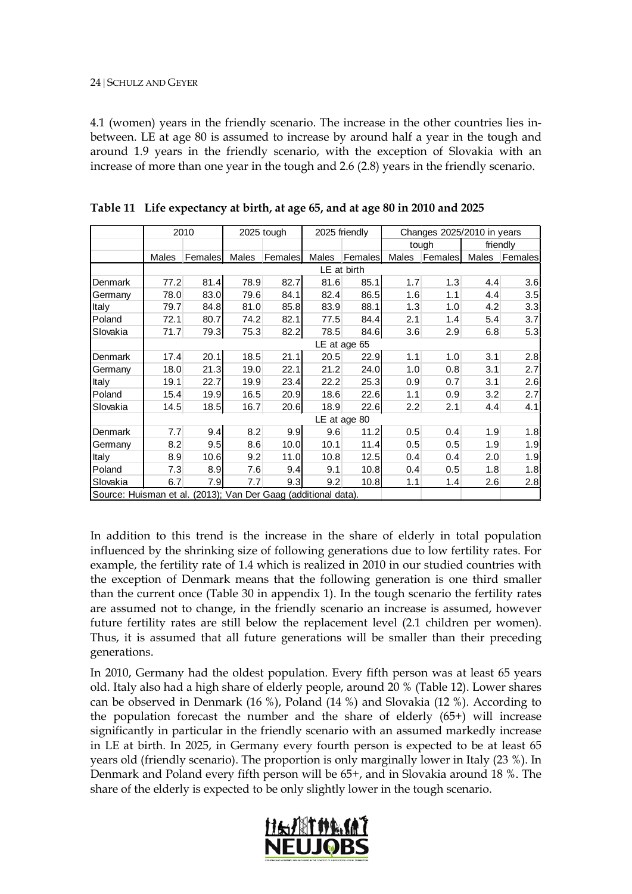4.1 (women) years in the friendly scenario. The increase in the other countries lies in-between. LE at age 80 is assumed to increase by around half a year in the tough and around 1.9 years in the friendly scenario, with the exception of Slovakia with an increase of more than one year in the tough and 2.6 (2.8) years in the friendly scenario.

**Table 11 Life expectancy at birth, at age 65, and at age 80 in 2010 and 2025**

| | 2010 | | 2025 tough | | 2025 friendly | | Changes 2025/2010 in years | | | |
|---|---|---|---|---|---|---|---|---|---|---|
| | | | | | | | tough | | friendly | |
| | Males | Females | Males | Females | Males | Females | Males | Females | Males | Females |
| | LE at birth | | | | | | | | | |
| Denmark | 77.2 | 81.4 | 78.9 | 82.7 | 81.6 | 85.1 | 1.7 | 1.3 | 4.4 | 3.6 |
| Germany | 78.0 | 83.0 | 79.6 | 84.1 | 82.4 | 86.5 | 1.6 | 1.1 | 4.4 | 3.5 |
| Italy | 79.7 | 84.8 | 81.0 | 85.8 | 83.9 | 88.1 | 1.3 | 1.0 | 4.2 | 3.3 |
| Poland | 72.1 | 80.7 | 74.2 | 82.1 | 77.5 | 84.4 | 2.1 | 1.4 | 5.4 | 3.7 |
| Slovakia | 71.7 | 79.3 | 75.3 | 82.2 | 78.5 | 84.6 | 3.6 | 2.9 | 6.8 | 5.3 |
| | LE at age 65 | | | | | | | | | |
| Denmark | 17.4 | 20.1 | 18.5 | 21.1 | 20.5 | 22.9 | 1.1 | 1.0 | 3.1 | 2.8 |
| Germany | 18.0 | 21.3 | 19.0 | 22.1 | 21.2 | 24.0 | 1.0 | 0.8 | 3.1 | 2.7 |
| Italy | 19.1 | 22.7 | 19.9 | 23.4 | 22.2 | 25.3 | 0.9 | 0.7 | 3.1 | 2.6 |
| Poland | 15.4 | 19.9 | 16.5 | 20.9 | 18.6 | 22.6 | 1.1 | 0.9 | 3.2 | 2.7 |
| Slovakia | 14.5 | 18.5 | 16.7 | 20.6 | 18.9 | 22.6 | 2.2 | 2.1 | 4.4 | 4.1 |
| | LE at age 80 | | | | | | | | | |
| Denmark | 7.7 | 9.4 | 8.2 | 9.9 | 9.6 | 11.2 | 0.5 | 0.4 | 1.9 | 1.8 |
| Germany | 8.2 | 9.5 | 8.6 | 10.0 | 10.1 | 11.4 | 0.5 | 0.5 | 1.9 | 1.9 |
| Italy | 8.9 | 10.6 | 9.2 | 11.0 | 10.8 | 12.5 | 0.4 | 0.4 | 2.0 | 1.9 |
| Poland | 7.3 | 8.9 | 7.6 | 9.4 | 9.1 | 10.8 | 0.4 | 0.5 | 1.8 | 1.8 |
| Slovakia | 6.7 | 7.9 | 7.7 | 9.3 | 9.2 | 10.8 | 1.1 | 1.4 | 2.6 | 2.8 |

Source: Huisman et al. (2013); Van Der Gaag (additional data).

In addition to this trend is the increase in the share of elderly in total population influenced by the shrinking size of following generations due to low fertility rates. For example, the fertility rate of 1.4 which is realized in 2010 in our studied countries with the exception of Denmark means that the following generation is one third smaller than the current once (Table 30 in appendix 1). In the tough scenario the fertility rates are assumed not to change, in the friendly scenario an increase is assumed, however future fertility rates are still below the replacement level (2.1 children per women). Thus, it is assumed that all future generations will be smaller than their preceding generations.

In 2010, Germany had the oldest population. Every fifth person was at least 65 years old. Italy also had a high share of elderly people, around 20 % (Table 12). Lower shares can be observed in Denmark (16 %), Poland (14 %) and Slovakia (12 %). According to the population forecast the number and the share of elderly (65+) will increase significantly in particular in the friendly scenario with an assumed markedly increase in LE at birth. In 2025, in Germany every fourth person is expected to be at least 65 years old (friendly scenario). The proportion is only marginally lower in Italy (23 %). In Denmark and Poland every fifth person will be 65+, and in Slovakia around 18 %. The share of the elderly is expected to be only slightly lower in the tough scenario.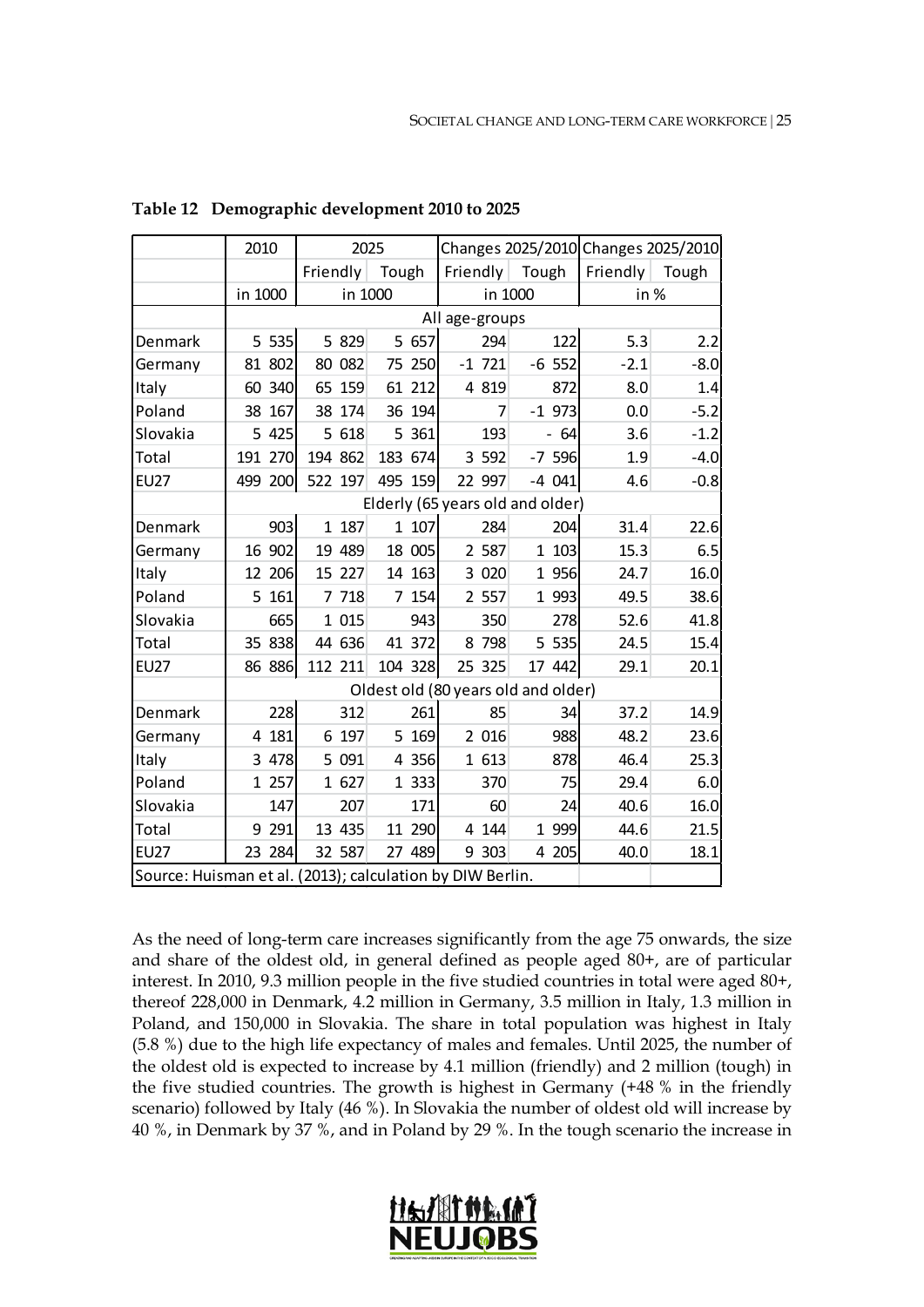**Table 12 Demographic development 2010 to 2025**

| | 2010 | 2025 | | Changes 2025/2010 | | Changes 2025/2010 | |
|---|---|---|---|---|---|---|---|
| | | Friendly | Tough | Friendly | Tough | Friendly | Tough |
| | in 1000 | in 1000 | | in 1000 | | in % | |
| | All age-groups | | | | | | |
| Denmark | 5 535 | 5 829 | 5 657 | 294 | 122 | 5.3 | 2.2 |
| Germany | 81 802 | 80 082 | 75 250 | -1 721 | -6 552 | -2.1 | -8.0 |
| Italy | 60 340 | 65 159 | 61 212 | 4 819 | 872 | 8.0 | 1.4 |
| Poland | 38 167 | 38 174 | 36 194 | 7 | -1 973 | 0.0 | -5.2 |
| Slovakia | 5 425 | 5 618 | 5 361 | 193 | - 64 | 3.6 | -1.2 |
| Total | 191 270 | 194 862 | 183 674 | 3 592 | -7 596 | 1.9 | -4.0 |
| EU27 | 499 200 | 522 197 | 495 159 | 22 997 | -4 041 | 4.6 | -0.8 |
| | Elderly (65 years old and older) | | | | | | |
| Denmark | 903 | 1 187 | 1 107 | 284 | 204 | 31.4 | 22.6 |
| Germany | 16 902 | 19 489 | 18 005 | 2 587 | 1 103 | 15.3 | 6.5 |
| Italy | 12 206 | 15 227 | 14 163 | 3 020 | 1 956 | 24.7 | 16.0 |
| Poland | 5 161 | 7 718 | 7 154 | 2 557 | 1 993 | 49.5 | 38.6 |
| Slovakia | 665 | 1 015 | 943 | 350 | 278 | 52.6 | 41.8 |
| Total | 35 838 | 44 636 | 41 372 | 8 798 | 5 535 | 24.5 | 15.4 |
| EU27 | 86 886 | 112 211 | 104 328 | 25 325 | 17 442 | 29.1 | 20.1 |
| | Oldest old (80 years old and older) | | | | | | |
| Denmark | 228 | 312 | 261 | 85 | 34 | 37.2 | 14.9 |
| Germany | 4 181 | 6 197 | 5 169 | 2 016 | 988 | 48.2 | 23.6 |
| Italy | 3 478 | 5 091 | 4 356 | 1 613 | 878 | 46.4 | 25.3 |
| Poland | 1 257 | 1 627 | 1 333 | 370 | 75 | 29.4 | 6.0 |
| Slovakia | 147 | 207 | 171 | 60 | 24 | 40.6 | 16.0 |
| Total | 9 291 | 13 435 | 11 290 | 4 144 | 1 999 | 44.6 | 21.5 |
| EU27 | 23 284 | 32 587 | 27 489 | 9 303 | 4 205 | 40.0 | 18.1 |

Source: Huisman et al. (2013); calculation by DIW Berlin.

As the need of long-term care increases significantly from the age 75 onwards, the size and share of the oldest old, in general defined as people aged 80+, are of particular interest. In 2010, 9.3 million people in the five studied countries in total were aged 80+, thereof 228,000 in Denmark, 4.2 million in Germany, 3.5 million in Italy, 1.3 million in Poland, and 150,000 in Slovakia. The share in total population was highest in Italy (5.8 %) due to the high life expectancy of males and females. Until 2025, the number of the oldest old is expected to increase by 4.1 million (friendly) and 2 million (tough) in the five studied countries. The growth is highest in Germany (+48 % in the friendly scenario) followed by Italy (46 %). In Slovakia the number of oldest old will increase by 40 %, in Denmark by 37 %, and in Poland by 29 %. In the tough scenario the increase in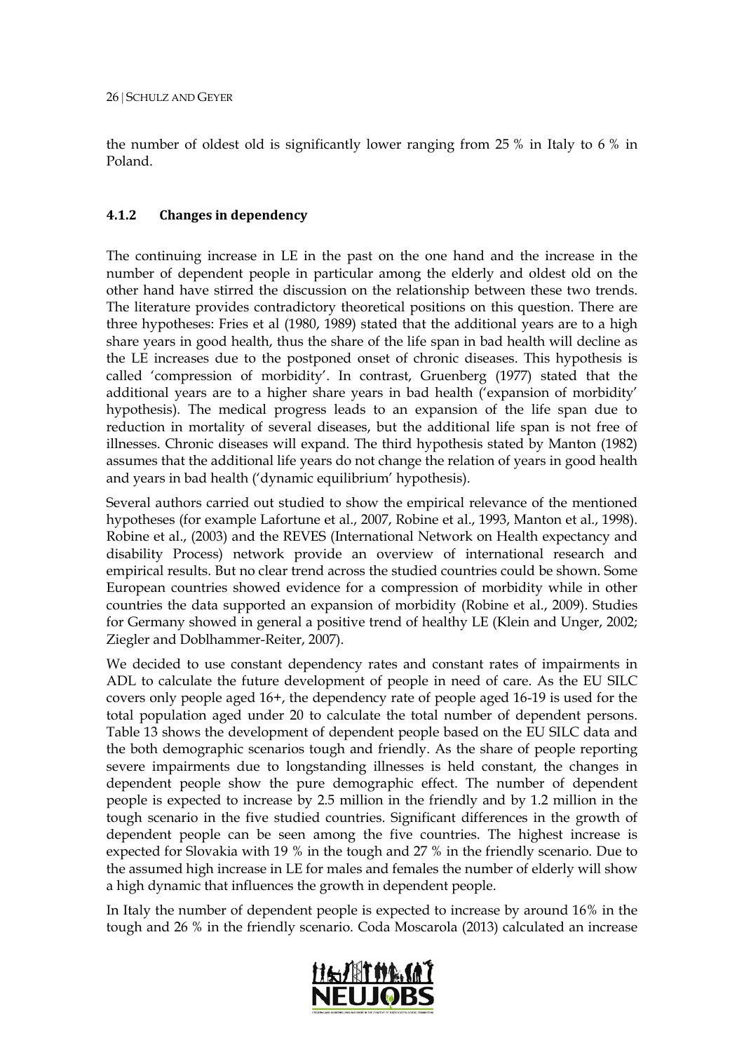the number of oldest old is significantly lower ranging from 25 % in Italy to 6 % in Poland.

### 4.1.2 Changes in dependency

The continuing increase in LE in the past on the one hand and the increase in the number of dependent people in particular among the elderly and oldest old on the other hand have stirred the discussion on the relationship between these two trends. The literature provides contradictory theoretical positions on this question. There are three hypotheses: Fries et al (1980, 1989) stated that the additional years are to a high share years in good health, thus the share of the life span in bad health will decline as the LE increases due to the postponed onset of chronic diseases. This hypothesis is called 'compression of morbidity'. In contrast, Gruenberg (1977) stated that the additional years are to a higher share years in bad health ('expansion of morbidity' hypothesis). The medical progress leads to an expansion of the life span due to reduction in mortality of several diseases, but the additional life span is not free of illnesses. Chronic diseases will expand. The third hypothesis stated by Manton (1982) assumes that the additional life years do not change the relation of years in good health and years in bad health ('dynamic equilibrium' hypothesis).

Several authors carried out studied to show the empirical relevance of the mentioned hypotheses (for example Lafortune et al., 2007, Robine et al., 1993, Manton et al., 1998). Robine et al., (2003) and the REVES (International Network on Health expectancy and disability Process) network provide an overview of international research and empirical results. But no clear trend across the studied countries could be shown. Some European countries showed evidence for a compression of morbidity while in other countries the data supported an expansion of morbidity (Robine et al., 2009). Studies for Germany showed in general a positive trend of healthy LE (Klein and Unger, 2002; Ziegler and Doblhammer-Reiter, 2007).

We decided to use constant dependency rates and constant rates of impairments in ADL to calculate the future development of people in need of care. As the EU SILC covers only people aged 16+, the dependency rate of people aged 16-19 is used for the total population aged under 20 to calculate the total number of dependent persons. Table 13 shows the development of dependent people based on the EU SILC data and the both demographic scenarios tough and friendly. As the share of people reporting severe impairments due to longstanding illnesses is held constant, the changes in dependent people show the pure demographic effect. The number of dependent people is expected to increase by 2.5 million in the friendly and by 1.2 million in the tough scenario in the five studied countries. Significant differences in the growth of dependent people can be seen among the five countries. The highest increase is expected for Slovakia with 19 % in the tough and 27 % in the friendly scenario. Due to the assumed high increase in LE for males and females the number of elderly will show a high dynamic that influences the growth in dependent people.

In Italy the number of dependent people is expected to increase by around 16% in the tough and 26 % in the friendly scenario. Coda Moscarola (2013) calculated an increase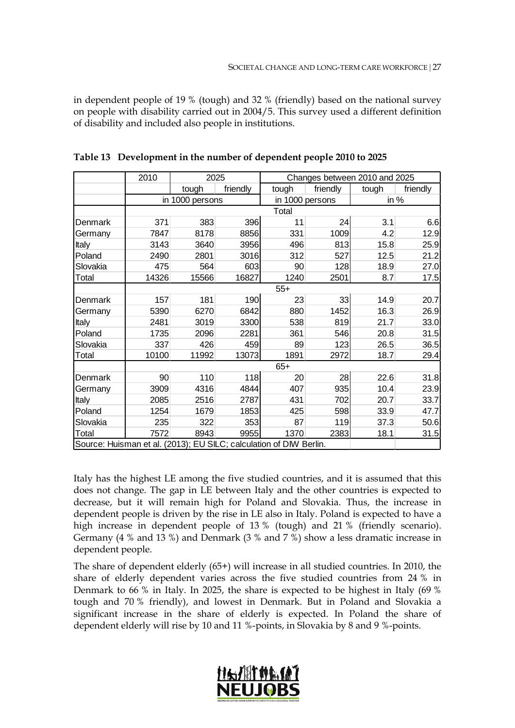in dependent people of 19 % (tough) and 32 % (friendly) based on the national survey on people with disability carried out in 2004/5. This survey used a different definition of disability and included also people in institutions.

**Table 13 Development in the number of dependent people 2010 to 2025**

| | 2010 | 2025 | | Changes between 2010 and 2025 | | | |
|---|---|---|---|---|---|---|---|
| | | tough | friendly | tough | friendly | tough | friendly |
| | in 1000 persons | | | in 1000 persons | | in % | |
| | Total | | | | | | |
| Denmark | 371 | 383 | 396 | 11 | 24 | 3.1 | 6.6 |
| Germany | 7847 | 8178 | 8856 | 331 | 1009 | 4.2 | 12.9 |
| Italy | 3143 | 3640 | 3956 | 496 | 813 | 15.8 | 25.9 |
| Poland | 2490 | 2801 | 3016 | 312 | 527 | 12.5 | 21.2 |
| Slovakia | 475 | 564 | 603 | 90 | 128 | 18.9 | 27.0 |
| Total | 14326 | 15566 | 16827 | 1240 | 2501 | 8.7 | 17.5 |
| | 55+ | | | | | | |
| Denmark | 157 | 181 | 190 | 23 | 33 | 14.9 | 20.7 |
| Germany | 5390 | 6270 | 6842 | 880 | 1452 | 16.3 | 26.9 |
| Italy | 2481 | 3019 | 3300 | 538 | 819 | 21.7 | 33.0 |
| Poland | 1735 | 2096 | 2281 | 361 | 546 | 20.8 | 31.5 |
| Slovakia | 337 | 426 | 459 | 89 | 123 | 26.5 | 36.5 |
| Total | 10100 | 11992 | 13073 | 1891 | 2972 | 18.7 | 29.4 |
| | 65+ | | | | | | |
| Denmark | 90 | 110 | 118 | 20 | 28 | 22.6 | 31.8 |
| Germany | 3909 | 4316 | 4844 | 407 | 935 | 10.4 | 23.9 |
| Italy | 2085 | 2516 | 2787 | 431 | 702 | 20.7 | 33.7 |
| Poland | 1254 | 1679 | 1853 | 425 | 598 | 33.9 | 47.7 |
| Slovakia | 235 | 322 | 353 | 87 | 119 | 37.3 | 50.6 |
| Total | 7572 | 8943 | 9955 | 1370 | 2383 | 18.1 | 31.5 |

Source: Huisman et al. (2013); EU SILC; calculation of DIW Berlin.

Italy has the highest LE among the five studied countries, and it is assumed that this does not change. The gap in LE between Italy and the other countries is expected to decrease, but it will remain high for Poland and Slovakia. Thus, the increase in dependent people is driven by the rise in LE also in Italy. Poland is expected to have a high increase in dependent people of 13 % (tough) and 21 % (friendly scenario). Germany (4 % and 13 %) and Denmark (3 % and 7 %) show a less dramatic increase in dependent people.

The share of dependent elderly (65+) will increase in all studied countries. In 2010, the share of elderly dependent varies across the five studied countries from 24 % in Denmark to 66 % in Italy. In 2025, the share is expected to be highest in Italy (69 % tough and 70 % friendly), and lowest in Denmark. But in Poland and Slovakia a significant increase in the share of elderly is expected. In Poland the share of dependent elderly will rise by 10 and 11 %-points, in Slovakia by 8 and 9 %-points.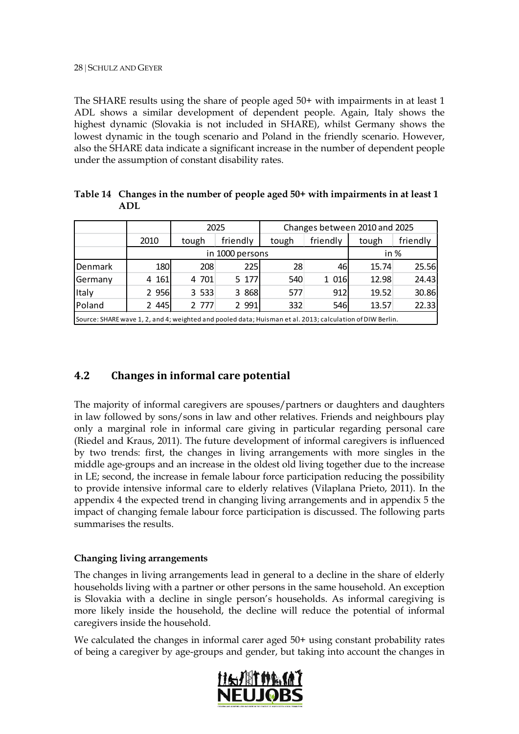The SHARE results using the share of people aged 50+ with impairments in at least 1 ADL shows a similar development of dependent people. Again, Italy shows the highest dynamic (Slovakia is not included in SHARE), whilst Germany shows the lowest dynamic in the tough scenario and Poland in the friendly scenario. However, also the SHARE data indicate a significant increase in the number of dependent people under the assumption of constant disability rates.

**Table 14 Changes in the number of people aged 50+ with impairments in at least 1 ADL**

| | | 2025 | | Changes between 2010 and 2025 | | | |
|---|---|---|---|---|---|---|---|
| | 2010 | tough | friendly | tough | friendly | tough | friendly |
| | in 1000 persons | | | | | in % | |
| Denmark | 180 | 208 | 225 | 28 | 46 | 15.74 | 25.56 |
| Germany | 4 161 | 4 701 | 5 177 | 540 | 1 016 | 12.98 | 24.43 |
| Italy | 2 956 | 3 533 | 3 868 | 577 | 912 | 19.52 | 30.86 |
| Poland | 2 445 | 2 777 | 2 991 | 332 | 546 | 13.57 | 22.33 |

Source: SHARE wave 1, 2, and 4; weighted and pooled data; Huisman et al. 2013; calculation of DIW Berlin.

## 4.2 Changes in informal care potential

The majority of informal caregivers are spouses/partners or daughters and daughters in law followed by sons/sons in law and other relatives. Friends and neighbours play only a marginal role in informal care giving in particular regarding personal care (Riedel and Kraus, 2011). The future development of informal caregivers is influenced by two trends: first, the changes in living arrangements with more singles in the middle age-groups and an increase in the oldest old living together due to the increase in LE; second, the increase in female labour force participation reducing the possibility to provide intensive informal care to elderly relatives (Vilaplana Prieto, 2011). In the appendix 4 the expected trend in changing living arrangements and in appendix 5 the impact of changing female labour force participation is discussed. The following parts summarises the results.

**Changing living arrangements**

The changes in living arrangements lead in general to a decline in the share of elderly households living with a partner or other persons in the same household. An exception is Slovakia with a decline in single person's households. As informal caregiving is more likely inside the household, the decline will reduce the potential of informal caregivers inside the household.

We calculated the changes in informal carer aged 50+ using constant probability rates of being a caregiver by age-groups and gender, but taking into account the changes in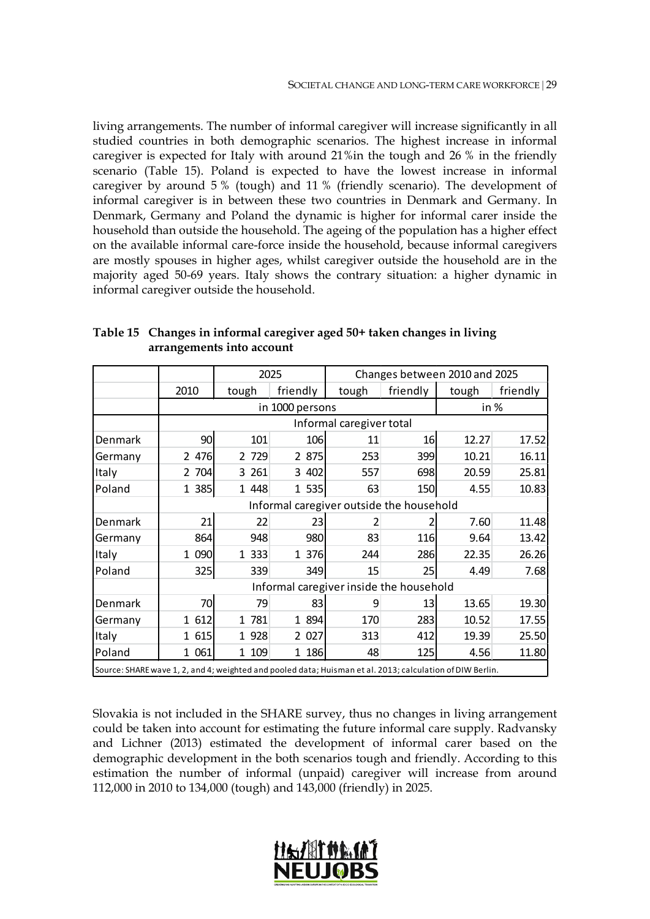living arrangements. The number of informal caregiver will increase significantly in all studied countries in both demographic scenarios. The highest increase in informal caregiver is expected for Italy with around 21%in the tough and 26 % in the friendly scenario (Table 15). Poland is expected to have the lowest increase in informal caregiver by around 5 % (tough) and 11 % (friendly scenario). The development of informal caregiver is in between these two countries in Denmark and Germany. In Denmark, Germany and Poland the dynamic is higher for informal carer inside the household than outside the household. The ageing of the population has a higher effect on the available informal care-force inside the household, because informal caregivers are mostly spouses in higher ages, whilst caregiver outside the household are in the majority aged 50-69 years. Italy shows the contrary situation: a higher dynamic in informal caregiver outside the household.

**Table 15 Changes in informal caregiver aged 50+ taken changes in living arrangements into account**

| | | 2025 | | Changes between 2010 and 2025 | | | |
|---|---|---|---|---|---|---|---|
| | 2010 | tough | friendly | tough | friendly | tough | friendly |
| | in 1000 persons | | | | | in % | |
| | Informal caregiver total | | | | | | |
| Denmark | 90 | 101 | 106 | 11 | 16 | 12.27 | 17.52 |
| Germany | 2 476 | 2 729 | 2 875 | 253 | 399 | 10.21 | 16.11 |
| Italy | 2 704 | 3 261 | 3 402 | 557 | 698 | 20.59 | 25.81 |
| Poland | 1 385 | 1 448 | 1 535 | 63 | 150 | 4.55 | 10.83 |
| | Informal caregiver outside the household | | | | | | |
| Denmark | 21 | 22 | 23 | 2 | 2 | 7.60 | 11.48 |
| Germany | 864 | 948 | 980 | 83 | 116 | 9.64 | 13.42 |
| Italy | 1 090 | 1 333 | 1 376 | 244 | 286 | 22.35 | 26.26 |
| Poland | 325 | 339 | 349 | 15 | 25 | 4.49 | 7.68 |
| | Informal caregiver inside the household | | | | | | |
| Denmark | 70 | 79 | 83 | 9 | 13 | 13.65 | 19.30 |
| Germany | 1 612 | 1 781 | 1 894 | 170 | 283 | 10.52 | 17.55 |
| Italy | 1 615 | 1 928 | 2 027 | 313 | 412 | 19.39 | 25.50 |
| Poland | 1 061 | 1 109 | 1 186 | 48 | 125 | 4.56 | 11.80 |

Source: SHARE wave 1, 2, and 4; weighted and pooled data; Huisman et al. 2013; calculation of DIW Berlin.

Slovakia is not included in the SHARE survey, thus no changes in living arrangement could be taken into account for estimating the future informal care supply. Radvansky and Lichner (2013) estimated the development of informal carer based on the demographic development in the both scenarios tough and friendly. According to this estimation the number of informal (unpaid) caregiver will increase from around 112,000 in 2010 to 134,000 (tough) and 143,000 (friendly) in 2025.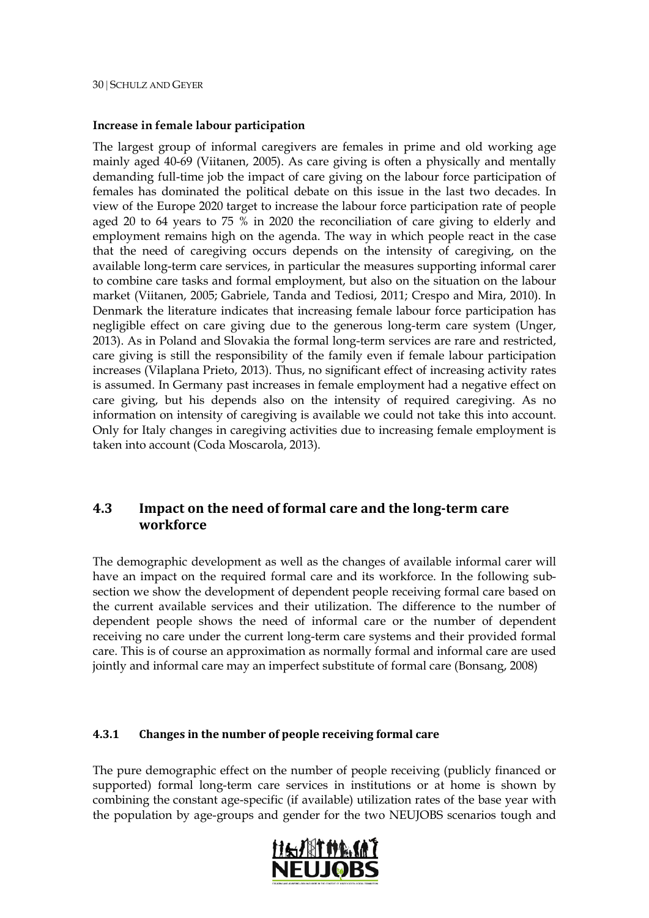**Increase in female labour participation**

The largest group of informal caregivers are females in prime and old working age mainly aged 40-69 (Viitanen, 2005). As care giving is often a physically and mentally demanding full-time job the impact of care giving on the labour force participation of females has dominated the political debate on this issue in the last two decades. In view of the Europe 2020 target to increase the labour force participation rate of people aged 20 to 64 years to 75 % in 2020 the reconciliation of care giving to elderly and employment remains high on the agenda. The way in which people react in the case that the need of caregiving occurs depends on the intensity of caregiving, on the available long-term care services, in particular the measures supporting informal carer to combine care tasks and formal employment, but also on the situation on the labour market (Viitanen, 2005; Gabriele, Tanda and Tediosi, 2011; Crespo and Mira, 2010). In Denmark the literature indicates that increasing female labour force participation has negligible effect on care giving due to the generous long-term care system (Unger, 2013). As in Poland and Slovakia the formal long-term services are rare and restricted, care giving is still the responsibility of the family even if female labour participation increases (Vilaplana Prieto, 2013). Thus, no significant effect of increasing activity rates is assumed. In Germany past increases in female employment had a negative effect on care giving, but his depends also on the intensity of required caregiving. As no information on intensity of caregiving is available we could not take this into account. Only for Italy changes in caregiving activities due to increasing female employment is taken into account (Coda Moscarola, 2013).

## 4.3 Impact on the need of formal care and the long-term care workforce

The demographic development as well as the changes of available informal carer will have an impact on the required formal care and its workforce. In the following sub-section we show the development of dependent people receiving formal care based on the current available services and their utilization. The difference to the number of dependent people shows the need of informal care or the number of dependent receiving no care under the current long-term care systems and their provided formal care. This is of course an approximation as normally formal and informal care are used jointly and informal care may an imperfect substitute of formal care (Bonsang, 2008)

### 4.3.1 Changes in the number of people receiving formal care

The pure demographic effect on the number of people receiving (publicly financed or supported) formal long-term care services in institutions or at home is shown by combining the constant age-specific (if available) utilization rates of the base year with the population by age-groups and gender for the two NEUJOBS scenarios tough and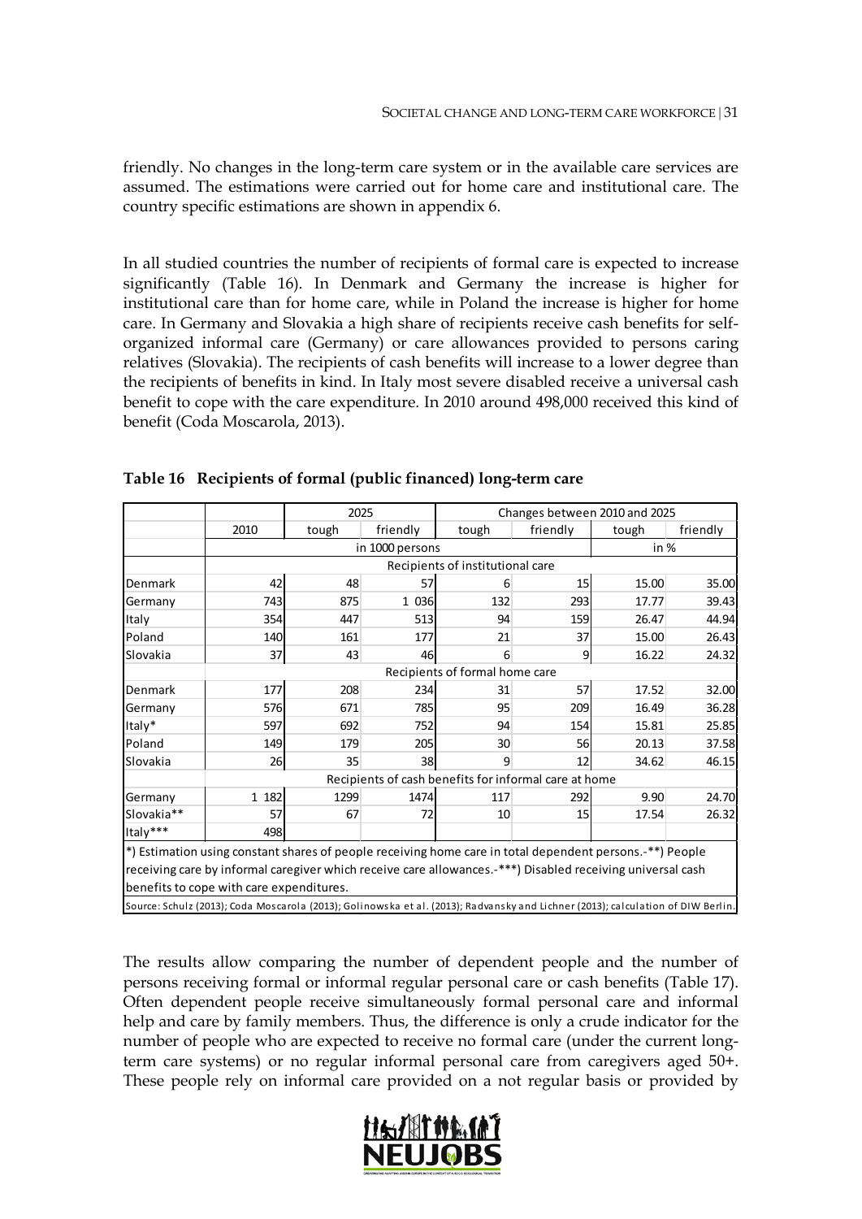friendly. No changes in the long-term care system or in the available care services are assumed. The estimations were carried out for home care and institutional care. The country specific estimations are shown in appendix 6.

In all studied countries the number of recipients of formal care is expected to increase significantly (Table 16). In Denmark and Germany the increase is higher for institutional care than for home care, while in Poland the increase is higher for home care. In Germany and Slovakia a high share of recipients receive cash benefits for self-organized informal care (Germany) or care allowances provided to persons caring relatives (Slovakia). The recipients of cash benefits will increase to a lower degree than the recipients of benefits in kind. In Italy most severe disabled receive a universal cash benefit to cope with the care expenditure. In 2010 around 498,000 received this kind of benefit (Coda Moscarola, 2013).

**Table 16 Recipients of formal (public financed) long-term care**

| | | 2025 | | Changes between 2010 and 2025 | | | |
|---|---|---|---|---|---|---|---|
| | 2010 | tough | friendly | tough | friendly | tough | friendly |
| | in 1000 persons | | | | | in % | |
| | Recipients of institutional care | | | | | | |
| Denmark | 42 | 48 | 57 | 6 | 15 | 15.00 | 35.00 |
| Germany | 743 | 875 | 1 036 | 132 | 293 | 17.77 | 39.43 |
| Italy | 354 | 447 | 513 | 94 | 159 | 26.47 | 44.94 |
| Poland | 140 | 161 | 177 | 21 | 37 | 15.00 | 26.43 |
| Slovakia | 37 | 43 | 46 | 6 | 9 | 16.22 | 24.32 |
| | Recipients of formal home care | | | | | | |
| Denmark | 177 | 208 | 234 | 31 | 57 | 17.52 | 32.00 |
| Germany | 576 | 671 | 785 | 95 | 209 | 16.49 | 36.28 |
| Italy* | 597 | 692 | 752 | 94 | 154 | 15.81 | 25.85 |
| Poland | 149 | 179 | 205 | 30 | 56 | 20.13 | 37.58 |
| Slovakia | 26 | 35 | 38 | 9 | 12 | 34.62 | 46.15 |
| | Recipients of cash benefits for informal care at home | | | | | | |
| Germany | 1 182 | 1299 | 1474 | 117 | 292 | 9.90 | 24.70 |
| Slovakia** | 57 | 67 | 72 | 10 | 15 | 17.54 | 26.32 |
| Italy*** | 498 | | | | | | |

*) Estimation using constant shares of people receiving home care in total dependent persons.-**) People receiving care by informal caregiver which receive care allowances.-***) Disabled receiving universal cash benefits to cope with care expenditures.

Source: Schulz (2013); Coda Moscarola (2013); Golinowska et al. (2013); Radvansky and Lichner (2013); calculation of DIW Berlin.

The results allow comparing the number of dependent people and the number of persons receiving formal or informal regular personal care or cash benefits (Table 17). Often dependent people receive simultaneously formal personal care and informal help and care by family members. Thus, the difference is only a crude indicator for the number of people who are expected to receive no formal care (under the current long-term care systems) or no regular informal personal care from caregivers aged 50+. These people rely on informal care provided on a not regular basis or provided by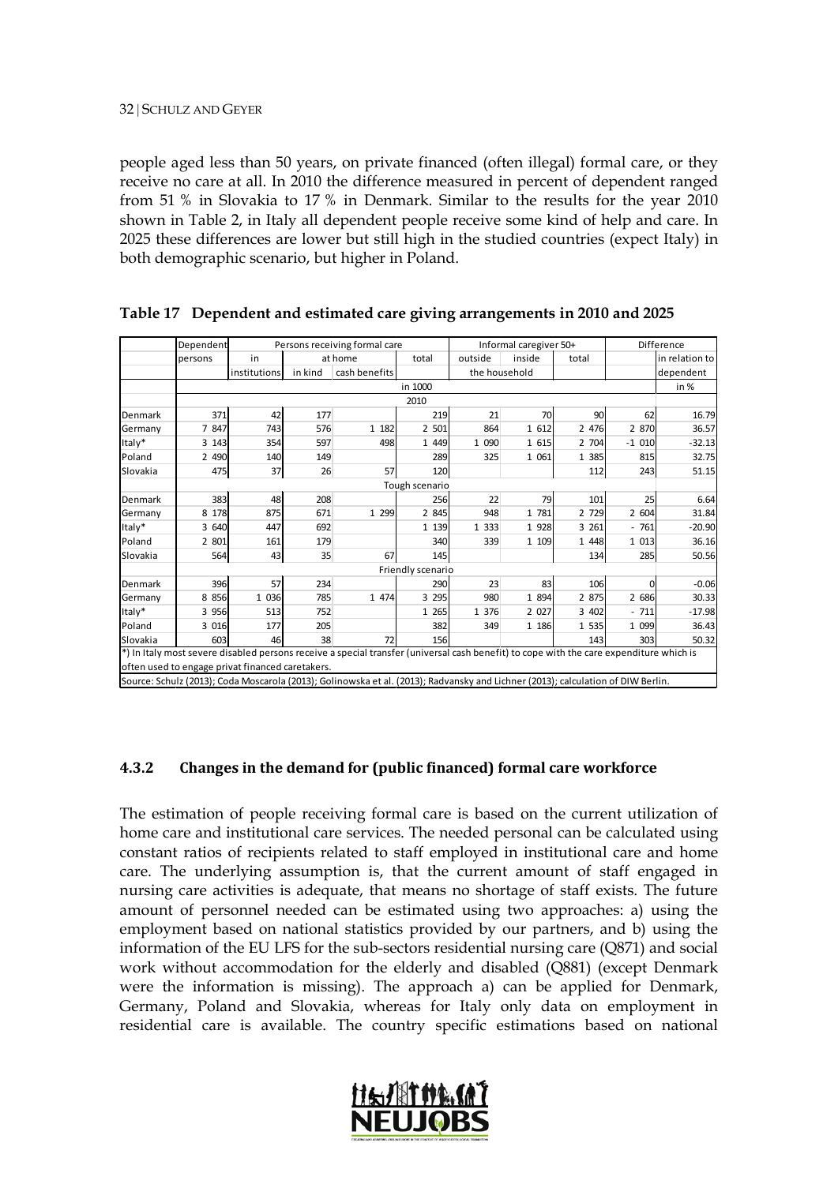people aged less than 50 years, on private financed (often illegal) formal care, or they receive no care at all. In 2010 the difference measured in percent of dependent ranged from 51 % in Slovakia to 17 % in Denmark. Similar to the results for the year 2010 shown in Table 2, in Italy all dependent people receive some kind of help and care. In 2025 these differences are lower but still high in the studied countries (expect Italy) in both demographic scenario, but higher in Poland.

**Table 17 Dependent and estimated care giving arrangements in 2010 and 2025**

| | Dependent persons | Persons receiving formal care | | | | Informal caregiver 50+ | | | Difference | |
|---|---|---|---|---|---|---|---|---|---|---|
| | | in institutions | at home | | total | outside | inside | total | | in relation to dependent |
| | | | in kind | cash benefits | | the household | | | | |
| | in 1000 | | | | | | | | | in % |
| | 2010 | | | | | | | | | |
| Denmark | 371 | 42 | 177 | | 219 | 21 | 70 | 90 | 62 | 16.79 |
| Germany | 7 847 | 743 | 576 | 1 182 | 2 501 | 864 | 1 612 | 2 476 | 2 870 | 36.57 |
| Italy* | 3 143 | 354 | 597 | 498 | 1 449 | 1 090 | 1 615 | 2 704 | -1 010 | -32.13 |
| Poland | 2 490 | 140 | 149 | | 289 | 325 | 1 061 | 1 385 | 815 | 32.75 |
| Slovakia | 475 | 37 | 26 | 57 | 120 | | | 112 | 243 | 51.15 |
| | Tough scenario | | | | | | | | | |
| Denmark | 383 | 48 | 208 | | 256 | 22 | 79 | 101 | 25 | 6.64 |
| Germany | 8 178 | 875 | 671 | 1 299 | 2 845 | 948 | 1 781 | 2 729 | 2 604 | 31.84 |
| Italy* | 3 640 | 447 | 692 | | 1 139 | 1 333 | 1 928 | 3 261 | - 761 | -20.90 |
| Poland | 2 801 | 161 | 179 | | 340 | 339 | 1 109 | 1 448 | 1 013 | 36.16 |
| Slovakia | 564 | 43 | 35 | 67 | 145 | | | 134 | 285 | 50.56 |
| | Friendly scenario | | | | | | | | | |
| Denmark | 396 | 57 | 234 | | 290 | 23 | 83 | 106 | 0 | -0.06 |
| Germany | 8 856 | 1 036 | 785 | 1 474 | 3 295 | 980 | 1 894 | 2 875 | 2 686 | 30.33 |
| Italy* | 3 956 | 513 | 752 | | 1 265 | 1 376 | 2 027 | 3 402 | - 711 | -17.98 |
| Poland | 3 016 | 177 | 205 | | 382 | 349 | 1 186 | 1 535 | 1 099 | 36.43 |
| Slovakia | 603 | 46 | 38 | 72 | 156 | | | 143 | 303 | 50.32 |

*) In Italy most severe disabled persons receive a special transfer (universal cash benefit) to cope with the care expenditure which is often used to engage privat financed caretakers.

Source: Schulz (2013); Coda Moscarola (2013); Golinowska et al. (2013); Radvansky and Lichner (2013); calculation of DIW Berlin.

### 4.3.2 Changes in the demand for (public financed) formal care workforce

The estimation of people receiving formal care is based on the current utilization of home care and institutional care services. The needed personal can be calculated using constant ratios of recipients related to staff employed in institutional care and home care. The underlying assumption is, that the current amount of staff engaged in nursing care activities is adequate, that means no shortage of staff exists. The future amount of personnel needed can be estimated using two approaches: a) using the employment based on national statistics provided by our partners, and b) using the information of the EU LFS for the sub-sectors residential nursing care (Q871) and social work without accommodation for the elderly and disabled (Q881) (except Denmark were the information is missing). The approach a) can be applied for Denmark, Germany, Poland and Slovakia, whereas for Italy only data on employment in residential care is available. The country specific estimations based on national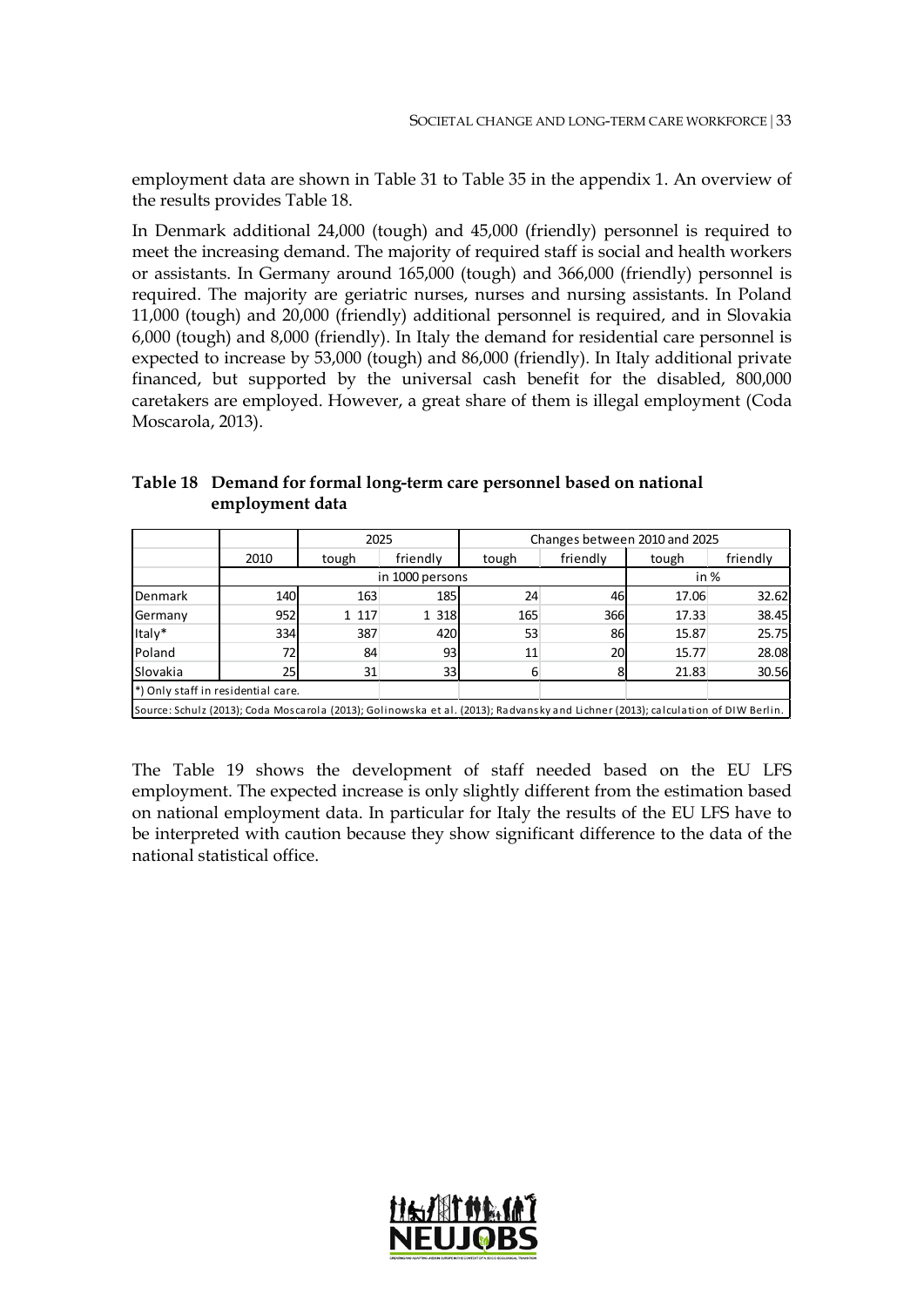employment data are shown in Table 31 to Table 35 in the appendix 1. An overview of the results provides Table 18.

In Denmark additional 24,000 (tough) and 45,000 (friendly) personnel is required to meet the increasing demand. The majority of required staff is social and health workers or assistants. In Germany around 165,000 (tough) and 366,000 (friendly) personnel is required. The majority are geriatric nurses, nurses and nursing assistants. In Poland 11,000 (tough) and 20,000 (friendly) additional personnel is required, and in Slovakia 6,000 (tough) and 8,000 (friendly). In Italy the demand for residential care personnel is expected to increase by 53,000 (tough) and 86,000 (friendly). In Italy additional private financed, but supported by the universal cash benefit for the disabled, 800,000 caretakers are employed. However, a great share of them is illegal employment (Coda Moscarola, 2013).

**Table 18 Demand for formal long-term care personnel based on national employment data**

| | | 2025 | | Changes between 2010 and 2025 | | | |
|---|---|---|---|---|---|---|---|
| | 2010 | tough | friendly | tough | friendly | tough | friendly |
| | in 1000 persons | | | | | in % | |
| Denmark | 140 | 163 | 185 | 24 | 46 | 17.06 | 32.62 |
| Germany | 952 | 1 117 | 1 318 | 165 | 366 | 17.33 | 38.45 |
| Italy* | 334 | 387 | 420 | 53 | 86 | 15.87 | 25.75 |
| Poland | 72 | 84 | 93 | 11 | 20 | 15.77 | 28.08 |
| Slovakia | 25 | 31 | 33 | 6 | 8 | 21.83 | 30.56 |

*) Only staff in residential care.

Source: Schulz (2013); Coda Moscarola (2013); Golinowska et al. (2013); Radvansky and Lichner (2013); calculation of DIW Berlin.

The Table 19 shows the development of staff needed based on the EU LFS employment. The expected increase is only slightly different from the estimation based on national employment data. In particular for Italy the results of the EU LFS have to be interpreted with caution because they show significant difference to the data of the national statistical office.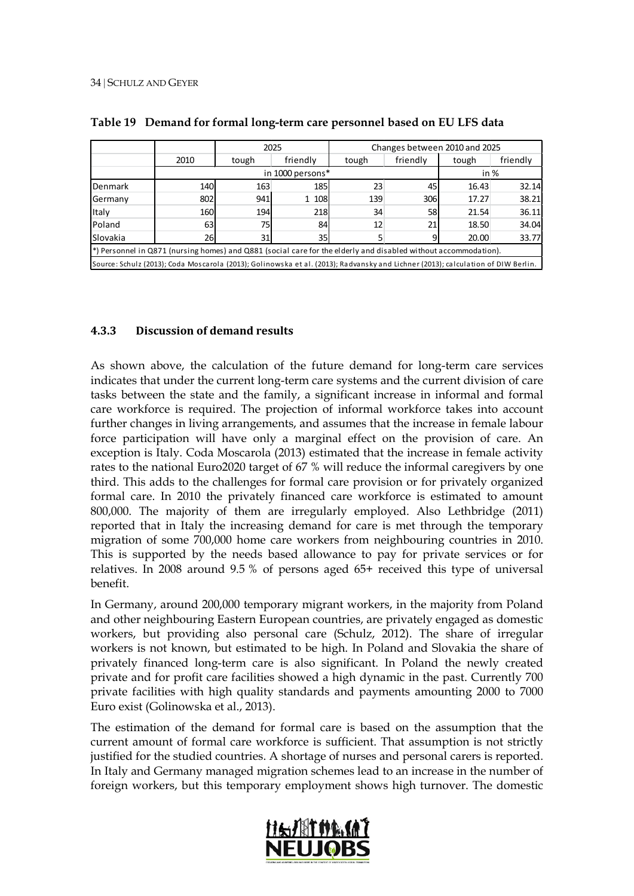**Table 19 Demand for formal long-term care personnel based on EU LFS data**

| | 2010 | 2025 | | Changes between 2010 and 2025 | | | |
|---|---|---|---|---|---|---|---|
| | | tough | friendly | tough | friendly | tough | friendly |
| | in 1000 persons* | | | | | in % | |
| Denmark | 140 | 163 | 185 | 23 | 45 | 16.43 | 32.14 |
| Germany | 802 | 941 | 1 108 | 139 | 306 | 17.27 | 38.21 |
| Italy | 160 | 194 | 218 | 34 | 58 | 21.54 | 36.11 |
| Poland | 63 | 75 | 84 | 12 | 21 | 18.50 | 34.04 |
| Slovakia | 26 | 31 | 35 | 5 | 9 | 20.00 | 33.77 |

*) Personnel in Q871 (nursing homes) and Q881 (social care for the elderly and disabled without accommodation).

Source: Schulz (2013); Coda Moscarola (2013); Golinowska et al. (2013); Radvansky and Lichner (2013); calculation of DIW Berlin.

### 4.3.3 Discussion of demand results

As shown above, the calculation of the future demand for long-term care services indicates that under the current long-term care systems and the current division of care tasks between the state and the family, a significant increase in informal and formal care workforce is required. The projection of informal workforce takes into account further changes in living arrangements, and assumes that the increase in female labour force participation will have only a marginal effect on the provision of care. An exception is Italy. Coda Moscarola (2013) estimated that the increase in female activity rates to the national Euro2020 target of 67 % will reduce the informal caregivers by one third. This adds to the challenges for formal care provision or for privately organized formal care. In 2010 the privately financed care workforce is estimated to amount 800,000. The majority of them are irregularly employed. Also Lethbridge (2011) reported that in Italy the increasing demand for care is met through the temporary migration of some 700,000 home care workers from neighbouring countries in 2010. This is supported by the needs based allowance to pay for private services or for relatives. In 2008 around 9.5 % of persons aged 65+ received this type of universal benefit.

In Germany, around 200,000 temporary migrant workers, in the majority from Poland and other neighbouring Eastern European countries, are privately engaged as domestic workers, but providing also personal care (Schulz, 2012). The share of irregular workers is not known, but estimated to be high. In Poland and Slovakia the share of privately financed long-term care is also significant. In Poland the newly created private and for profit care facilities showed a high dynamic in the past. Currently 700 private facilities with high quality standards and payments amounting 2000 to 7000 Euro exist (Golinowska et al., 2013).

The estimation of the demand for formal care is based on the assumption that the current amount of formal care workforce is sufficient. That assumption is not strictly justified for the studied countries. A shortage of nurses and personal carers is reported. In Italy and Germany managed migration schemes lead to an increase in the number of foreign workers, but this temporary employment shows high turnover. The domestic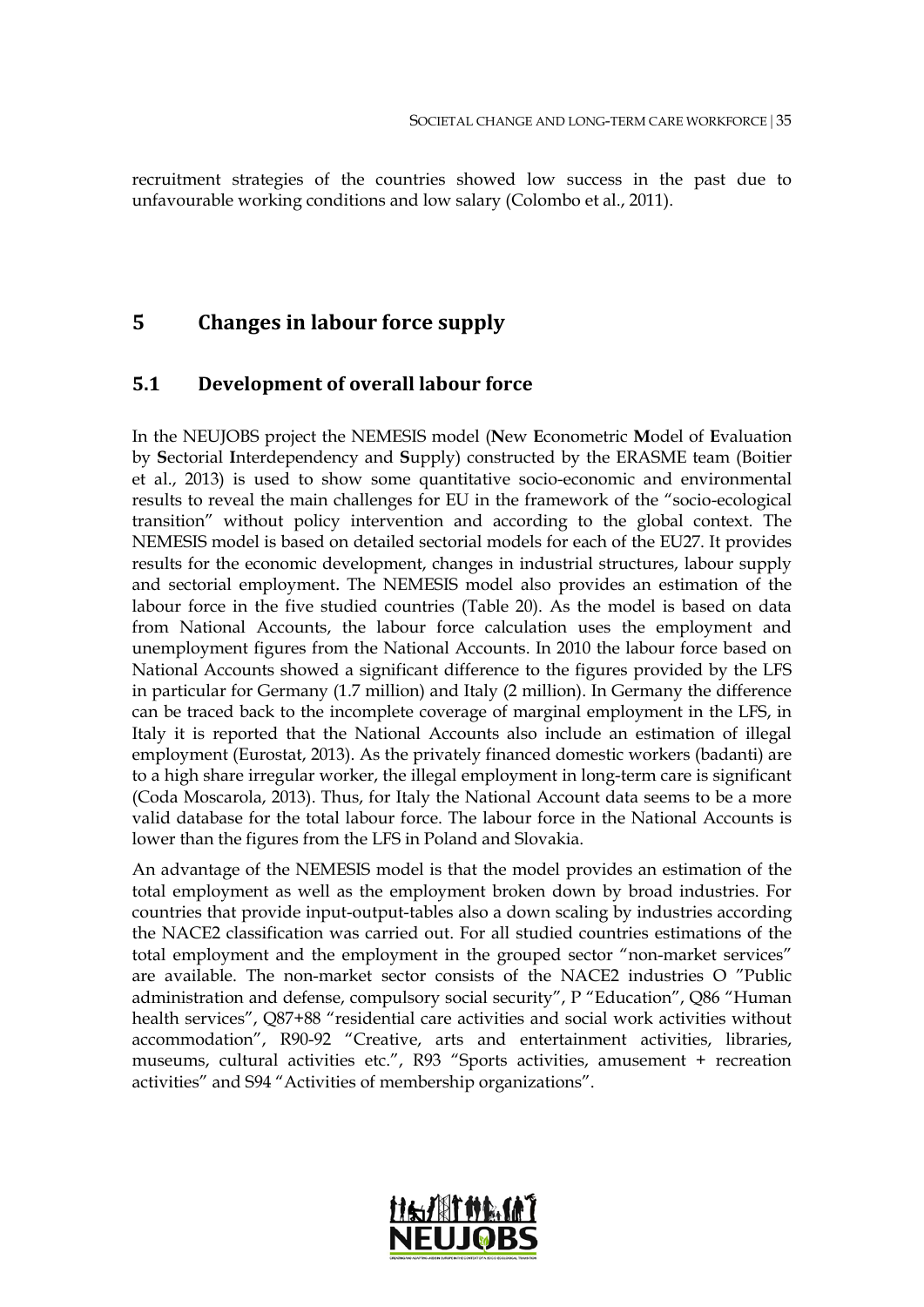recruitment strategies of the countries showed low success in the past due to unfavourable working conditions and low salary (Colombo et al., 2011).

# 5 Changes in labour force supply

## 5.1 Development of overall labour force

In the NEUJOBS project the NEMESIS model (**N**ew **E**conometric **M**odel of **E**valuation by **S**ectorial **I**nterdependency and **S**upply) constructed by the ERASME team (Boitier et al., 2013) is used to show some quantitative socio-economic and environmental results to reveal the main challenges for EU in the framework of the "socio-ecological transition" without policy intervention and according to the global context. The NEMESIS model is based on detailed sectorial models for each of the EU27. It provides results for the economic development, changes in industrial structures, labour supply and sectorial employment. The NEMESIS model also provides an estimation of the labour force in the five studied countries (Table 20). As the model is based on data from National Accounts, the labour force calculation uses the employment and unemployment figures from the National Accounts. In 2010 the labour force based on National Accounts showed a significant difference to the figures provided by the LFS in particular for Germany (1.7 million) and Italy (2 million). In Germany the difference can be traced back to the incomplete coverage of marginal employment in the LFS, in Italy it is reported that the National Accounts also include an estimation of illegal employment (Eurostat, 2013). As the privately financed domestic workers (badanti) are to a high share irregular worker, the illegal employment in long-term care is significant (Coda Moscarola, 2013). Thus, for Italy the National Account data seems to be a more valid database for the total labour force. The labour force in the National Accounts is lower than the figures from the LFS in Poland and Slovakia.

An advantage of the NEMESIS model is that the model provides an estimation of the total employment as well as the employment broken down by broad industries. For countries that provide input-output-tables also a down scaling by industries according the NACE2 classification was carried out. For all studied countries estimations of the total employment and the employment in the grouped sector "non-market services" are available. The non-market sector consists of the NACE2 industries O "Public administration and defense, compulsory social security", P "Education", Q86 "Human health services", Q87+88 "residential care activities and social work activities without accommodation", R90-92 "Creative, arts and entertainment activities, libraries, museums, cultural activities etc.", R93 "Sports activities, amusement + recreation activities" and S94 "Activities of membership organizations".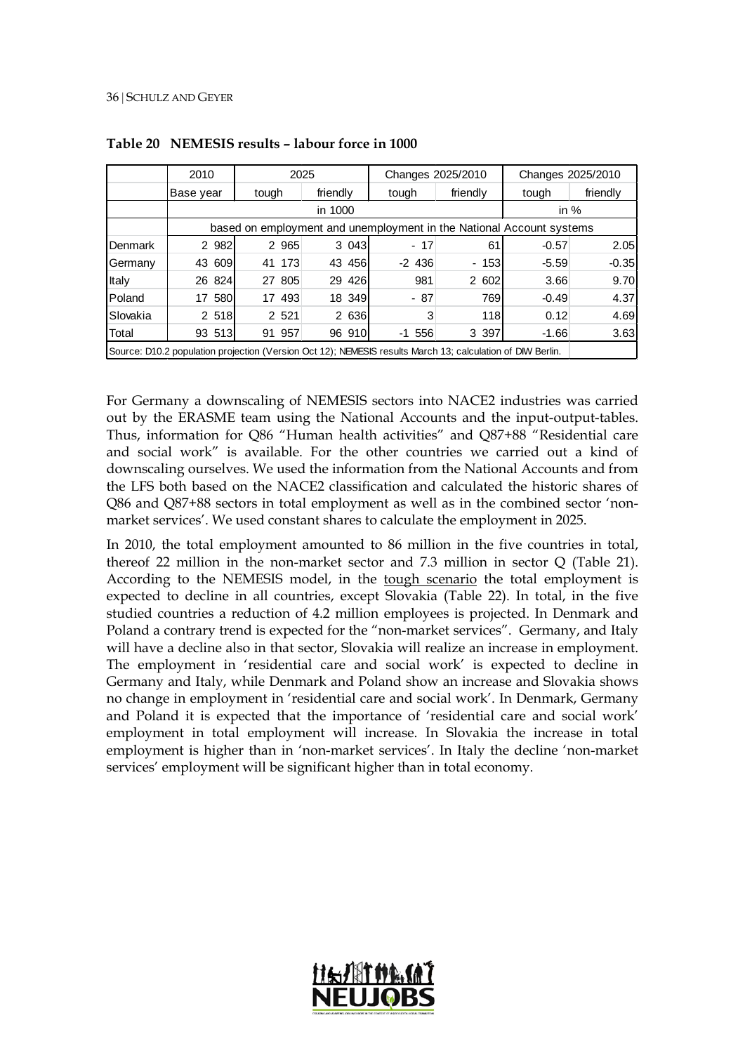**Table 20 NEMESIS results – labour force in 1000**

| | 2010 | 2025 | | Changes 2025/2010 | | Changes 2025/2010 | |
|---|---|---|---|---|---|---|---|
| | Base year | tough | friendly | tough | friendly | tough | friendly |
| | in 1000 | | | | | in % | |
| | based on employment and unemployment in the National Account systems | | | | | | |
| Denmark | 2 982 | 2 965 | 3 043 | - 17 | 61 | -0.57 | 2.05 |
| Germany | 43 609 | 41 173 | 43 456 | -2 436 | - 153 | -5.59 | -0.35 |
| Italy | 26 824 | 27 805 | 29 426 | 981 | 2 602 | 3.66 | 9.70 |
| Poland | 17 580 | 17 493 | 18 349 | - 87 | 769 | -0.49 | 4.37 |
| Slovakia | 2 518 | 2 521 | 2 636 | 3 | 118 | 0.12 | 4.69 |
| Total | 93 513 | 91 957 | 96 910 | -1 556 | 3 397 | -1.66 | 3.63 |

Source: D10.2 population projection (Version Oct 12); NEMESIS results March 13; calculation of DIW Berlin.

For Germany a downscaling of NEMESIS sectors into NACE2 industries was carried out by the ERASME team using the National Accounts and the input-output-tables. Thus, information for Q86 "Human health activities" and Q87+88 "Residential care and social work" is available. For the other countries we carried out a kind of downscaling ourselves. We used the information from the National Accounts and from the LFS both based on the NACE2 classification and calculated the historic shares of Q86 and Q87+88 sectors in total employment as well as in the combined sector 'non-market services'. We used constant shares to calculate the employment in 2025.

In 2010, the total employment amounted to 86 million in the five countries in total, thereof 22 million in the non-market sector and 7.3 million in sector Q (Table 21). According to the NEMESIS model, in the tough scenario the total employment is expected to decline in all countries, except Slovakia (Table 22). In total, in the five studied countries a reduction of 4.2 million employees is projected. In Denmark and Poland a contrary trend is expected for the "non-market services". Germany, and Italy will have a decline also in that sector, Slovakia will realize an increase in employment. The employment in 'residential care and social work' is expected to decline in Germany and Italy, while Denmark and Poland show an increase and Slovakia shows no change in employment in 'residential care and social work'. In Denmark, Germany and Poland it is expected that the importance of 'residential care and social work' employment in total employment will increase. In Slovakia the increase in total employment is higher than in 'non-market services'. In Italy the decline 'non-market services' employment will be significant higher than in total economy.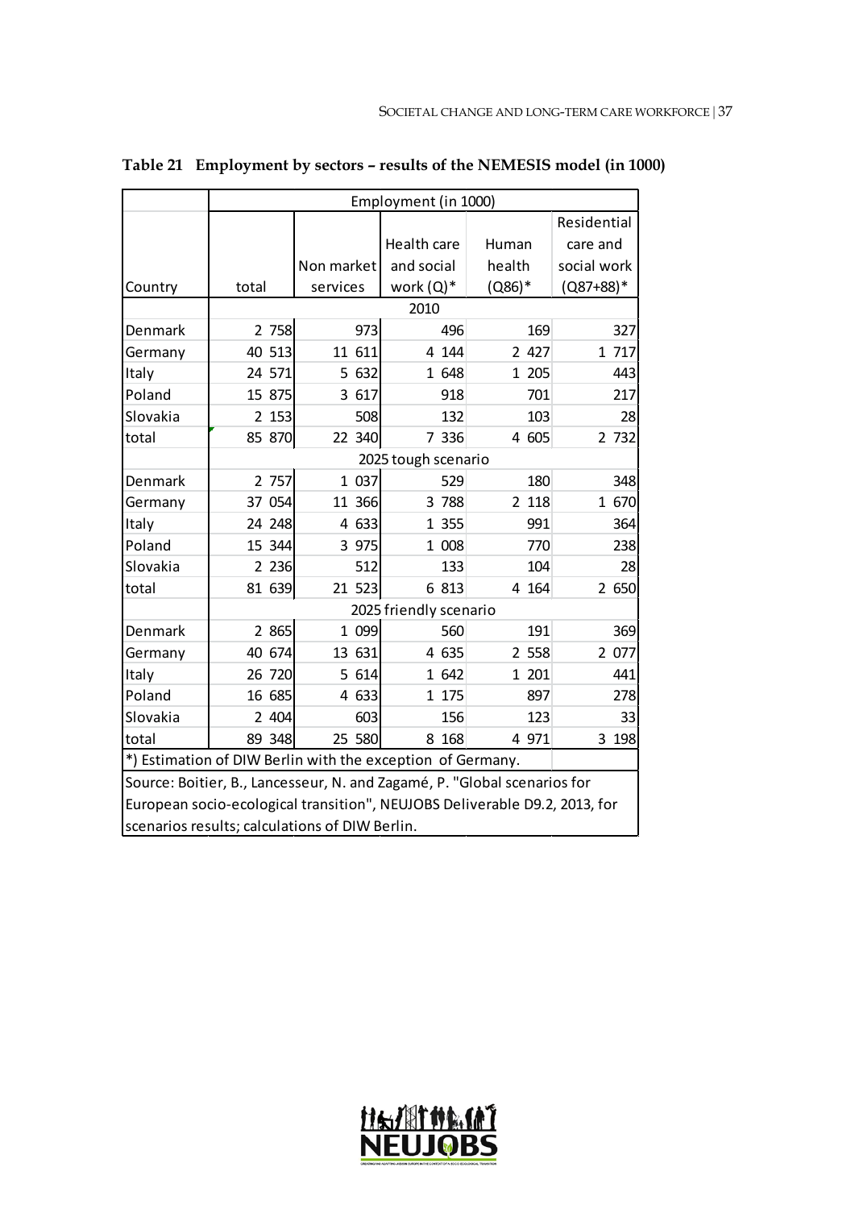**Table 21 Employment by sectors – results of the NEMESIS model (in 1000)**

| | Employment (in 1000) | | | | |
|---|---|---|---|---|---|
| Country | total | Non market services | Health care and social work (Q)* | Human health (Q86)* | Residential care and social work (Q87+88)* |
| | 2010 | | | | |
| Denmark | 2 758 | 973 | 496 | 169 | 327 |
| Germany | 40 513 | 11 611 | 4 144 | 2 427 | 1 717 |
| Italy | 24 571 | 5 632 | 1 648 | 1 205 | 443 |
| Poland | 15 875 | 3 617 | 918 | 701 | 217 |
| Slovakia | 2 153 | 508 | 132 | 103 | 28 |
| total | 85 870 | 22 340 | 7 336 | 4 605 | 2 732 |
| | 2025 tough scenario | | | | |
| Denmark | 2 757 | 1 037 | 529 | 180 | 348 |
| Germany | 37 054 | 11 366 | 3 788 | 2 118 | 1 670 |
| Italy | 24 248 | 4 633 | 1 355 | 991 | 364 |
| Poland | 15 344 | 3 975 | 1 008 | 770 | 238 |
| Slovakia | 2 236 | 512 | 133 | 104 | 28 |
| total | 81 639 | 21 523 | 6 813 | 4 164 | 2 650 |
| | 2025 friendly scenario | | | | |
| Denmark | 2 865 | 1 099 | 560 | 191 | 369 |
| Germany | 40 674 | 13 631 | 4 635 | 2 558 | 2 077 |
| Italy | 26 720 | 5 614 | 1 642 | 1 201 | 441 |
| Poland | 16 685 | 4 633 | 1 175 | 897 | 278 |
| Slovakia | 2 404 | 603 | 156 | 123 | 33 |
| total | 89 348 | 25 580 | 8 168 | 4 971 | 3 198 |

*) Estimation of DIW Berlin with the exception of Germany.

Source: Boitier, B., Lancesseur, N. and Zagamé, P. "Global scenarios for European socio-ecological transition", NEUJOBS Deliverable D9.2, 2013, for scenarios results; calculations of DIW Berlin.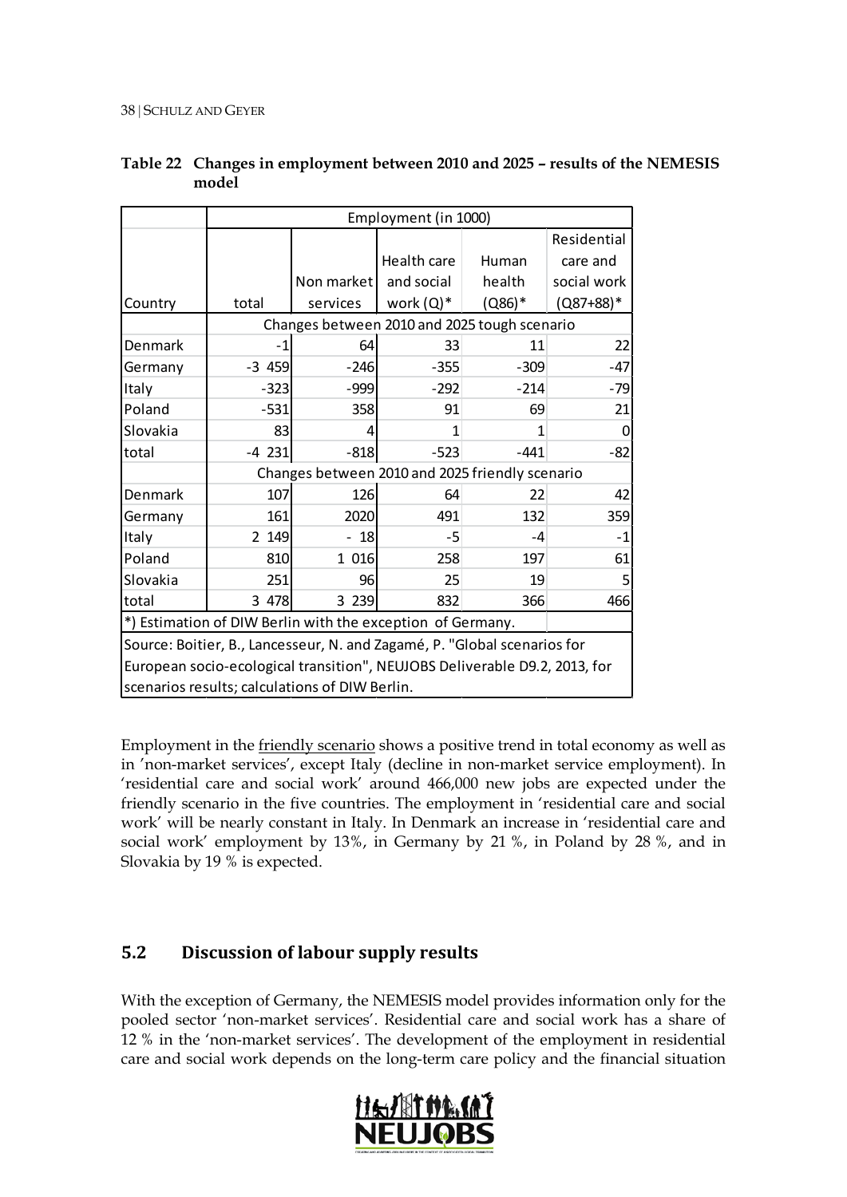**Table 22 Changes in employment between 2010 and 2025 – results of the NEMESIS model**

| | Employment (in 1000) | | | | |
|---|---|---|---|---|---|
| Country | total | Non market services | Health care and social work (Q)* | Human health (Q86)* | Residential care and social work (Q87+88)* |
| | Changes between 2010 and 2025 tough scenario | | | | |
| Denmark | -1 | 64 | 33 | 11 | 22 |
| Germany | -3 459 | -246 | -355 | -309 | -47 |
| Italy | -323 | -999 | -292 | -214 | -79 |
| Poland | -531 | 358 | 91 | 69 | 21 |
| Slovakia | 83 | 4 | 1 | 1 | 0 |
| total | -4 231 | -818 | -523 | -441 | -82 |
| | Changes between 2010 and 2025 friendly scenario | | | | |
| Denmark | 107 | 126 | 64 | 22 | 42 |
| Germany | 161 | 2020 | 491 | 132 | 359 |
| Italy | 2 149 | - 18 | -5 | -4 | -1 |
| Poland | 810 | 1 016 | 258 | 197 | 61 |
| Slovakia | 251 | 96 | 25 | 19 | 5 |
| total | 3 478 | 3 239 | 832 | 366 | 466 |

*) Estimation of DIW Berlin with the exception of Germany.

Source: Boitier, B., Lancesseur, N. and Zagamé, P. "Global scenarios for European socio-ecological transition", NEUJOBS Deliverable D9.2, 2013, for scenarios results; calculations of DIW Berlin.

Employment in the friendly scenario shows a positive trend in total economy as well as in 'non-market services', except Italy (decline in non-market service employment). In 'residential care and social work' around 466,000 new jobs are expected under the friendly scenario in the five countries. The employment in 'residential care and social work' will be nearly constant in Italy. In Denmark an increase in 'residential care and social work' employment by 13%, in Germany by 21 %, in Poland by 28 %, and in Slovakia by 19 % is expected.

## 5.2 Discussion of labour supply results

With the exception of Germany, the NEMESIS model provides information only for the pooled sector 'non-market services'. Residential care and social work has a share of 12 % in the 'non-market services'. The development of the employment in residential care and social work depends on the long-term care policy and the financial situation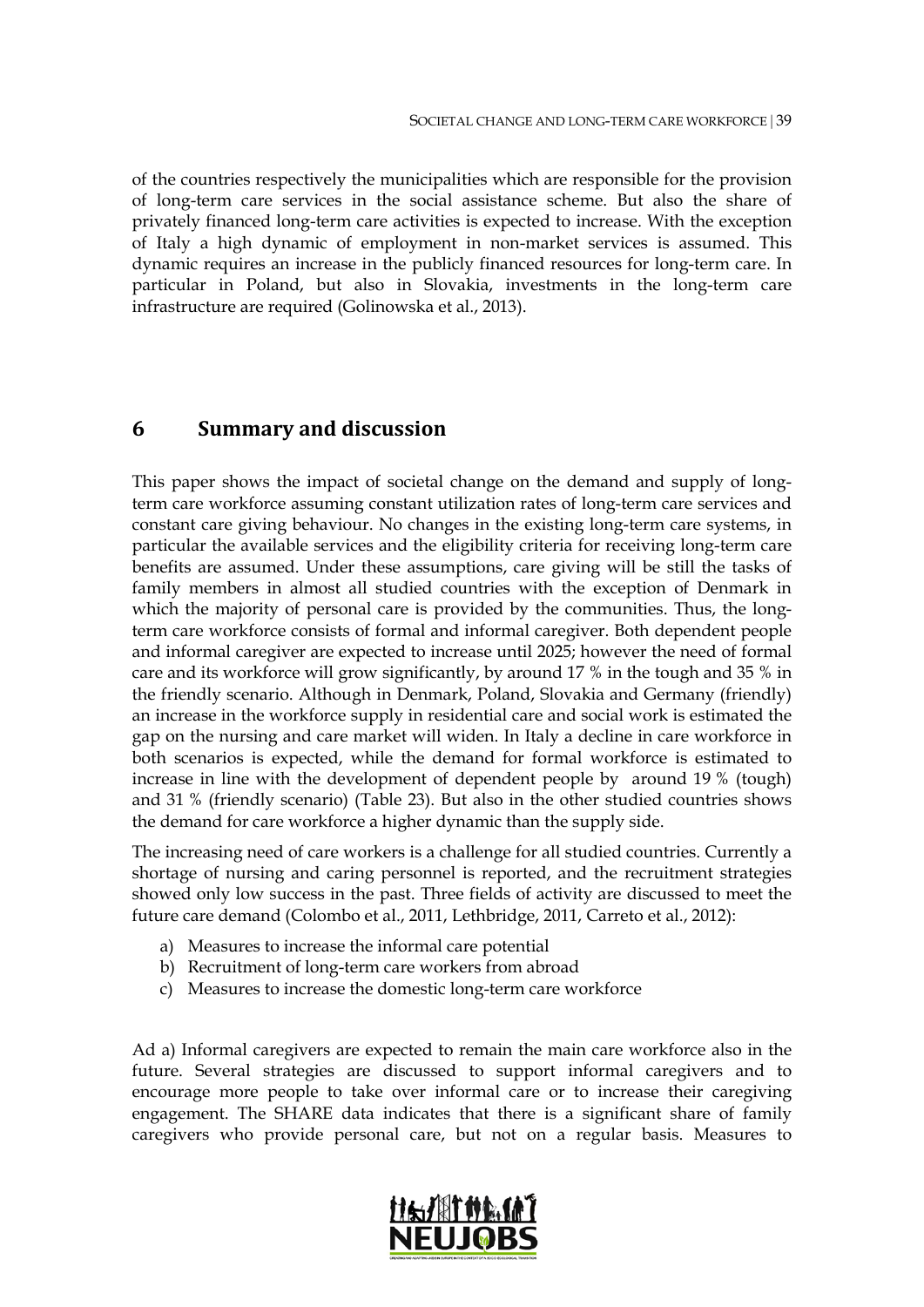of the countries respectively the municipalities which are responsible for the provision of long-term care services in the social assistance scheme. But also the share of privately financed long-term care activities is expected to increase. With the exception of Italy a high dynamic of employment in non-market services is assumed. This dynamic requires an increase in the publicly financed resources for long-term care. In particular in Poland, but also in Slovakia, investments in the long-term care infrastructure are required (Golinowska et al., 2013).

# 6 Summary and discussion

This paper shows the impact of societal change on the demand and supply of long-term care workforce assuming constant utilization rates of long-term care services and constant care giving behaviour. No changes in the existing long-term care systems, in particular the available services and the eligibility criteria for receiving long-term care benefits are assumed. Under these assumptions, care giving will be still the tasks of family members in almost all studied countries with the exception of Denmark in which the majority of personal care is provided by the communities. Thus, the long-term care workforce consists of formal and informal caregiver. Both dependent people and informal caregiver are expected to increase until 2025; however the need of formal care and its workforce will grow significantly, by around 17 % in the tough and 35 % in the friendly scenario. Although in Denmark, Poland, Slovakia and Germany (friendly) an increase in the workforce supply in residential care and social work is estimated the gap on the nursing and care market will widen. In Italy a decline in care workforce in both scenarios is expected, while the demand for formal workforce is estimated to increase in line with the development of dependent people by around 19 % (tough) and 31 % (friendly scenario) (Table 23). But also in the other studied countries shows the demand for care workforce a higher dynamic than the supply side.

The increasing need of care workers is a challenge for all studied countries. Currently a shortage of nursing and caring personnel is reported, and the recruitment strategies showed only low success in the past. Three fields of activity are discussed to meet the future care demand (Colombo et al., 2011, Lethbridge, 2011, Carreto et al., 2012):

a) Measures to increase the informal care potential
b) Recruitment of long-term care workers from abroad
c) Measures to increase the domestic long-term care workforce

Ad a) Informal caregivers are expected to remain the main care workforce also in the future. Several strategies are discussed to support informal caregivers and to encourage more people to take over informal care or to increase their caregiving engagement. The SHARE data indicates that there is a significant share of family caregivers who provide personal care, but not on a regular basis. Measures to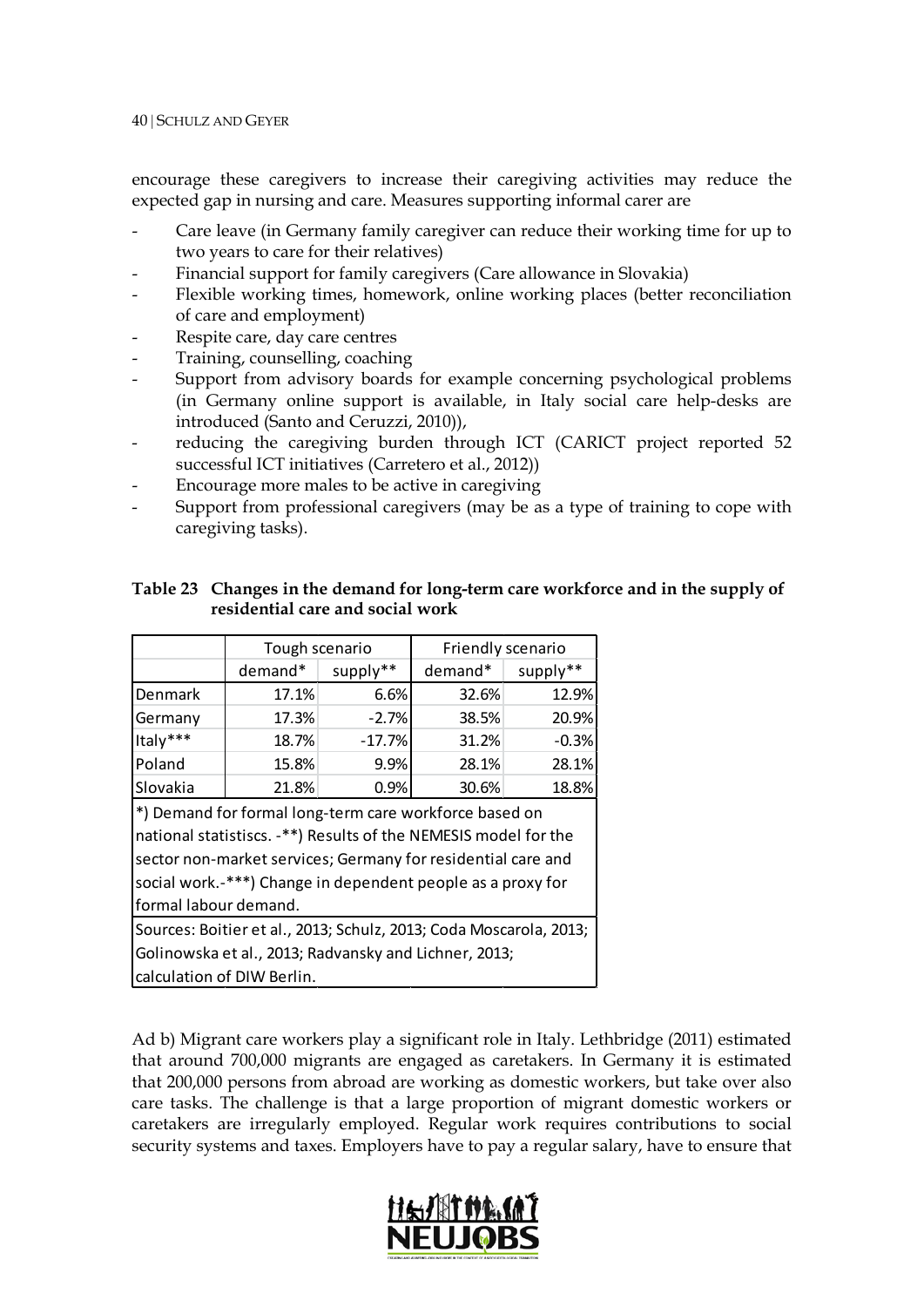encourage these caregivers to increase their caregiving activities may reduce the expected gap in nursing and care. Measures supporting informal carer are

- Care leave (in Germany family caregiver can reduce their working time for up to two years to care for their relatives)
- Financial support for family caregivers (Care allowance in Slovakia)
- Flexible working times, homework, online working places (better reconciliation of care and employment)
- Respite care, day care centres
- Training, counselling, coaching
- Support from advisory boards for example concerning psychological problems (in Germany online support is available, in Italy social care help-desks are introduced (Santo and Ceruzzi, 2010)),
- reducing the caregiving burden through ICT (CARICT project reported 52 successful ICT initiatives (Carretero et al., 2012))
- Encourage more males to be active in caregiving
- Support from professional caregivers (may be as a type of training to cope with caregiving tasks).

**Table 23 Changes in the demand for long-term care workforce and in the supply of residential care and social work**

| | Tough scenario | | Friendly scenario | |
|---|---|---|---|---|
| | demand* | supply** | demand* | supply** |
| Denmark | 17.1% | 6.6% | 32.6% | 12.9% |
| Germany | 17.3% | -2.7% | 38.5% | 20.9% |
| Italy*** | 18.7% | -17.7% | 31.2% | -0.3% |
| Poland | 15.8% | 9.9% | 28.1% | 28.1% |
| Slovakia | 21.8% | 0.9% | 30.6% | 18.8% |

*) Demand for formal long-term care workforce based on national statisticss. -**) Results of the NEMESIS model for the sector non-market services; Germany for residential care and social work.-***) Change in dependent people as a proxy for formal labour demand.

Sources: Boitier et al., 2013; Schulz, 2013; Coda Moscarola, 2013; Golinowska et al., 2013; Radvansky and Lichner, 2013; calculation of DIW Berlin.

Ad b) Migrant care workers play a significant role in Italy. Lethbridge (2011) estimated that around 700,000 migrants are engaged as caretakers. In Germany it is estimated that 200,000 persons from abroad are working as domestic workers, but take over also care tasks. The challenge is that a large proportion of migrant domestic workers or caretakers are irregularly employed. Regular work requires contributions to social security systems and taxes. Employers have to pay a regular salary, have to ensure that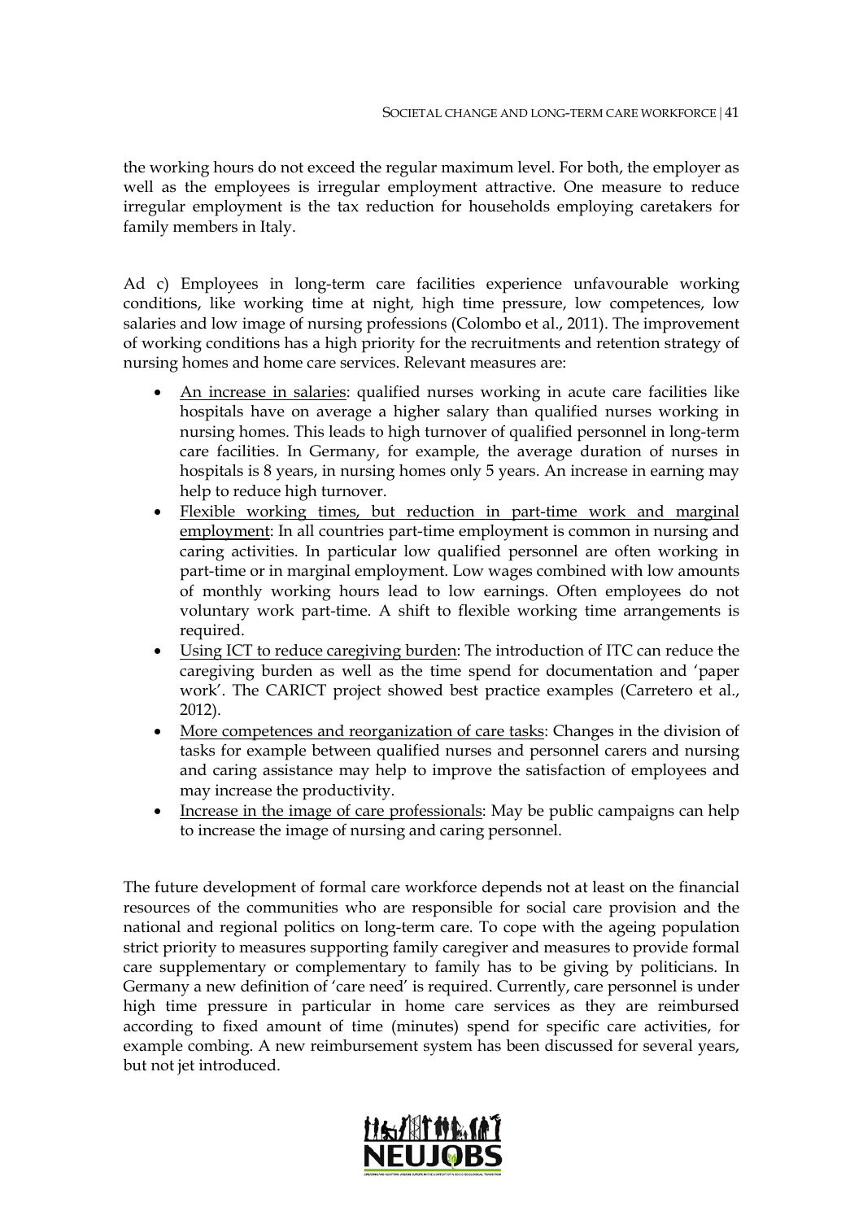the working hours do not exceed the regular maximum level. For both, the employer as well as the employees is irregular employment attractive. One measure to reduce irregular employment is the tax reduction for households employing caretakers for family members in Italy.

Ad c) Employees in long-term care facilities experience unfavourable working conditions, like working time at night, high time pressure, low competences, low salaries and low image of nursing professions (Colombo et al., 2011). The improvement of working conditions has a high priority for the recruitments and retention strategy of nursing homes and home care services. Relevant measures are:

- <u>An increase in salaries</u>: qualified nurses working in acute care facilities like hospitals have on average a higher salary than qualified nurses working in nursing homes. This leads to high turnover of qualified personnel in long-term care facilities. In Germany, for example, the average duration of nurses in hospitals is 8 years, in nursing homes only 5 years. An increase in earning may help to reduce high turnover.
- <u>Flexible working times, but reduction in part-time work and marginal employment</u>: In all countries part-time employment is common in nursing and caring activities. In particular low qualified personnel are often working in part-time or in marginal employment. Low wages combined with low amounts of monthly working hours lead to low earnings. Often employees do not voluntary work part-time. A shift to flexible working time arrangements is required.
- <u>Using ICT to reduce caregiving burden</u>: The introduction of ITC can reduce the caregiving burden as well as the time spend for documentation and 'paper work'. The CARICT project showed best practice examples (Carretero et al., 2012).
- <u>More competences and reorganization of care tasks</u>: Changes in the division of tasks for example between qualified nurses and personnel carers and nursing and caring assistance may help to improve the satisfaction of employees and may increase the productivity.
- <u>Increase in the image of care professionals</u>: May be public campaigns can help to increase the image of nursing and caring personnel.

The future development of formal care workforce depends not at least on the financial resources of the communities who are responsible for social care provision and the national and regional politics on long-term care. To cope with the ageing population strict priority to measures supporting family caregiver and measures to provide formal care supplementary or complementary to family has to be giving by politicians. In Germany a new definition of 'care need' is required. Currently, care personnel is under high time pressure in particular in home care services as they are reimbursed according to fixed amount of time (minutes) spend for specific care activities, for example combing. A new reimbursement system has been discussed for several years, but not jet introduced.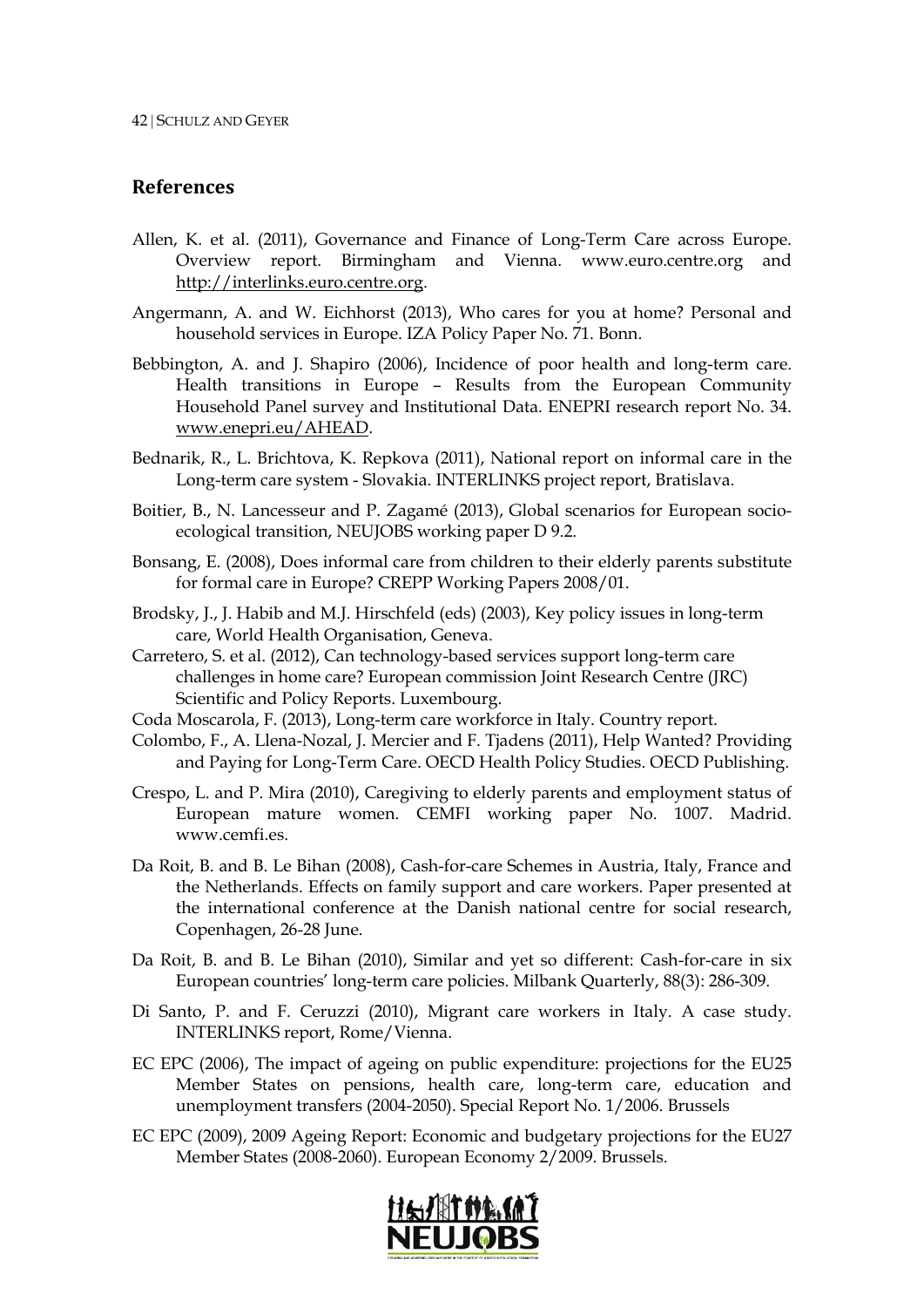## References

Allen, K. et al. (2011), Governance and Finance of Long-Term Care across Europe. Overview report. Birmingham and Vienna. www.euro.centre.org and http://interlinks.euro.centre.org.

Angermann, A. and W. Eichhorst (2013), Who cares for you at home? Personal and household services in Europe. IZA Policy Paper No. 71. Bonn.

Bebbington, A. and J. Shapiro (2006), Incidence of poor health and long-term care. Health transitions in Europe – Results from the European Community Household Panel survey and Institutional Data. ENEPRI research report No. 34. www.enepri.eu/AHEAD.

Bednarik, R., L. Brichtova, K. Repkova (2011), National report on informal care in the Long-term care system - Slovakia. INTERLINKS project report, Bratislava.

Boitier, B., N. Lancesseur and P. Zagamé (2013), Global scenarios for European socio-ecological transition, NEUJOBS working paper D 9.2.

Bonsang, E. (2008), Does informal care from children to their elderly parents substitute for formal care in Europe? CREPP Working Papers 2008/01.

Brodsky, J., J. Habib and M.J. Hirschfeld (eds) (2003), Key policy issues in long-term care, World Health Organisation, Geneva.

Carretero, S. et al. (2012), Can technology-based services support long-term care challenges in home care? European commission Joint Research Centre (JRC) Scientific and Policy Reports. Luxembourg.

Coda Moscarola, F. (2013), Long-term care workforce in Italy. Country report.

Colombo, F., A. Llena-Nozal, J. Mercier and F. Tjadens (2011), Help Wanted? Providing and Paying for Long-Term Care. OECD Health Policy Studies. OECD Publishing.

Crespo, L. and P. Mira (2010), Caregiving to elderly parents and employment status of European mature women. CEMFI working paper No. 1007. Madrid. www.cemfi.es.

Da Roit, B. and B. Le Bihan (2008), Cash-for-care Schemes in Austria, Italy, France and the Netherlands. Effects on family support and care workers. Paper presented at the international conference at the Danish national centre for social research, Copenhagen, 26-28 June.

Da Roit, B. and B. Le Bihan (2010), Similar and yet so different: Cash-for-care in six European countries' long-term care policies. Milbank Quarterly, 88(3): 286-309.

Di Santo, P. and F. Ceruzzi (2010), Migrant care workers in Italy. A case study. INTERLINKS report, Rome/Vienna.

EC EPC (2006), The impact of ageing on public expenditure: projections for the EU25 Member States on pensions, health care, long-term care, education and unemployment transfers (2004-2050). Special Report No. 1/2006. Brussels

EC EPC (2009), 2009 Ageing Report: Economic and budgetary projections for the EU27 Member States (2008-2060). European Economy 2/2009. Brussels.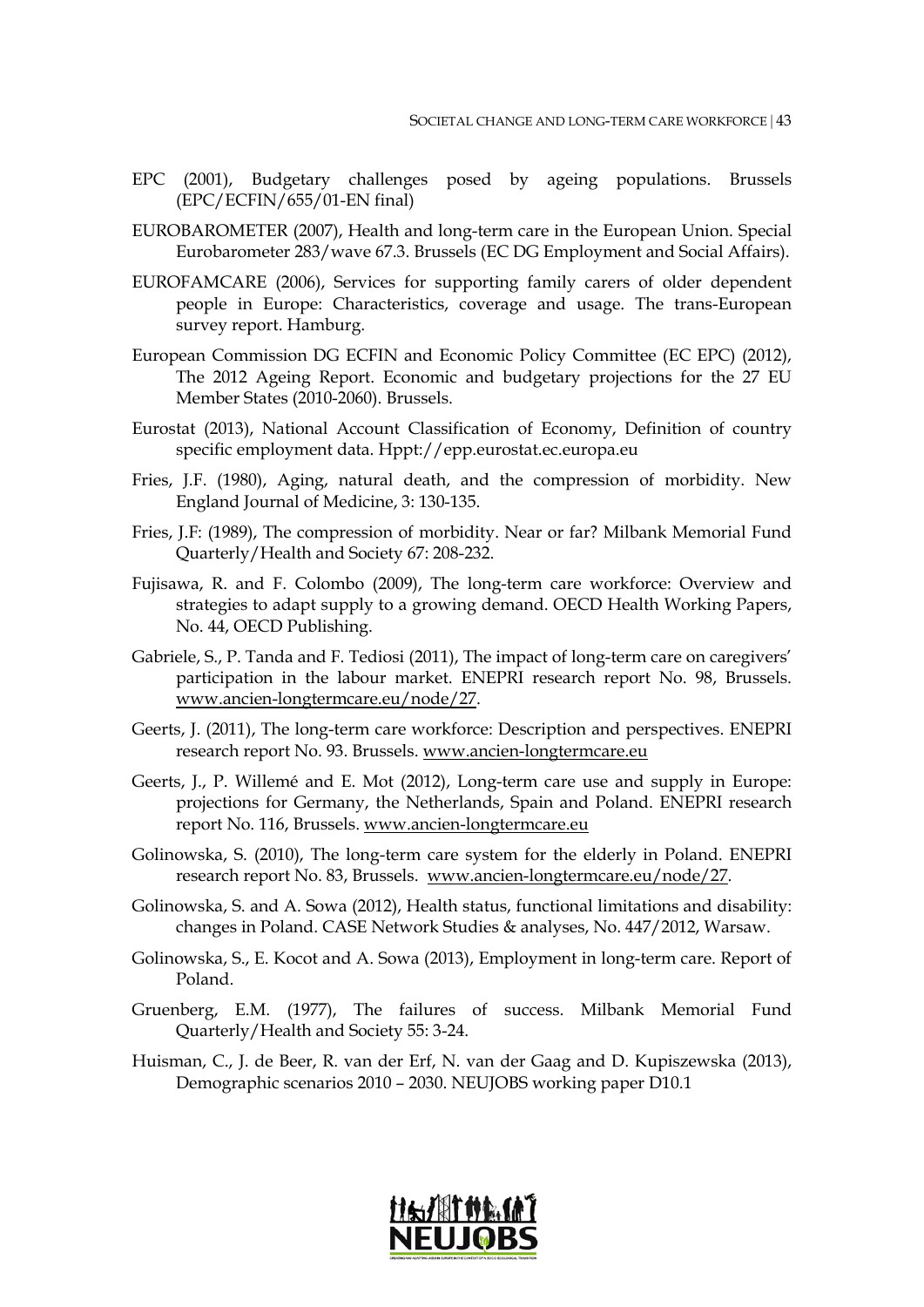EPC (2001), Budgetary challenges posed by ageing populations. Brussels (EPC/ECFIN/655/01-EN final)

EUROBAROMETER (2007), Health and long-term care in the European Union. Special Eurobarometer 283/wave 67.3. Brussels (EC DG Employment and Social Affairs).

EUROFAMCARE (2006), Services for supporting family carers of older dependent people in Europe: Characteristics, coverage and usage. The trans-European survey report. Hamburg.

European Commission DG ECFIN and Economic Policy Committee (EC EPC) (2012), The 2012 Ageing Report. Economic and budgetary projections for the 27 EU Member States (2010-2060). Brussels.

Eurostat (2013), National Account Classification of Economy, Definition of country specific employment data. Hppt://epp.eurostat.ec.europa.eu

Fries, J.F. (1980), Aging, natural death, and the compression of morbidity. New England Journal of Medicine, 3: 130-135.

Fries, J.F: (1989), The compression of morbidity. Near or far? Milbank Memorial Fund Quarterly/Health and Society 67: 208-232.

Fujisawa, R. and F. Colombo (2009), The long-term care workforce: Overview and strategies to adapt supply to a growing demand. OECD Health Working Papers, No. 44, OECD Publishing.

Gabriele, S., P. Tanda and F. Tediosi (2011), The impact of long-term care on caregivers' participation in the labour market. ENEPRI research report No. 98, Brussels. www.ancien-longtermcare.eu/node/27.

Geerts, J. (2011), The long-term care workforce: Description and perspectives. ENEPRI research report No. 93. Brussels. www.ancien-longtermcare.eu

Geerts, J., P. Willemé and E. Mot (2012), Long-term care use and supply in Europe: projections for Germany, the Netherlands, Spain and Poland. ENEPRI research report No. 116, Brussels. www.ancien-longtermcare.eu

Golinowska, S. (2010), The long-term care system for the elderly in Poland. ENEPRI research report No. 83, Brussels. www.ancien-longtermcare.eu/node/27.

Golinowska, S. and A. Sowa (2012), Health status, functional limitations and disability: changes in Poland. CASE Network Studies & analyses, No. 447/2012, Warsaw.

Golinowska, S., E. Kocot and A. Sowa (2013), Employment in long-term care. Report of Poland.

Gruenberg, E.M. (1977), The failures of success. Milbank Memorial Fund Quarterly/Health and Society 55: 3-24.

Huisman, C., J. de Beer, R. van der Erf, N. van der Gaag and D. Kupiszewska (2013), Demographic scenarios 2010 – 2030. NEUJOBS working paper D10.1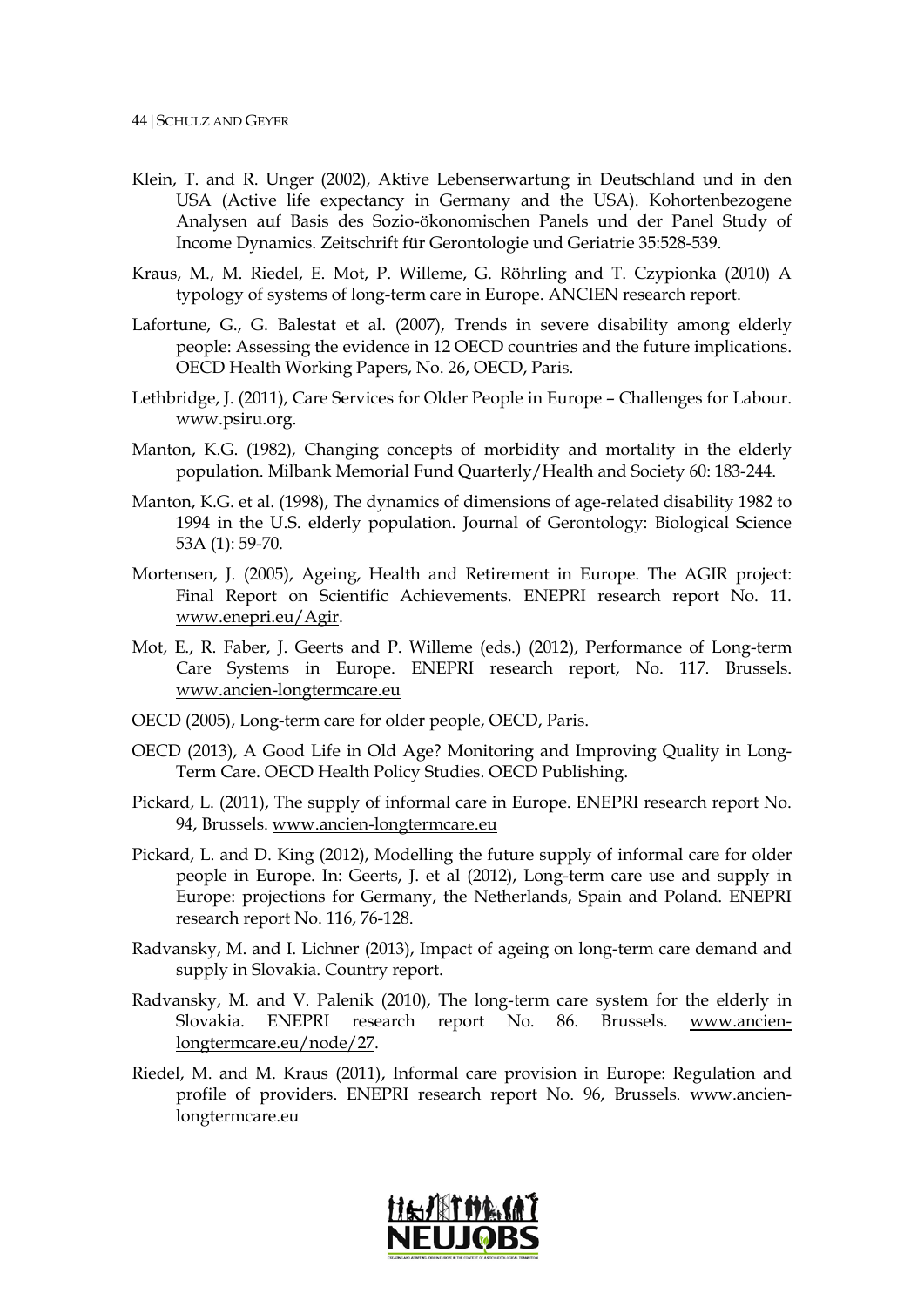Klein, T. and R. Unger (2002), Aktive Lebenserwartung in Deutschland und in den USA (Active life expectancy in Germany and the USA). Kohortenbezogene Analysen auf Basis des Sozio-ökonomischen Panels und der Panel Study of Income Dynamics. Zeitschrift für Gerontologie und Geriatrie 35:528-539.

Kraus, M., M. Riedel, E. Mot, P. Willeme, G. Röhrling and T. Czypionka (2010) A typology of systems of long-term care in Europe. ANCIEN research report.

Lafortune, G., G. Balestat et al. (2007), Trends in severe disability among elderly people: Assessing the evidence in 12 OECD countries and the future implications. OECD Health Working Papers, No. 26, OECD, Paris.

Lethbridge, J. (2011), Care Services for Older People in Europe – Challenges for Labour. www.psiru.org.

Manton, K.G. (1982), Changing concepts of morbidity and mortality in the elderly population. Milbank Memorial Fund Quarterly/Health and Society 60: 183-244.

Manton, K.G. et al. (1998), The dynamics of dimensions of age-related disability 1982 to 1994 in the U.S. elderly population. Journal of Gerontology: Biological Science 53A (1): 59-70.

Mortensen, J. (2005), Ageing, Health and Retirement in Europe. The AGIR project: Final Report on Scientific Achievements. ENEPRI research report No. 11. www.enepri.eu/Agir.

Mot, E., R. Faber, J. Geerts and P. Willeme (eds.) (2012), Performance of Long-term Care Systems in Europe. ENEPRI research report, No. 117. Brussels. www.ancien-longtermcare.eu

OECD (2005), Long-term care for older people, OECD, Paris.

OECD (2013), A Good Life in Old Age? Monitoring and Improving Quality in Long-Term Care. OECD Health Policy Studies. OECD Publishing.

Pickard, L. (2011), The supply of informal care in Europe. ENEPRI research report No. 94, Brussels. www.ancien-longtermcare.eu

Pickard, L. and D. King (2012), Modelling the future supply of informal care for older people in Europe. In: Geerts, J. et al (2012), Long-term care use and supply in Europe: projections for Germany, the Netherlands, Spain and Poland. ENEPRI research report No. 116, 76-128.

Radvansky, M. and I. Lichner (2013), Impact of ageing on long-term care demand and supply in Slovakia. Country report.

Radvansky, M. and V. Palenik (2010), The long-term care system for the elderly in Slovakia. ENEPRI research report No. 86. Brussels. www.ancien-longtermcare.eu/node/27.

Riedel, M. and M. Kraus (2011), Informal care provision in Europe: Regulation and profile of providers. ENEPRI research report No. 96, Brussels. www.ancien-longtermcare.eu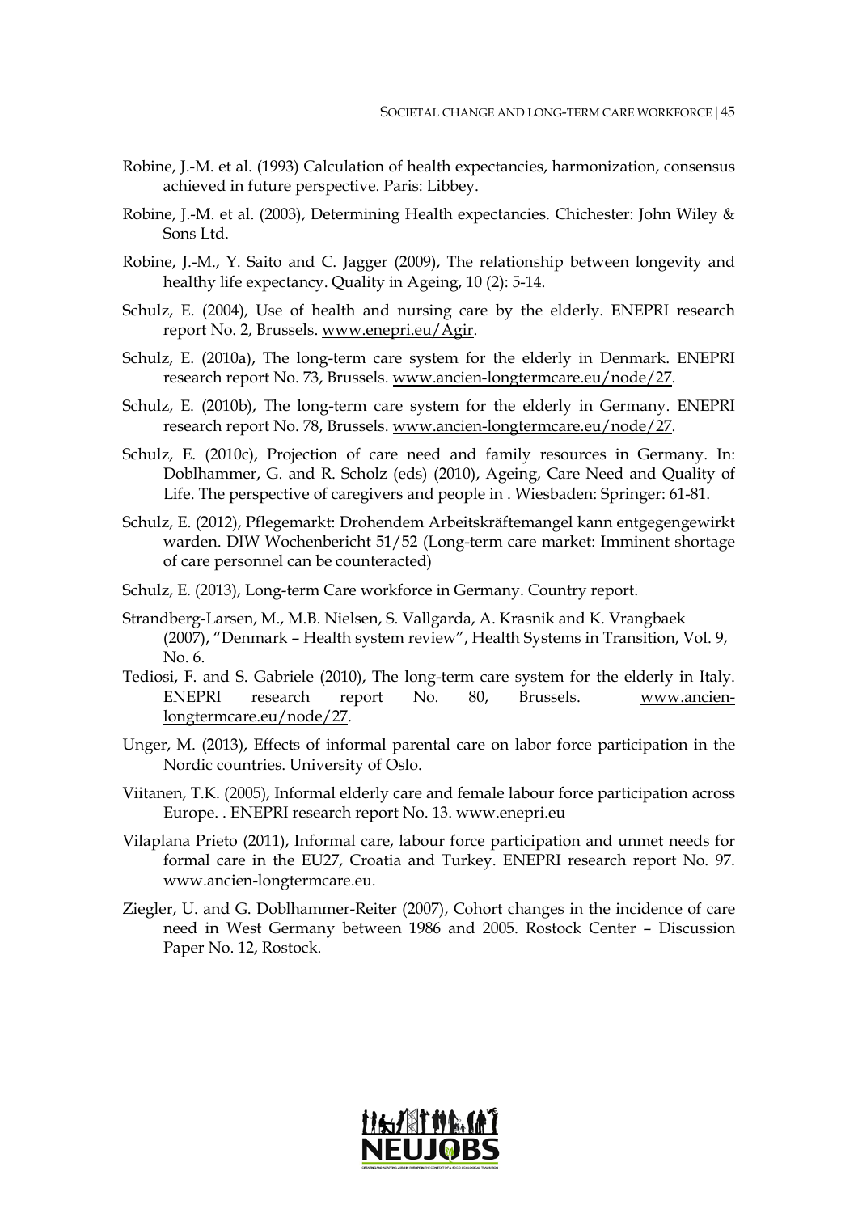Robine, J.-M. et al. (1993) Calculation of health expectancies, harmonization, consensus achieved in future perspective. Paris: Libbey.

Robine, J.-M. et al. (2003), Determining Health expectancies. Chichester: John Wiley & Sons Ltd.

Robine, J.-M., Y. Saito and C. Jagger (2009), The relationship between longevity and healthy life expectancy. Quality in Ageing, 10 (2): 5-14.

Schulz, E. (2004), Use of health and nursing care by the elderly. ENEPRI research report No. 2, Brussels. www.enepri.eu/Agir.

Schulz, E. (2010a), The long-term care system for the elderly in Denmark. ENEPRI research report No. 73, Brussels. www.ancien-longtermcare.eu/node/27.

Schulz, E. (2010b), The long-term care system for the elderly in Germany. ENEPRI research report No. 78, Brussels. www.ancien-longtermcare.eu/node/27.

Schulz, E. (2010c), Projection of care need and family resources in Germany. In: Doblhammer, G. and R. Scholz (eds) (2010), Ageing, Care Need and Quality of Life. The perspective of caregivers and people in . Wiesbaden: Springer: 61-81.

Schulz, E. (2012), Pflegemarkt: Drohendem Arbeitskräftemangel kann entgegengewirkt warden. DIW Wochenbericht 51/52 (Long-term care market: Imminent shortage of care personnel can be counteracted)

Schulz, E. (2013), Long-term Care workforce in Germany. Country report.

Strandberg-Larsen, M., M.B. Nielsen, S. Vallgarda, A. Krasnik and K. Vrangbaek (2007), "Denmark – Health system review", Health Systems in Transition, Vol. 9, No. 6.

Tediosi, F. and S. Gabriele (2010), The long-term care system for the elderly in Italy. ENEPRI research report No. 80, Brussels. www.ancien-longtermcare.eu/node/27.

Unger, M. (2013), Effects of informal parental care on labor force participation in the Nordic countries. University of Oslo.

Viitanen, T.K. (2005), Informal elderly care and female labour force participation across Europe. . ENEPRI research report No. 13. www.enepri.eu

Vilaplana Prieto (2011), Informal care, labour force participation and unmet needs for formal care in the EU27, Croatia and Turkey. ENEPRI research report No. 97. www.ancien-longtermcare.eu.

Ziegler, U. and G. Doblhammer-Reiter (2007), Cohort changes in the incidence of care need in West Germany between 1986 and 2005. Rostock Center – Discussion Paper No. 12, Rostock.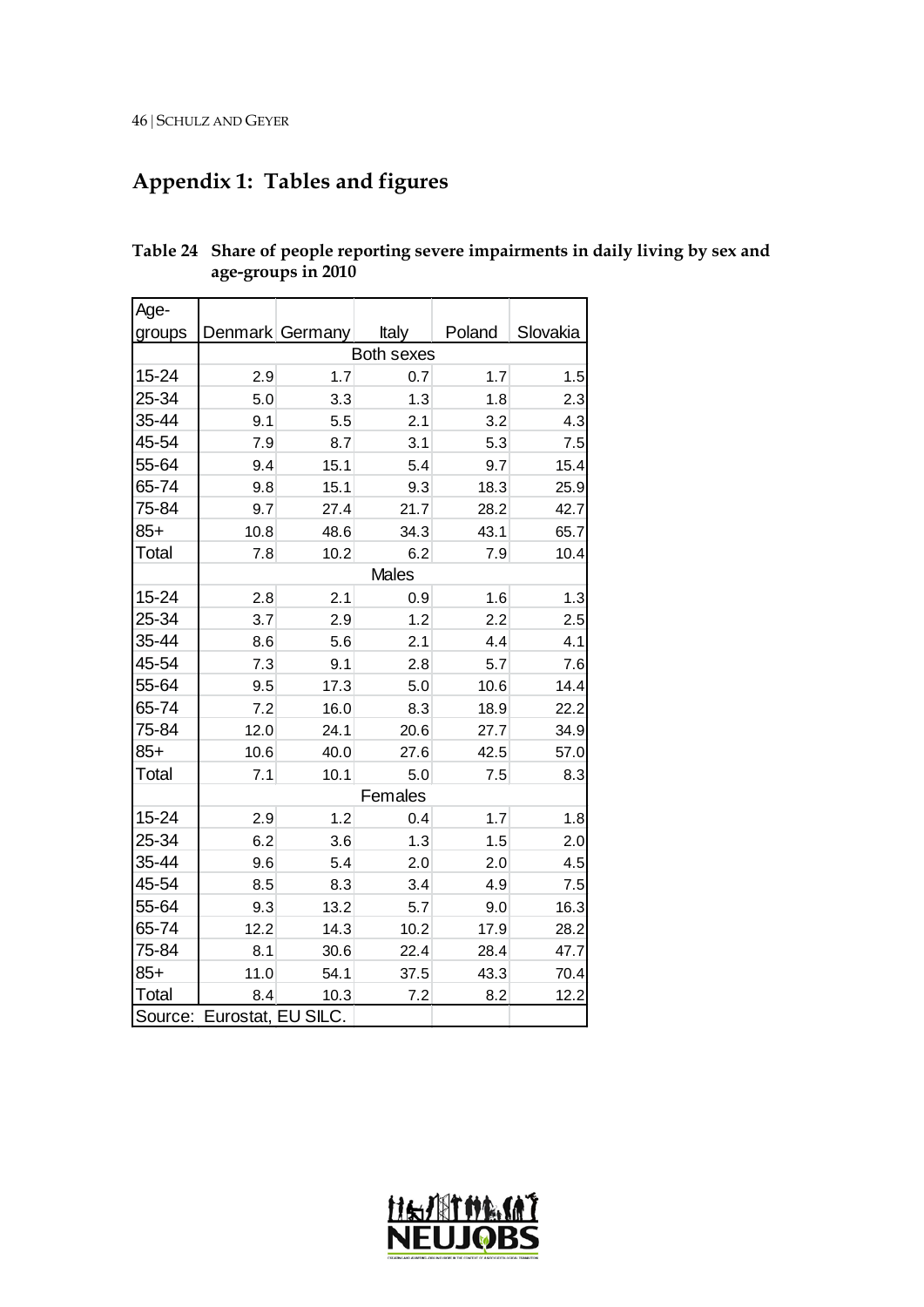# Appendix 1: Tables and figures

**Table 24 Share of people reporting severe impairments in daily living by sex and age-groups in 2010**

| Age-groups | Denmark | Germany | Italy | Poland | Slovakia |
|---|---|---|---|---|---|
| | | | Both sexes | | |
| 15-24 | 2.9 | 1.7 | 0.7 | 1.7 | 1.5 |
| 25-34 | 5.0 | 3.3 | 1.3 | 1.8 | 2.3 |
| 35-44 | 9.1 | 5.5 | 2.1 | 3.2 | 4.3 |
| 45-54 | 7.9 | 8.7 | 3.1 | 5.3 | 7.5 |
| 55-64 | 9.4 | 15.1 | 5.4 | 9.7 | 15.4 |
| 65-74 | 9.8 | 15.1 | 9.3 | 18.3 | 25.9 |
| 75-84 | 9.7 | 27.4 | 21.7 | 28.2 | 42.7 |
| 85+ | 10.8 | 48.6 | 34.3 | 43.1 | 65.7 |
| Total | 7.8 | 10.2 | 6.2 | 7.9 | 10.4 |
| | | | Males | | |
| 15-24 | 2.8 | 2.1 | 0.9 | 1.6 | 1.3 |
| 25-34 | 3.7 | 2.9 | 1.2 | 2.2 | 2.5 |
| 35-44 | 8.6 | 5.6 | 2.1 | 4.4 | 4.1 |
| 45-54 | 7.3 | 9.1 | 2.8 | 5.7 | 7.6 |
| 55-64 | 9.5 | 17.3 | 5.0 | 10.6 | 14.4 |
| 65-74 | 7.2 | 16.0 | 8.3 | 18.9 | 22.2 |
| 75-84 | 12.0 | 24.1 | 20.6 | 27.7 | 34.9 |
| 85+ | 10.6 | 40.0 | 27.6 | 42.5 | 57.0 |
| Total | 7.1 | 10.1 | 5.0 | 7.5 | 8.3 |
| | | | Females | | |
| 15-24 | 2.9 | 1.2 | 0.4 | 1.7 | 1.8 |
| 25-34 | 6.2 | 3.6 | 1.3 | 1.5 | 2.0 |
| 35-44 | 9.6 | 5.4 | 2.0 | 2.0 | 4.5 |
| 45-54 | 8.5 | 8.3 | 3.4 | 4.9 | 7.5 |
| 55-64 | 9.3 | 13.2 | 5.7 | 9.0 | 16.3 |
| 65-74 | 12.2 | 14.3 | 10.2 | 17.9 | 28.2 |
| 75-84 | 8.1 | 30.6 | 22.4 | 28.4 | 47.7 |
| 85+ | 11.0 | 54.1 | 37.5 | 43.3 | 70.4 |
| Total | 8.4 | 10.3 | 7.2 | 8.2 | 12.2 |

Source: Eurostat, EU SILC.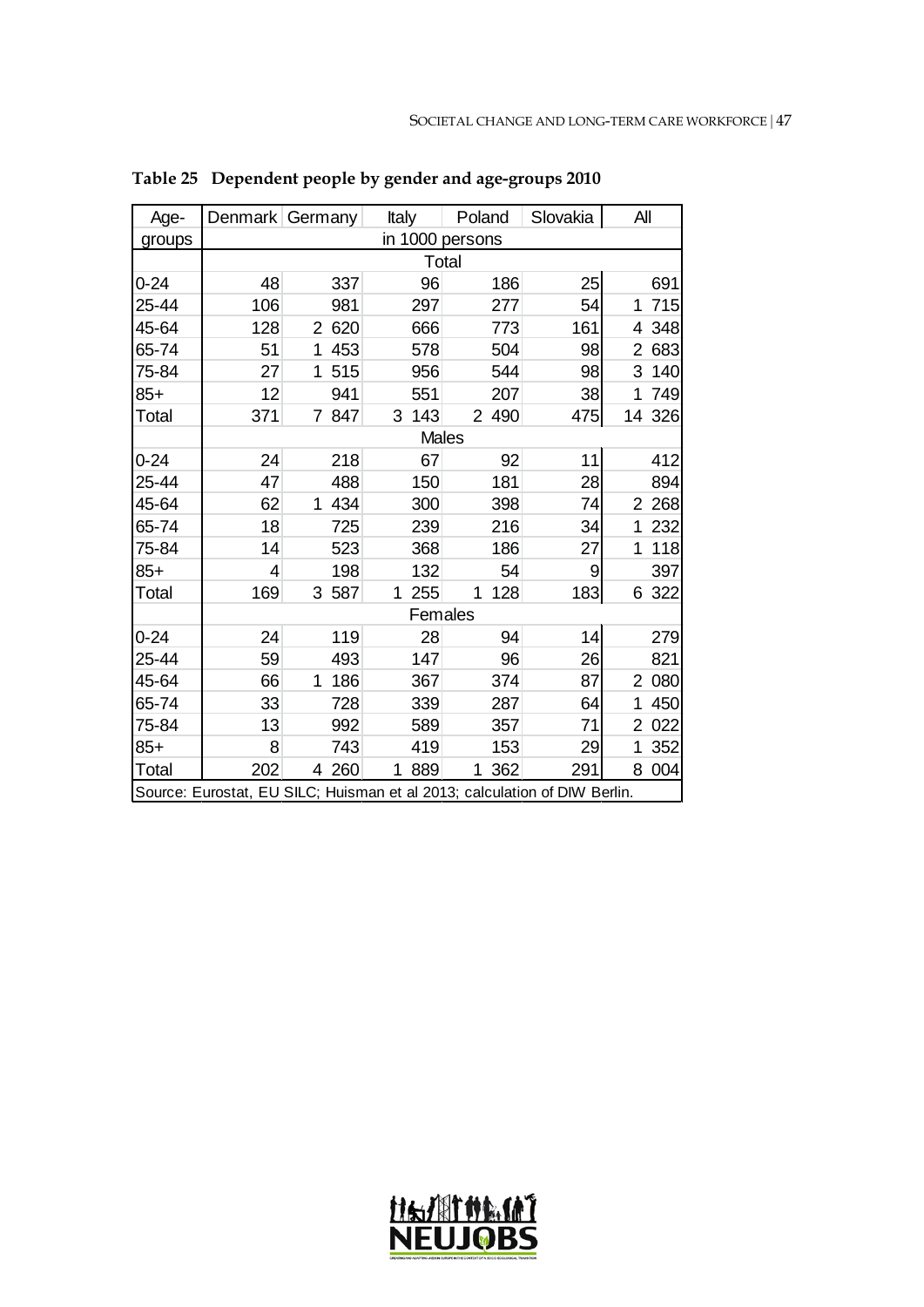**Table 25 Dependent people by gender and age-groups 2010**

| Age-groups | Denmark | Germany | Italy | Poland | Slovakia | All |
|---|---|---|---|---|---|---|
| | in 1000 persons | | | | | |
| | Total | | | | | |
| 0-24 | 48 | 337 | 96 | 186 | 25 | 691 |
| 25-44 | 106 | 981 | 297 | 277 | 54 | 1 715 |
| 45-64 | 128 | 2 620 | 666 | 773 | 161 | 4 348 |
| 65-74 | 51 | 1 453 | 578 | 504 | 98 | 2 683 |
| 75-84 | 27 | 1 515 | 956 | 544 | 98 | 3 140 |
| 85+ | 12 | 941 | 551 | 207 | 38 | 1 749 |
| Total | 371 | 7 847 | 3 143 | 2 490 | 475 | 14 326 |
| | Males | | | | | |
| 0-24 | 24 | 218 | 67 | 92 | 11 | 412 |
| 25-44 | 47 | 488 | 150 | 181 | 28 | 894 |
| 45-64 | 62 | 1 434 | 300 | 398 | 74 | 2 268 |
| 65-74 | 18 | 725 | 239 | 216 | 34 | 1 232 |
| 75-84 | 14 | 523 | 368 | 186 | 27 | 1 118 |
| 85+ | 4 | 198 | 132 | 54 | 9 | 397 |
| Total | 169 | 3 587 | 1 255 | 1 128 | 183 | 6 322 |
| | Females | | | | | |
| 0-24 | 24 | 119 | 28 | 94 | 14 | 279 |
| 25-44 | 59 | 493 | 147 | 96 | 26 | 821 |
| 45-64 | 66 | 1 186 | 367 | 374 | 87 | 2 080 |
| 65-74 | 33 | 728 | 339 | 287 | 64 | 1 450 |
| 75-84 | 13 | 992 | 589 | 357 | 71 | 2 022 |
| 85+ | 8 | 743 | 419 | 153 | 29 | 1 352 |
| Total | 202 | 4 260 | 1 889 | 1 362 | 291 | 8 004 |

Source: Eurostat, EU SILC; Huisman et al 2013; calculation of DIW Berlin.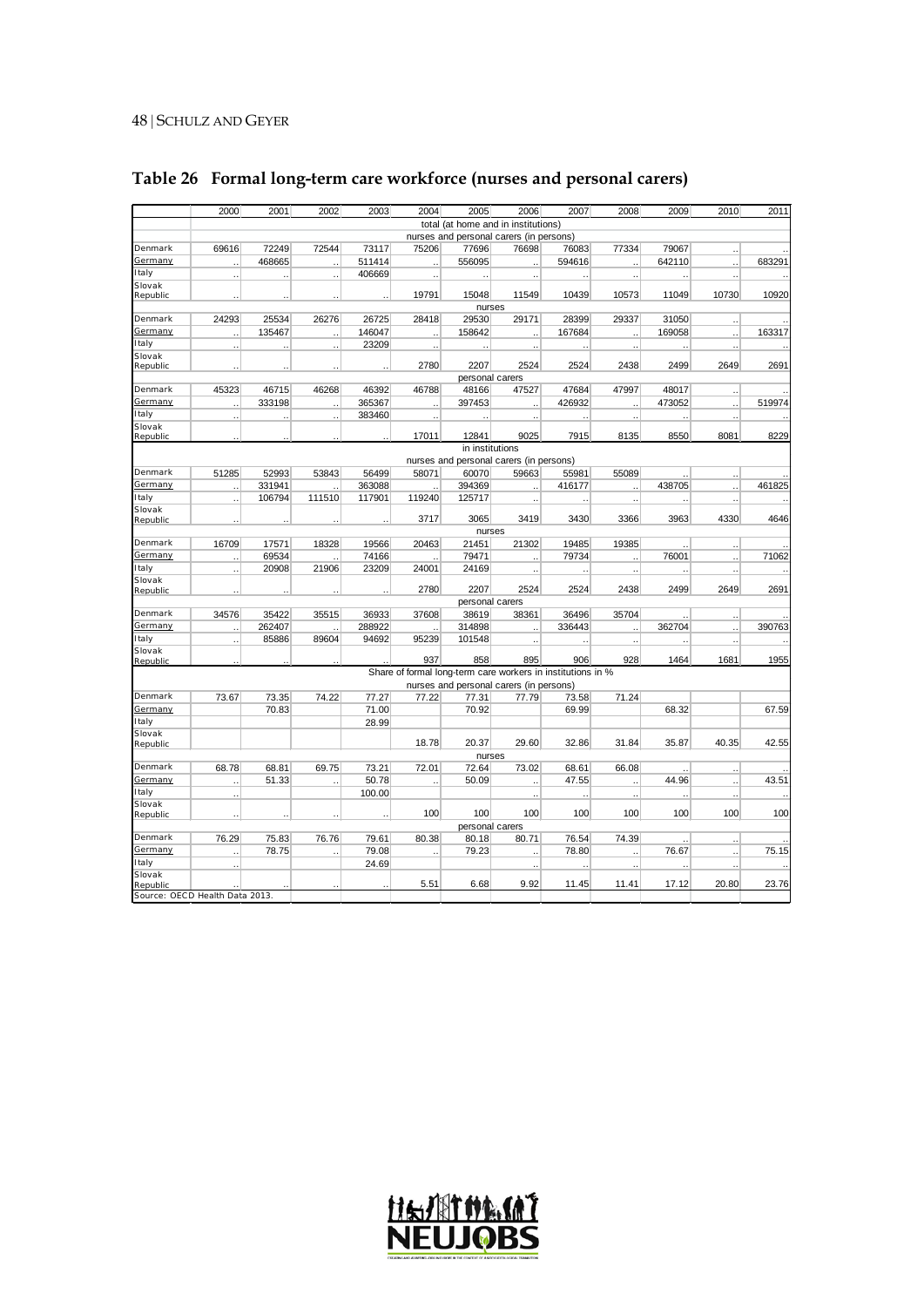## Table 26 Formal long-term care workforce (nurses and personal carers)

| | 2000 | 2001 | 2002 | 2003 | 2004 | 2005 | 2006 | 2007 | 2008 | 2009 | 2010 | 2011 |
|---|---|---|---|---|---|---|---|---|---|---|---|---|
| | total (at home and in institutions) | | | | | | | | | | | |
| | nurses and personal carers (in persons) | | | | | | | | | | | |
| Denmark | 69616 | 72249 | 72544 | 73117 | 75206 | 77696 | 76698 | 76083 | 77334 | 79067 | .. | .. |
| Germany | .. | 468665 | .. | 511414 | .. | 556095 | .. | 594616 | .. | 642110 | .. | 683291 |
| Italy | .. | .. | .. | 406669 | .. | .. | .. | .. | .. | .. | .. | .. |
| Slovak Republic | .. | .. | .. | .. | 19791 | 15048 | 11549 | 10439 | 10573 | 11049 | 10730 | 10920 |
| | nurses | | | | | | | | | | | |
| Denmark | 24293 | 25534 | 26276 | 26725 | 28418 | 29530 | 29171 | 28399 | 29337 | 31050 | .. | .. |
| Germany | .. | 135467 | .. | 146047 | .. | 158642 | .. | 167684 | .. | 169058 | .. | 163317 |
| Italy | .. | .. | .. | 23209 | .. | .. | .. | .. | .. | .. | .. | .. |
| Slovak Republic | .. | .. | .. | .. | 2780 | 2207 | 2524 | 2524 | 2438 | 2499 | 2649 | 2691 |
| | personal carers | | | | | | | | | | | |
| Denmark | 45323 | 46715 | 46268 | 46392 | 46788 | 48166 | 47527 | 47684 | 47997 | 48017 | .. | .. |
| Germany | .. | 333198 | .. | 365367 | .. | 397453 | .. | 426932 | .. | 473052 | .. | 519974 |
| Italy | .. | .. | .. | 383460 | .. | .. | .. | .. | .. | .. | .. | .. |
| Slovak Republic | .. | .. | .. | .. | 17011 | 12841 | 9025 | 7915 | 8135 | 8550 | 8081 | 8229 |
| | in institutions | | | | | | | | | | | |
| | nurses and personal carers (in persons) | | | | | | | | | | | |
| Denmark | 51285 | 52993 | 53843 | 56499 | 58071 | 60070 | 59663 | 55981 | 55089 | .. | .. | .. |
| Germany | .. | 331941 | .. | 363088 | .. | 394369 | .. | 416177 | .. | 438705 | .. | 461825 |
| Italy | .. | 106794 | 111510 | 117901 | 119240 | 125717 | .. | .. | .. | .. | .. | .. |
| Slovak Republic | .. | .. | .. | .. | 3717 | 3065 | 3419 | 3430 | 3366 | 3963 | 4330 | 4646 |
| | nurses | | | | | | | | | | | |
| Denmark | 16709 | 17571 | 18328 | 19566 | 20463 | 21451 | 21302 | 19485 | 19385 | .. | .. | .. |
| Germany | .. | 69534 | .. | 74166 | .. | 79471 | .. | 79734 | .. | 76001 | .. | 71062 |
| Italy | .. | 20908 | 21906 | 23209 | 24001 | 24169 | .. | .. | .. | .. | .. | .. |
| Slovak Republic | .. | .. | .. | .. | 2780 | 2207 | 2524 | 2524 | 2438 | 2499 | 2649 | 2691 |
| | personal carers | | | | | | | | | | | |
| Denmark | 34576 | 35422 | 35515 | 36933 | 37608 | 38619 | 38361 | 36496 | 35704 | .. | .. | .. |
| Germany | .. | 262407 | .. | 288922 | .. | 314898 | .. | 336443 | .. | 362704 | .. | 390763 |
| Italy | .. | 85886 | 89604 | 94692 | 95239 | 101548 | .. | .. | .. | .. | .. | .. |
| Slovak Republic | .. | .. | .. | .. | 937 | 858 | 895 | 906 | 928 | 1464 | 1681 | 1955 |
| | Share of formal long-term care workers in institutions in % | | | | | | | | | | | |
| | nurses and personal carers (in persons) | | | | | | | | | | | |
| Denmark | 73.67 | 73.35 | 74.22 | 77.27 | 77.22 | 77.31 | 77.79 | 73.58 | 71.24 | | | |
| Germany | | 70.83 | | 71.00 | | 70.92 | | 69.99 | | 68.32 | | 67.59 |
| Italy | | | | 28.99 | | | | | | | | |
| Slovak Republic | | | | | 18.78 | 20.37 | 29.60 | 32.86 | 31.84 | 35.87 | 40.35 | 42.55 |
| | nurses | | | | | | | | | | | |
| Denmark | 68.78 | 68.81 | 69.75 | 73.21 | 72.01 | 72.64 | 73.02 | 68.61 | 66.08 | .. | .. | .. |
| Germany | .. | 51.33 | .. | 50.78 | .. | 50.09 | .. | 47.55 | .. | 44.96 | .. | 43.51 |
| Italy | .. | | | 100.00 | | | .. | .. | .. | .. | .. | .. |
| Slovak Republic | .. | .. | .. | .. | 100 | 100 | 100 | 100 | 100 | 100 | 100 | 100 |
| | personal carers | | | | | | | | | | | |
| Denmark | 76.29 | 75.83 | 76.76 | 79.61 | 80.38 | 80.18 | 80.71 | 76.54 | 74.39 | .. | .. | .. |
| Germany | .. | 78.75 | .. | 79.08 | .. | 79.23 | .. | 78.80 | .. | 76.67 | .. | 75.15 |
| Italy | .. | | | 24.69 | | | .. | .. | .. | .. | .. | .. |
| Slovak Republic | .. | .. | .. | .. | 5.51 | 6.68 | 9.92 | 11.45 | 11.41 | 17.12 | 20.80 | 23.76 |

Source: OECD Health Data 2013.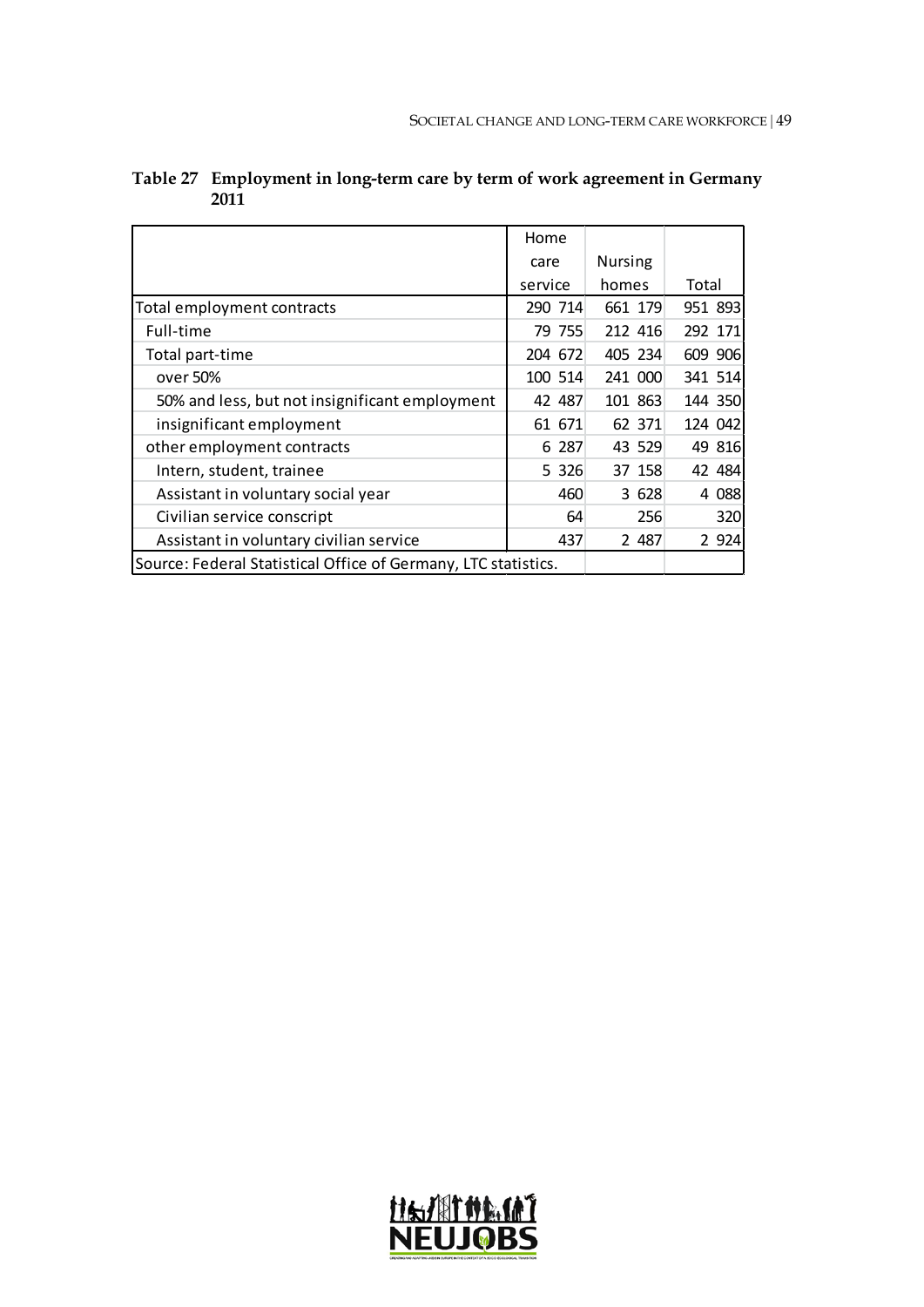**Table 27 Employment in long-term care by term of work agreement in Germany 2011**

| | Home care service | Nursing homes | Total |
|---|---|---|---|
| Total employment contracts | 290 714 | 661 179 | 951 893 |
| Full-time | 79 755 | 212 416 | 292 171 |
| Total part-time | 204 672 | 405 234 | 609 906 |
| over 50% | 100 514 | 241 000 | 341 514 |
| 50% and less, but not insignificant employment | 42 487 | 101 863 | 144 350 |
| insignificant employment | 61 671 | 62 371 | 124 042 |
| other employment contracts | 6 287 | 43 529 | 49 816 |
| Intern, student, trainee | 5 326 | 37 158 | 42 484 |
| Assistant in voluntary social year | 460 | 3 628 | 4 088 |
| Civilian service conscript | 64 | 256 | 320 |
| Assistant in voluntary civilian service | 437 | 2 487 | 2 924 |

Source: Federal Statistical Office of Germany, LTC statistics.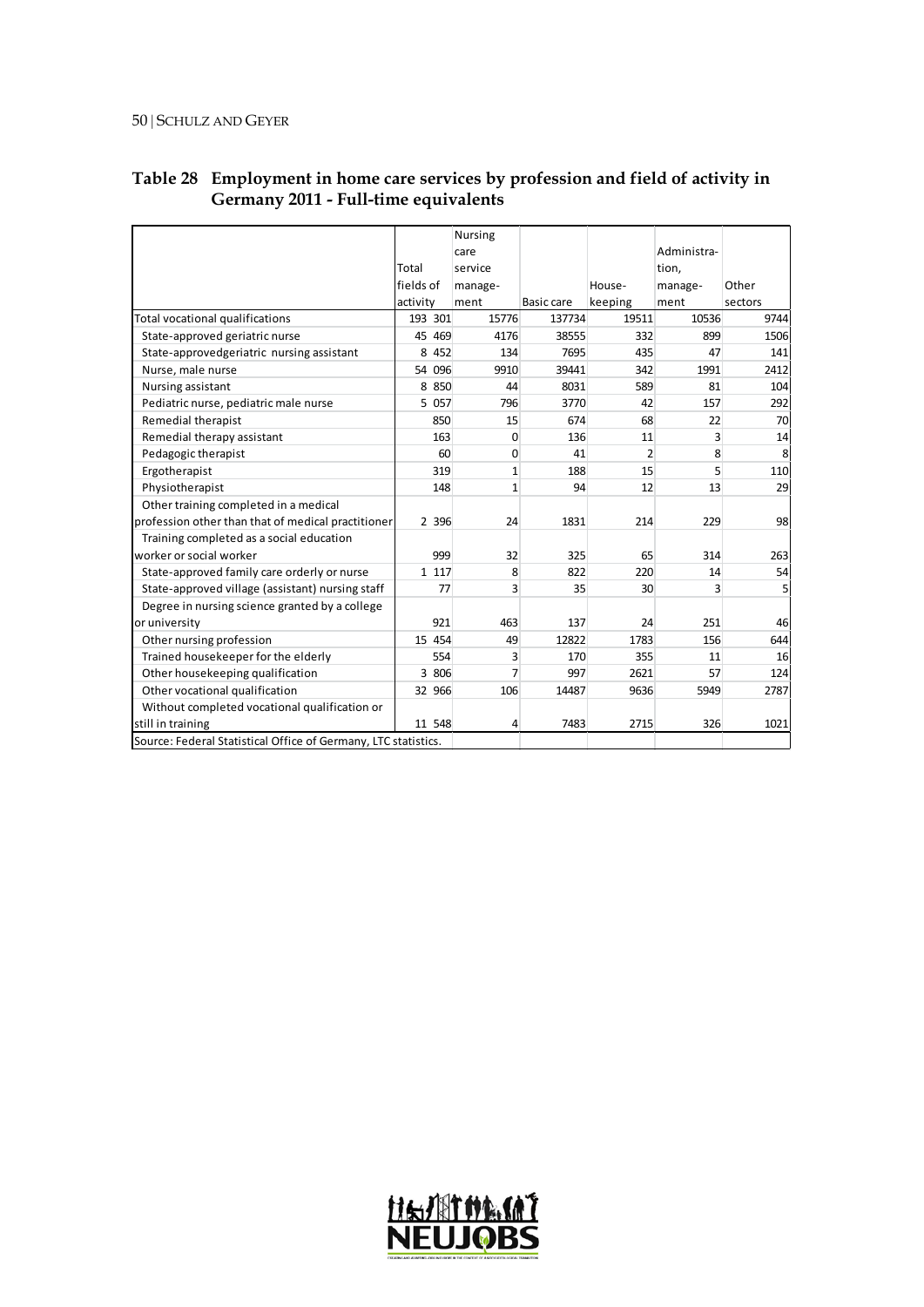## Table 28 Employment in home care services by profession and field of activity in Germany 2011 - Full-time equivalents

| | Total fields of activity | Nursing care service manage-ment | Basic care | House-keeping | Administra-tion, manage-ment | Other sectors |
|---|---|---|---|---|---|---|
| Total vocational qualifications | 193 301 | 15776 | 137734 | 19511 | 10536 | 9744 |
| State-approved geriatric nurse | 45 469 | 4176 | 38555 | 332 | 899 | 1506 |
| State-approvedgeriatric nursing assistant | 8 452 | 134 | 7695 | 435 | 47 | 141 |
| Nurse, male nurse | 54 096 | 9910 | 39441 | 342 | 1991 | 2412 |
| Nursing assistant | 8 850 | 44 | 8031 | 589 | 81 | 104 |
| Pediatric nurse, pediatric male nurse | 5 057 | 796 | 3770 | 42 | 157 | 292 |
| Remedial therapist | 850 | 15 | 674 | 68 | 22 | 70 |
| Remedial therapy assistant | 163 | 0 | 136 | 11 | 3 | 14 |
| Pedagogic therapist | 60 | 0 | 41 | 2 | 8 | 8 |
| Ergotherapist | 319 | 1 | 188 | 15 | 5 | 110 |
| Physiotherapist | 148 | 1 | 94 | 12 | 13 | 29 |
| Other training completed in a medical profession other than that of medical practitioner | 2 396 | 24 | 1831 | 214 | 229 | 98 |
| Training completed as a social education worker or social worker | 999 | 32 | 325 | 65 | 314 | 263 |
| State-approved family care orderly or nurse | 1 117 | 8 | 822 | 220 | 14 | 54 |
| State-approved village (assistant) nursing staff | 77 | 3 | 35 | 30 | 3 | 5 |
| Degree in nursing science granted by a college or university | 921 | 463 | 137 | 24 | 251 | 46 |
| Other nursing profession | 15 454 | 49 | 12822 | 1783 | 156 | 644 |
| Trained housekeeper for the elderly | 554 | 3 | 170 | 355 | 11 | 16 |
| Other housekeeping qualification | 3 806 | 7 | 997 | 2621 | 57 | 124 |
| Other vocational qualification | 32 966 | 106 | 14487 | 9636 | 5949 | 2787 |
| Without completed vocational qualification or still in training | 11 548 | 4 | 7483 | 2715 | 326 | 1021 |

Source: Federal Statistical Office of Germany, LTC statistics.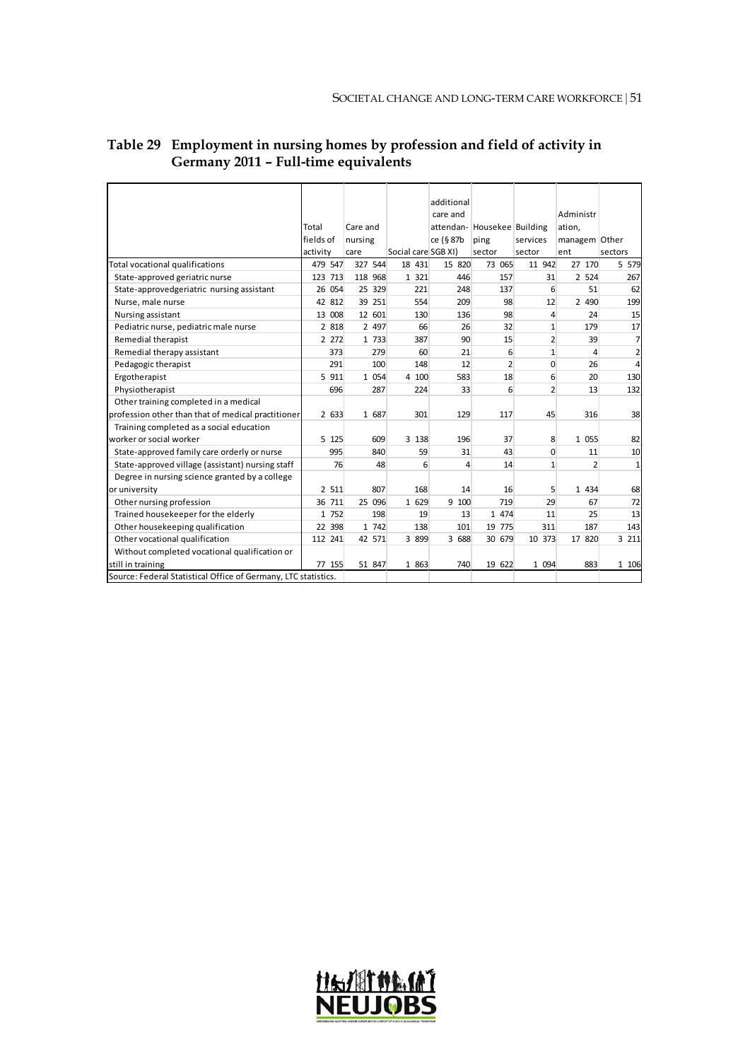**Table 29 Employment in nursing homes by profession and field of activity in Germany 2011 – Full-time equivalents**

| | Total fields of activity | Care and nursing care | Social care | additional care and attendance (§ 87b SGB XI) | Housekeeping sector | Building services sector | Administration, management | Other sectors |
|---|---|---|---|---|---|---|---|---|
| Total vocational qualifications | 479 547 | 327 544 | 18 431 | 15 820 | 73 065 | 11 942 | 27 170 | 5 579 |
| State-approved geriatric nurse | 123 713 | 118 968 | 1 321 | 446 | 157 | 31 | 2 524 | 267 |
| State-approvedgeriatric nursing assistant | 26 054 | 25 329 | 221 | 248 | 137 | 6 | 51 | 62 |
| Nurse, male nurse | 42 812 | 39 251 | 554 | 209 | 98 | 12 | 2 490 | 199 |
| Nursing assistant | 13 008 | 12 601 | 130 | 136 | 98 | 4 | 24 | 15 |
| Pediatric nurse, pediatric male nurse | 2 818 | 2 497 | 66 | 26 | 32 | 1 | 179 | 17 |
| Remedial therapist | 2 272 | 1 733 | 387 | 90 | 15 | 2 | 39 | 7 |
| Remedial therapy assistant | 373 | 279 | 60 | 21 | 6 | 1 | 4 | 2 |
| Pedagogic therapist | 291 | 100 | 148 | 12 | 2 | 0 | 26 | 4 |
| Ergotherapist | 5 911 | 1 054 | 4 100 | 583 | 18 | 6 | 20 | 130 |
| Physiotherapist | 696 | 287 | 224 | 33 | 6 | 2 | 13 | 132 |
| Other training completed in a medical profession other than that of medical practitioner | 2 633 | 1 687 | 301 | 129 | 117 | 45 | 316 | 38 |
| Training completed as a social education worker or social worker | 5 125 | 609 | 3 138 | 196 | 37 | 8 | 1 055 | 82 |
| State-approved family care orderly or nurse | 995 | 840 | 59 | 31 | 43 | 0 | 11 | 10 |
| State-approved village (assistant) nursing staff | 76 | 48 | 6 | 4 | 14 | 1 | 2 | 1 |
| Degree in nursing science granted by a college or university | 2 511 | 807 | 168 | 14 | 16 | 5 | 1 434 | 68 |
| Other nursing profession | 36 711 | 25 096 | 1 629 | 9 100 | 719 | 29 | 67 | 72 |
| Trained housekeeper for the elderly | 1 752 | 198 | 19 | 13 | 1 474 | 11 | 25 | 13 |
| Other housekeeping qualification | 22 398 | 1 742 | 138 | 101 | 19 775 | 311 | 187 | 143 |
| Other vocational qualification | 112 241 | 42 571 | 3 899 | 3 688 | 30 679 | 10 373 | 17 820 | 3 211 |
| Without completed vocational qualification or still in training | 77 155 | 51 847 | 1 863 | 740 | 19 622 | 1 094 | 883 | 1 106 |

Source: Federal Statistical Office of Germany, LTC statistics.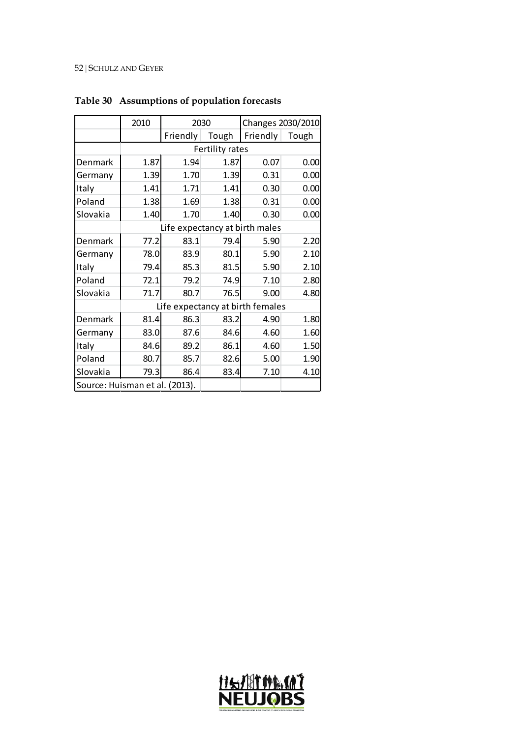**Table 30 Assumptions of population forecasts**

| | 2010 | 2030 | | Changes 2030/2010 | |
|---|---|---|---|---|---|
| | | Friendly | Tough | Friendly | Tough |
| | Fertility rates | | | | |
| Denmark | 1.87 | 1.94 | 1.87 | 0.07 | 0.00 |
| Germany | 1.39 | 1.70 | 1.39 | 0.31 | 0.00 |
| Italy | 1.41 | 1.71 | 1.41 | 0.30 | 0.00 |
| Poland | 1.38 | 1.69 | 1.38 | 0.31 | 0.00 |
| Slovakia | 1.40 | 1.70 | 1.40 | 0.30 | 0.00 |
| | Life expectancy at birth males | | | | |
| Denmark | 77.2 | 83.1 | 79.4 | 5.90 | 2.20 |
| Germany | 78.0 | 83.9 | 80.1 | 5.90 | 2.10 |
| Italy | 79.4 | 85.3 | 81.5 | 5.90 | 2.10 |
| Poland | 72.1 | 79.2 | 74.9 | 7.10 | 2.80 |
| Slovakia | 71.7 | 80.7 | 76.5 | 9.00 | 4.80 |
| | Life expectancy at birth females | | | | |
| Denmark | 81.4 | 86.3 | 83.2 | 4.90 | 1.80 |
| Germany | 83.0 | 87.6 | 84.6 | 4.60 | 1.60 |
| Italy | 84.6 | 89.2 | 86.1 | 4.60 | 1.50 |
| Poland | 80.7 | 85.7 | 82.6 | 5.00 | 1.90 |
| Slovakia | 79.3 | 86.4 | 83.4 | 7.10 | 4.10 |

Source: Huisman et al. (2013).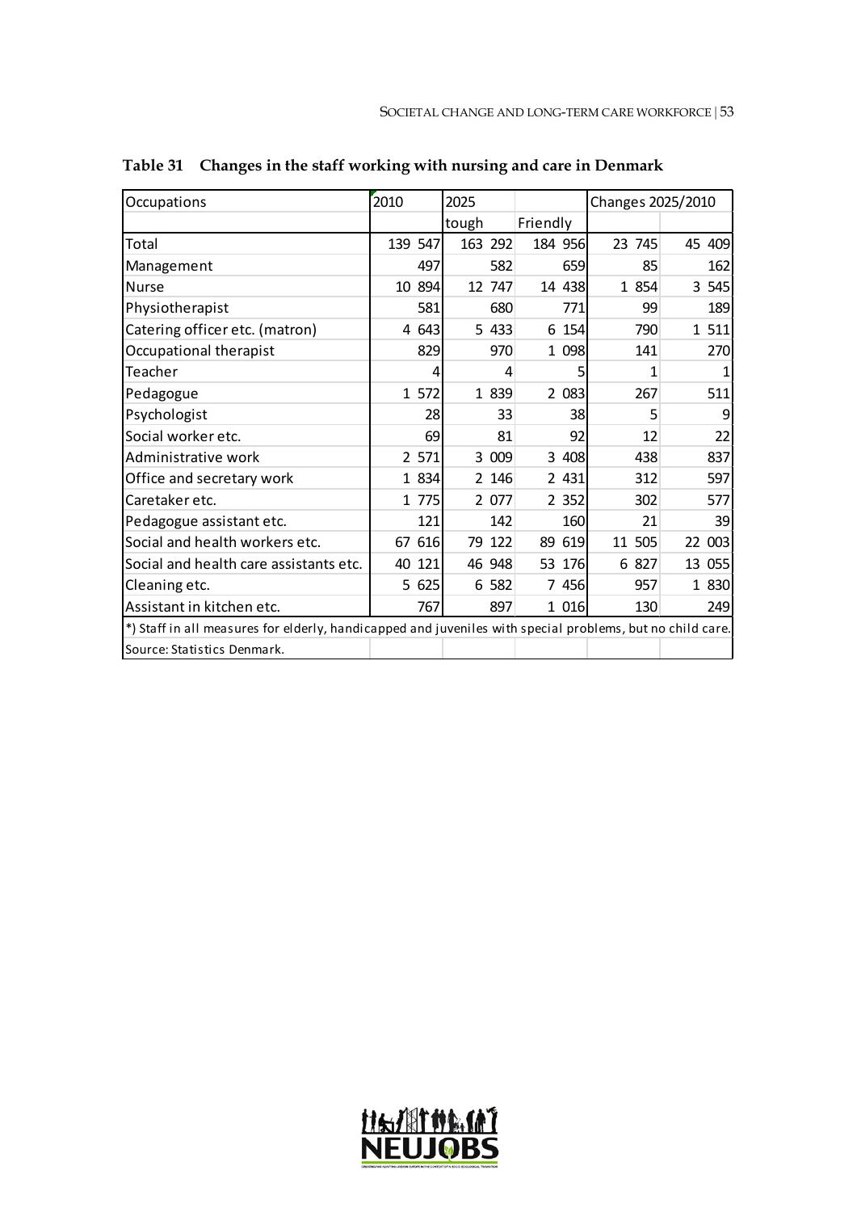**Table 31 Changes in the staff working with nursing and care in Denmark**

| Occupations | 2010 | 2025 | | Changes 2025/2010 | |
|---|---|---|---|---|---|
| | | tough | Friendly | | |
| Total | 139 547 | 163 292 | 184 956 | 23 745 | 45 409 |
| Management | 497 | 582 | 659 | 85 | 162 |
| Nurse | 10 894 | 12 747 | 14 438 | 1 854 | 3 545 |
| Physiotherapist | 581 | 680 | 771 | 99 | 189 |
| Catering officer etc. (matron) | 4 643 | 5 433 | 6 154 | 790 | 1 511 |
| Occupational therapist | 829 | 970 | 1 098 | 141 | 270 |
| Teacher | 4 | 4 | 5 | 1 | 1 |
| Pedagogue | 1 572 | 1 839 | 2 083 | 267 | 511 |
| Psychologist | 28 | 33 | 38 | 5 | 9 |
| Social worker etc. | 69 | 81 | 92 | 12 | 22 |
| Administrative work | 2 571 | 3 009 | 3 408 | 438 | 837 |
| Office and secretary work | 1 834 | 2 146 | 2 431 | 312 | 597 |
| Caretaker etc. | 1 775 | 2 077 | 2 352 | 302 | 577 |
| Pedagogue assistant etc. | 121 | 142 | 160 | 21 | 39 |
| Social and health workers etc. | 67 616 | 79 122 | 89 619 | 11 505 | 22 003 |
| Social and health care assistants etc. | 40 121 | 46 948 | 53 176 | 6 827 | 13 055 |
| Cleaning etc. | 5 625 | 6 582 | 7 456 | 957 | 1 830 |
| Assistant in kitchen etc. | 767 | 897 | 1 016 | 130 | 249 |

*) Staff in all measures for elderly, handicapped and juveniles with special problems, but no child care.

Source: Statistics Denmark.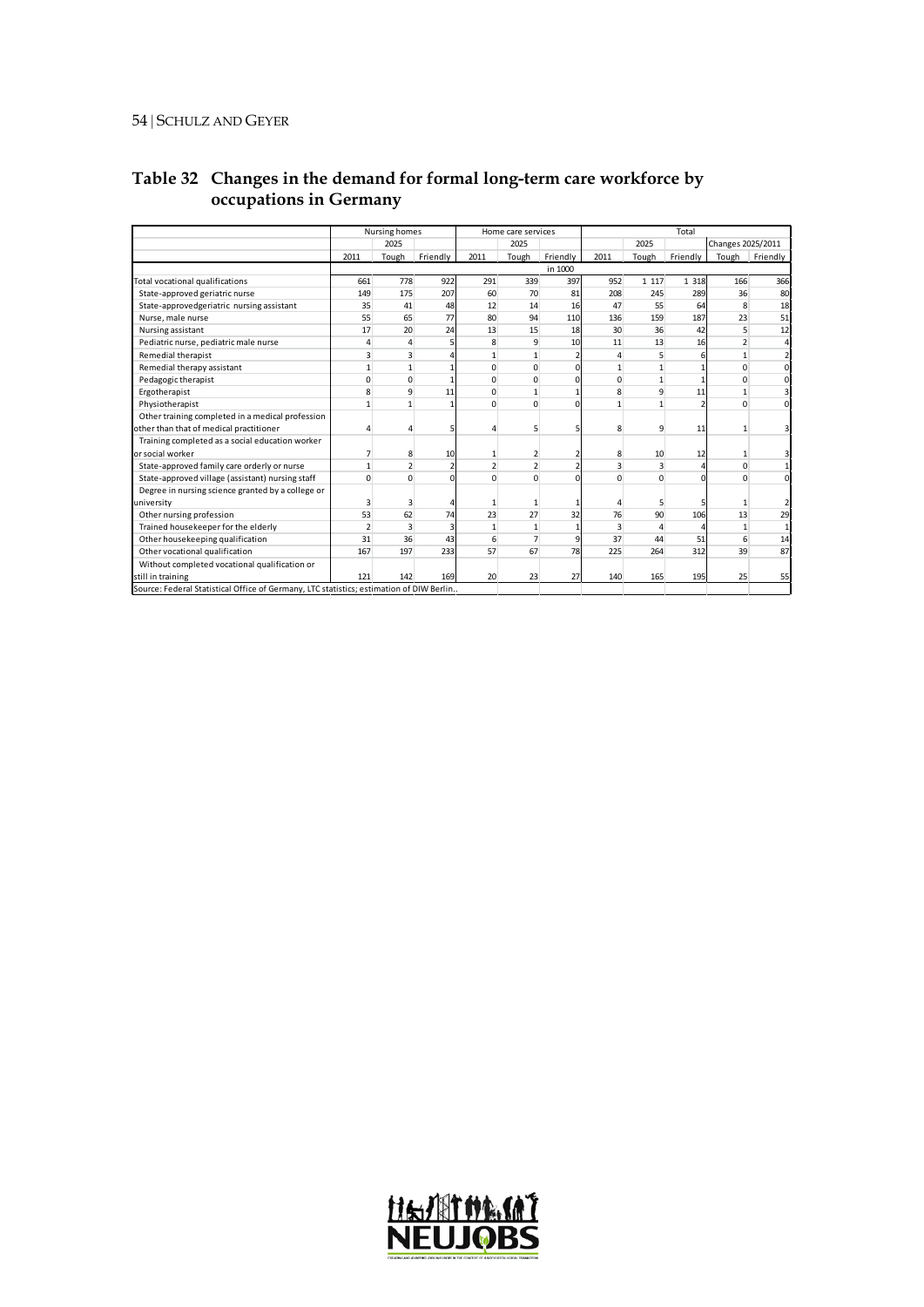## Table 32 Changes in the demand for formal long-term care workforce by occupations in Germany

| | Nursing homes | | | Home care services | | | Total | | | | |
|---|---|---|---|---|---|---|---|---|---|---|---|
| | | 2025 | | | 2025 | | | 2025 | | Changes 2025/2011 | |
| | 2011 | Tough | Friendly | 2011 | Tough | Friendly | 2011 | Tough | Friendly | Tough | Friendly |
| | | | | | | in 1000 | | | | | |
| Total vocational qualifications | 661 | 778 | 922 | 291 | 339 | 397 | 952 | 1 117 | 1 318 | 166 | 366 |
| State-approved geriatric nurse | 149 | 175 | 207 | 60 | 70 | 81 | 208 | 245 | 289 | 36 | 80 |
| State-approvedgeriatric nursing assistant | 35 | 41 | 48 | 12 | 14 | 16 | 47 | 55 | 64 | 8 | 18 |
| Nurse, male nurse | 55 | 65 | 77 | 80 | 94 | 110 | 136 | 159 | 187 | 23 | 51 |
| Nursing assistant | 17 | 20 | 24 | 13 | 15 | 18 | 30 | 36 | 42 | 5 | 12 |
| Pediatric nurse, pediatric male nurse | 4 | 4 | 5 | 8 | 9 | 10 | 11 | 13 | 16 | 2 | 4 |
| Remedial therapist | 3 | 3 | 4 | 1 | 1 | 2 | 4 | 5 | 6 | 1 | 2 |
| Remedial therapy assistant | 1 | 1 | 1 | 0 | 0 | 0 | 1 | 1 | 1 | 0 | 0 |
| Pedagogic therapist | 0 | 0 | 1 | 0 | 0 | 0 | 0 | 1 | 1 | 0 | 0 |
| Ergotherapist | 8 | 9 | 11 | 0 | 1 | 1 | 8 | 9 | 11 | 1 | 3 |
| Physiotherapist | 1 | 1 | 1 | 0 | 0 | 0 | 1 | 1 | 2 | 0 | 0 |
| Other training completed in a medical profession other than that of medical practitioner | 4 | 4 | 5 | 4 | 5 | 5 | 8 | 9 | 11 | 1 | 3 |
| Training completed as a social education worker or social worker | 7 | 8 | 10 | 1 | 2 | 2 | 8 | 10 | 12 | 1 | 3 |
| State-approved family care orderly or nurse | 1 | 2 | 2 | 2 | 2 | 2 | 3 | 3 | 4 | 0 | 1 |
| State-approved village (assistant) nursing staff | 0 | 0 | 0 | 0 | 0 | 0 | 0 | 0 | 0 | 0 | 0 |
| Degree in nursing science granted by a college or university | 3 | 3 | 4 | 1 | 1 | 1 | 4 | 5 | 5 | 1 | 2 |
| Other nursing profession | 53 | 62 | 74 | 23 | 27 | 32 | 76 | 90 | 106 | 13 | 29 |
| Trained housekeeper for the elderly | 2 | 3 | 3 | 1 | 1 | 1 | 3 | 4 | 4 | 1 | 1 |
| Other housekeeping qualification | 31 | 36 | 43 | 6 | 7 | 9 | 37 | 44 | 51 | 6 | 14 |
| Other vocational qualification | 167 | 197 | 233 | 57 | 67 | 78 | 225 | 264 | 312 | 39 | 87 |
| Without completed vocational qualification or still in training | 121 | 142 | 169 | 20 | 23 | 27 | 140 | 165 | 195 | 25 | 55 |

Source: Federal Statistical Office of Germany, LTC statistics; estimation of DIW Berlin..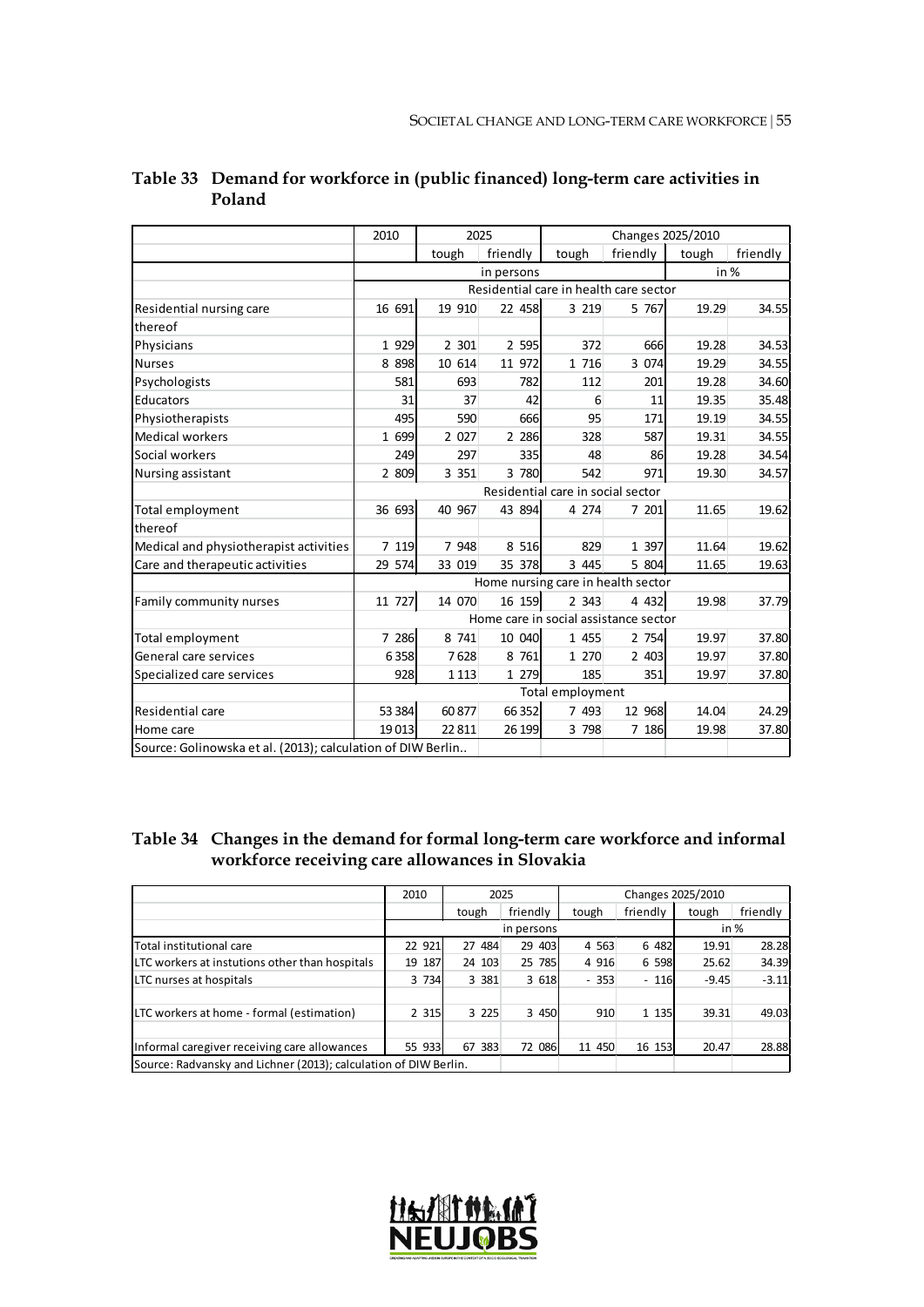**Table 33 Demand for workforce in (public financed) long-term care activities in Poland**

| | 2010 | 2025 | | Changes 2025/2010 | | | |
|---|---|---|---|---|---|---|---|
| | | tough | friendly | tough | friendly | tough | friendly |
| | in persons | | | | | in % | |
| | Residential care in health care sector | | | | | | |
| Residential nursing care | 16 691 | 19 910 | 22 458 | 3 219 | 5 767 | 19.29 | 34.55 |
| thereof | | | | | | | |
| Physicians | 1 929 | 2 301 | 2 595 | 372 | 666 | 19.28 | 34.53 |
| Nurses | 8 898 | 10 614 | 11 972 | 1 716 | 3 074 | 19.29 | 34.55 |
| Psychologists | 581 | 693 | 782 | 112 | 201 | 19.28 | 34.60 |
| Educators | 31 | 37 | 42 | 6 | 11 | 19.35 | 35.48 |
| Physiotherapists | 495 | 590 | 666 | 95 | 171 | 19.19 | 34.55 |
| Medical workers | 1 699 | 2 027 | 2 286 | 328 | 587 | 19.31 | 34.55 |
| Social workers | 249 | 297 | 335 | 48 | 86 | 19.28 | 34.54 |
| Nursing assistant | 2 809 | 3 351 | 3 780 | 542 | 971 | 19.30 | 34.57 |
| | Residential care in social sector | | | | | | |
| Total employment | 36 693 | 40 967 | 43 894 | 4 274 | 7 201 | 11.65 | 19.62 |
| thereof | | | | | | | |
| Medical and physiotherapist activities | 7 119 | 7 948 | 8 516 | 829 | 1 397 | 11.64 | 19.62 |
| Care and therapeutic activities | 29 574 | 33 019 | 35 378 | 3 445 | 5 804 | 11.65 | 19.63 |
| | Home nursing care in health sector | | | | | | |
| Family community nurses | 11 727 | 14 070 | 16 159 | 2 343 | 4 432 | 19.98 | 37.79 |
| | Home care in social assistance sector | | | | | | |
| Total employment | 7 286 | 8 741 | 10 040 | 1 455 | 2 754 | 19.97 | 37.80 |
| General care services | 6 358 | 7 628 | 8 761 | 1 270 | 2 403 | 19.97 | 37.80 |
| Specialized care services | 928 | 1 113 | 1 279 | 185 | 351 | 19.97 | 37.80 |
| | Total employment | | | | | | |
| Residential care | 53 384 | 60 877 | 66 352 | 7 493 | 12 968 | 14.04 | 24.29 |
| Home care | 19 013 | 22 811 | 26 199 | 3 798 | 7 186 | 19.98 | 37.80 |

Source: Golinowska et al. (2013); calculation of DIW Berlin..

**Table 34 Changes in the demand for formal long-term care workforce and informal workforce receiving care allowances in Slovakia**

| | 2010 | 2025 | | Changes 2025/2010 | | | |
|---|---|---|---|---|---|---|---|
| | | tough | friendly | tough | friendly | tough | friendly |
| | in persons | | | | | in % | |
| Total institutional care | 22 921 | 27 484 | 29 403 | 4 563 | 6 482 | 19.91 | 28.28 |
| LTC workers at instutions other than hospitals | 19 187 | 24 103 | 25 785 | 4 916 | 6 598 | 25.62 | 34.39 |
| LTC nurses at hospitals | 3 734 | 3 381 | 3 618 | - 353 | - 116 | -9.45 | -3.11 |
| LTC workers at home - formal (estimation) | 2 315 | 3 225 | 3 450 | 910 | 1 135 | 39.31 | 49.03 |
| Informal caregiver receiving care allowances | 55 933 | 67 383 | 72 086 | 11 450 | 16 153 | 20.47 | 28.88 |

Source: Radvansky and Lichner (2013); calculation of DIW Berlin.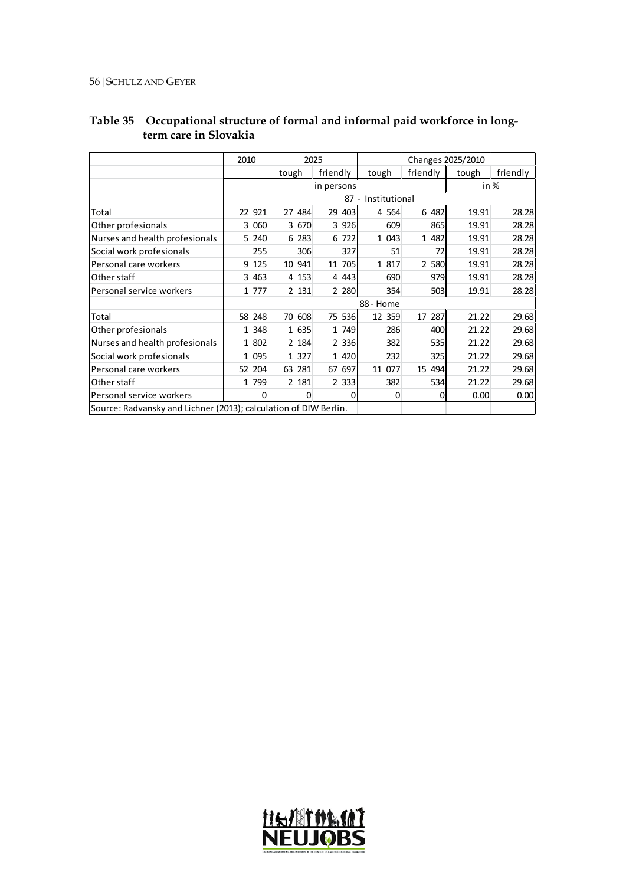**Table 35 Occupational structure of formal and informal paid workforce in long-term care in Slovakia**

| | 2010 | 2025 | | Changes 2025/2010 | | | |
|---|---|---|---|---|---|---|---|
| | | tough | friendly | tough | friendly | tough | friendly |
| | in persons | | | | | in % | |
| | 87 - Institutional | | | | | | |
| Total | 22 921 | 27 484 | 29 403 | 4 564 | 6 482 | 19.91 | 28.28 |
| Other profesionals | 3 060 | 3 670 | 3 926 | 609 | 865 | 19.91 | 28.28 |
| Nurses and health profesionals | 5 240 | 6 283 | 6 722 | 1 043 | 1 482 | 19.91 | 28.28 |
| Social work profesionals | 255 | 306 | 327 | 51 | 72 | 19.91 | 28.28 |
| Personal care workers | 9 125 | 10 941 | 11 705 | 1 817 | 2 580 | 19.91 | 28.28 |
| Other staff | 3 463 | 4 153 | 4 443 | 690 | 979 | 19.91 | 28.28 |
| Personal service workers | 1 777 | 2 131 | 2 280 | 354 | 503 | 19.91 | 28.28 |
| | 88 - Home | | | | | | |
| Total | 58 248 | 70 608 | 75 536 | 12 359 | 17 287 | 21.22 | 29.68 |
| Other profesionals | 1 348 | 1 635 | 1 749 | 286 | 400 | 21.22 | 29.68 |
| Nurses and health profesionals | 1 802 | 2 184 | 2 336 | 382 | 535 | 21.22 | 29.68 |
| Social work profesionals | 1 095 | 1 327 | 1 420 | 232 | 325 | 21.22 | 29.68 |
| Personal care workers | 52 204 | 63 281 | 67 697 | 11 077 | 15 494 | 21.22 | 29.68 |
| Other staff | 1 799 | 2 181 | 2 333 | 382 | 534 | 21.22 | 29.68 |
| Personal service workers | 0 | 0 | 0 | 0 | 0 | 0.00 | 0.00 |

Source: Radvansky and Lichner (2013); calculation of DIW Berlin.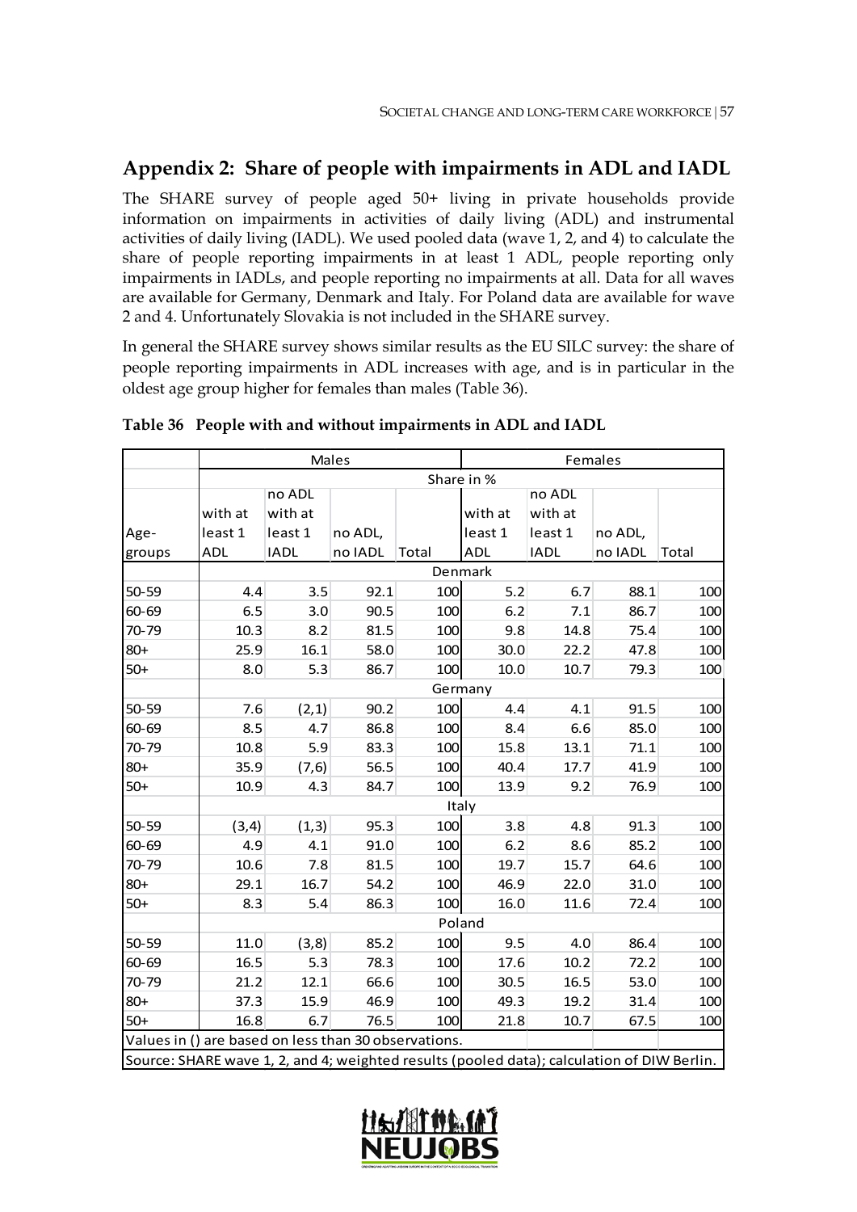## Appendix 2: Share of people with impairments in ADL and IADL

The SHARE survey of people aged 50+ living in private households provide information on impairments in activities of daily living (ADL) and instrumental activities of daily living (IADL). We used pooled data (wave 1, 2, and 4) to calculate the share of people reporting impairments in at least 1 ADL, people reporting only impairments in IADLs, and people reporting no impairments at all. Data for all waves are available for Germany, Denmark and Italy. For Poland data are available for wave 2 and 4. Unfortunately Slovakia is not included in the SHARE survey.

In general the SHARE survey shows similar results as the EU SILC survey: the share of people reporting impairments in ADL increases with age, and is in particular in the oldest age group higher for females than males (Table 36).

**Table 36 People with and without impairments in ADL and IADL**

| | Males | | | | Females | | | |
|---|---|---|---|---|---|---|---|---|
| | Share in % | | | | | | | |
| Age-groups | with at least 1 ADL | no ADL with at least 1 IADL | no ADL, no IADL | Total | with at least 1 ADL | no ADL with at least 1 IADL | no ADL, no IADL | Total |
| | Denmark | | | | | | | |
| 50-59 | 4.4 | 3.5 | 92.1 | 100 | 5.2 | 6.7 | 88.1 | 100 |
| 60-69 | 6.5 | 3.0 | 90.5 | 100 | 6.2 | 7.1 | 86.7 | 100 |
| 70-79 | 10.3 | 8.2 | 81.5 | 100 | 9.8 | 14.8 | 75.4 | 100 |
| 80+ | 25.9 | 16.1 | 58.0 | 100 | 30.0 | 22.2 | 47.8 | 100 |
| 50+ | 8.0 | 5.3 | 86.7 | 100 | 10.0 | 10.7 | 79.3 | 100 |
| | Germany | | | | | | | |
| 50-59 | 7.6 | (2,1) | 90.2 | 100 | 4.4 | 4.1 | 91.5 | 100 |
| 60-69 | 8.5 | 4.7 | 86.8 | 100 | 8.4 | 6.6 | 85.0 | 100 |
| 70-79 | 10.8 | 5.9 | 83.3 | 100 | 15.8 | 13.1 | 71.1 | 100 |
| 80+ | 35.9 | (7,6) | 56.5 | 100 | 40.4 | 17.7 | 41.9 | 100 |
| 50+ | 10.9 | 4.3 | 84.7 | 100 | 13.9 | 9.2 | 76.9 | 100 |
| | Italy | | | | | | | |
| 50-59 | (3,4) | (1,3) | 95.3 | 100 | 3.8 | 4.8 | 91.3 | 100 |
| 60-69 | 4.9 | 4.1 | 91.0 | 100 | 6.2 | 8.6 | 85.2 | 100 |
| 70-79 | 10.6 | 7.8 | 81.5 | 100 | 19.7 | 15.7 | 64.6 | 100 |
| 80+ | 29.1 | 16.7 | 54.2 | 100 | 46.9 | 22.0 | 31.0 | 100 |
| 50+ | 8.3 | 5.4 | 86.3 | 100 | 16.0 | 11.6 | 72.4 | 100 |
| | Poland | | | | | | | |
| 50-59 | 11.0 | (3,8) | 85.2 | 100 | 9.5 | 4.0 | 86.4 | 100 |
| 60-69 | 16.5 | 5.3 | 78.3 | 100 | 17.6 | 10.2 | 72.2 | 100 |
| 70-79 | 21.2 | 12.1 | 66.6 | 100 | 30.5 | 16.5 | 53.0 | 100 |
| 80+ | 37.3 | 15.9 | 46.9 | 100 | 49.3 | 19.2 | 31.4 | 100 |
| 50+ | 16.8 | 6.7 | 76.5 | 100 | 21.8 | 10.7 | 67.5 | 100 |

Values in () are based on less than 30 observations.

Source: SHARE wave 1, 2, and 4; weighted results (pooled data); calculation of DIW Berlin.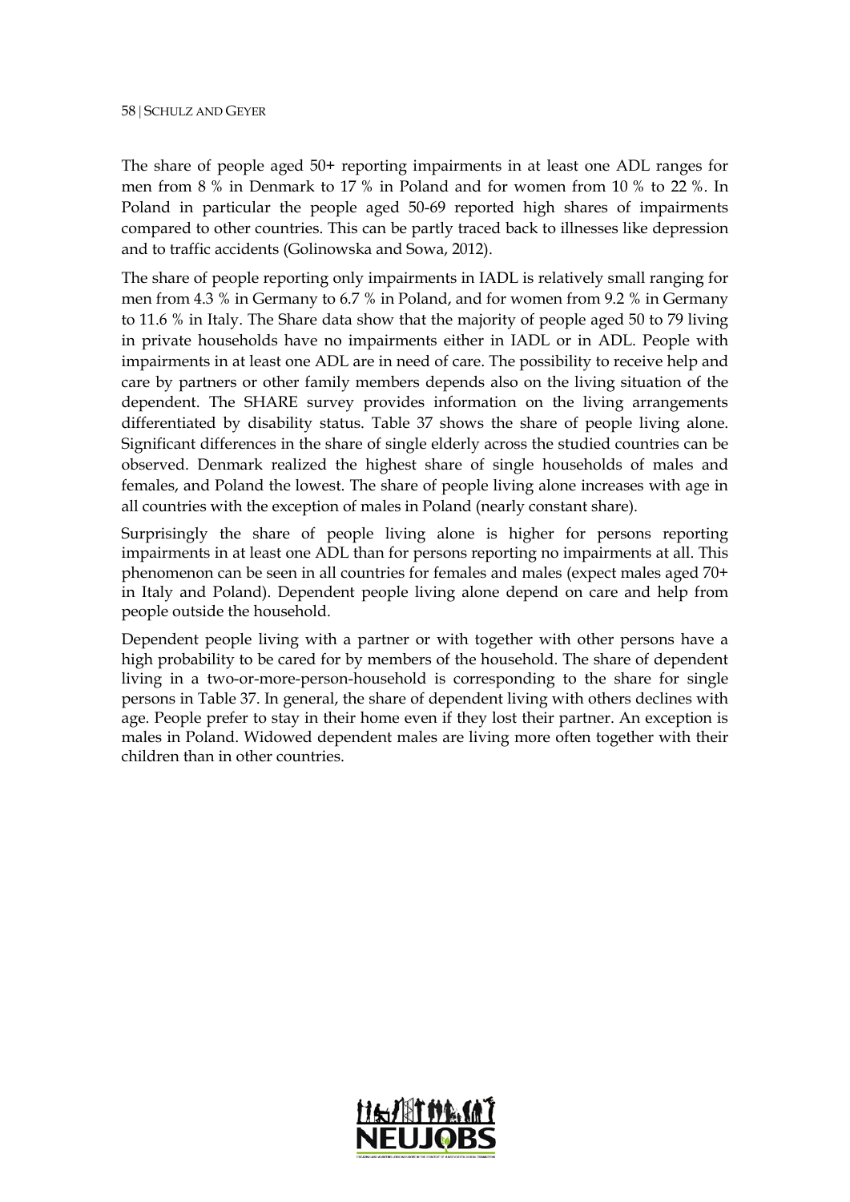The share of people aged 50+ reporting impairments in at least one ADL ranges for men from 8 % in Denmark to 17 % in Poland and for women from 10 % to 22 %. In Poland in particular the people aged 50-69 reported high shares of impairments compared to other countries. This can be partly traced back to illnesses like depression and to traffic accidents (Golinowska and Sowa, 2012).

The share of people reporting only impairments in IADL is relatively small ranging for men from 4.3 % in Germany to 6.7 % in Poland, and for women from 9.2 % in Germany to 11.6 % in Italy. The Share data show that the majority of people aged 50 to 79 living in private households have no impairments either in IADL or in ADL. People with impairments in at least one ADL are in need of care. The possibility to receive help and care by partners or other family members depends also on the living situation of the dependent. The SHARE survey provides information on the living arrangements differentiated by disability status. Table 37 shows the share of people living alone. Significant differences in the share of single elderly across the studied countries can be observed. Denmark realized the highest share of single households of males and females, and Poland the lowest. The share of people living alone increases with age in all countries with the exception of males in Poland (nearly constant share).

Surprisingly the share of people living alone is higher for persons reporting impairments in at least one ADL than for persons reporting no impairments at all. This phenomenon can be seen in all countries for females and males (expect males aged 70+ in Italy and Poland). Dependent people living alone depend on care and help from people outside the household.

Dependent people living with a partner or with together with other persons have a high probability to be cared for by members of the household. The share of dependent living in a two-or-more-person-household is corresponding to the share for single persons in Table 37. In general, the share of dependent living with others declines with age. People prefer to stay in their home even if they lost their partner. An exception is males in Poland. Widowed dependent males are living more often together with their children than in other countries.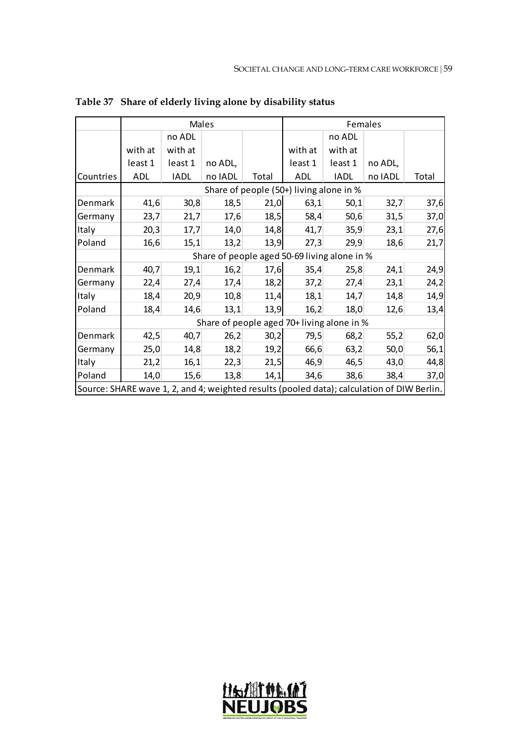**Table 37 Share of elderly living alone by disability status**

| | Males | | | | Females | | | |
|---|---|---|---|---|---|---|---|---|
| Countries | with at least 1 ADL | no ADL with at least 1 IADL | no ADL, no IADL | Total | with at least 1 ADL | no ADL with at least 1 IADL | no ADL, no IADL | Total |
| | Share of people (50+) living alone in % | | | | | | | |
| Denmark | 41,6 | 30,8 | 18,5 | 21,0 | 63,1 | 50,1 | 32,7 | 37,6 |
| Germany | 23,7 | 21,7 | 17,6 | 18,5 | 58,4 | 50,6 | 31,5 | 37,0 |
| Italy | 20,3 | 17,7 | 14,0 | 14,8 | 41,7 | 35,9 | 23,1 | 27,6 |
| Poland | 16,6 | 15,1 | 13,2 | 13,9 | 27,3 | 29,9 | 18,6 | 21,7 |
| | Share of people aged 50-69 living alone in % | | | | | | | |
| Denmark | 40,7 | 19,1 | 16,2 | 17,6 | 35,4 | 25,8 | 24,1 | 24,9 |
| Germany | 22,4 | 27,4 | 17,4 | 18,2 | 37,2 | 27,4 | 23,1 | 24,2 |
| Italy | 18,4 | 20,9 | 10,8 | 11,4 | 18,1 | 14,7 | 14,8 | 14,9 |
| Poland | 18,4 | 14,6 | 13,1 | 13,9 | 16,2 | 18,0 | 12,6 | 13,4 |
| | Share of people aged 70+ living alone in % | | | | | | | |
| Denmark | 42,5 | 40,7 | 26,2 | 30,2 | 79,5 | 68,2 | 55,2 | 62,0 |
| Germany | 25,0 | 14,8 | 18,2 | 19,2 | 66,6 | 63,2 | 50,0 | 56,1 |
| Italy | 21,2 | 16,1 | 22,3 | 21,5 | 46,9 | 46,5 | 43,0 | 44,8 |
| Poland | 14,0 | 15,6 | 13,8 | 14,1 | 34,6 | 38,6 | 38,4 | 37,0 |

Source: SHARE wave 1, 2, and 4; weighted results (pooled data); calculation of DIW Berlin.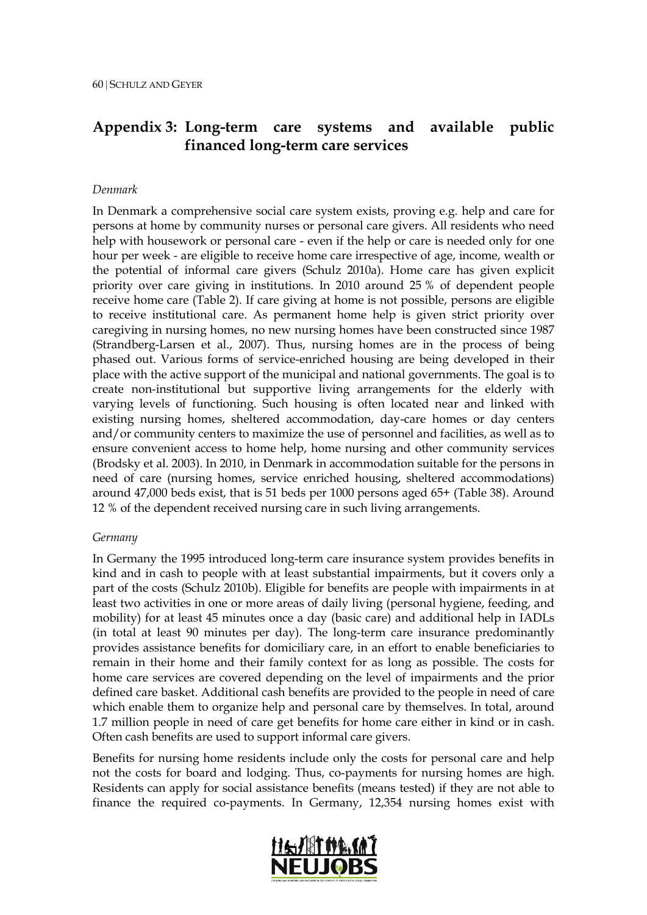# Appendix 3: Long-term care systems and available public financed long-term care services

*Denmark*

In Denmark a comprehensive social care system exists, proving e.g. help and care for persons at home by community nurses or personal care givers. All residents who need help with housework or personal care - even if the help or care is needed only for one hour per week - are eligible to receive home care irrespective of age, income, wealth or the potential of informal care givers (Schulz 2010a). Home care has given explicit priority over care giving in institutions. In 2010 around 25 % of dependent people receive home care (Table 2). If care giving at home is not possible, persons are eligible to receive institutional care. As permanent home help is given strict priority over caregiving in nursing homes, no new nursing homes have been constructed since 1987 (Strandberg-Larsen et al., 2007). Thus, nursing homes are in the process of being phased out. Various forms of service-enriched housing are being developed in their place with the active support of the municipal and national governments. The goal is to create non-institutional but supportive living arrangements for the elderly with varying levels of functioning. Such housing is often located near and linked with existing nursing homes, sheltered accommodation, day-care homes or day centers and/or community centers to maximize the use of personnel and facilities, as well as to ensure convenient access to home help, home nursing and other community services (Brodsky et al. 2003). In 2010, in Denmark in accommodation suitable for the persons in need of care (nursing homes, service enriched housing, sheltered accommodations) around 47,000 beds exist, that is 51 beds per 1000 persons aged 65+ (Table 38). Around 12 % of the dependent received nursing care in such living arrangements.

*Germany*

In Germany the 1995 introduced long-term care insurance system provides benefits in kind and in cash to people with at least substantial impairments, but it covers only a part of the costs (Schulz 2010b). Eligible for benefits are people with impairments in at least two activities in one or more areas of daily living (personal hygiene, feeding, and mobility) for at least 45 minutes once a day (basic care) and additional help in IADLs (in total at least 90 minutes per day). The long-term care insurance predominantly provides assistance benefits for domiciliary care, in an effort to enable beneficiaries to remain in their home and their family context for as long as possible. The costs for home care services are covered depending on the level of impairments and the prior defined care basket. Additional cash benefits are provided to the people in need of care which enable them to organize help and personal care by themselves. In total, around 1.7 million people in need of care get benefits for home care either in kind or in cash. Often cash benefits are used to support informal care givers.

Benefits for nursing home residents include only the costs for personal care and help not the costs for board and lodging. Thus, co-payments for nursing homes are high. Residents can apply for social assistance benefits (means tested) if they are not able to finance the required co-payments. In Germany, 12,354 nursing homes exist with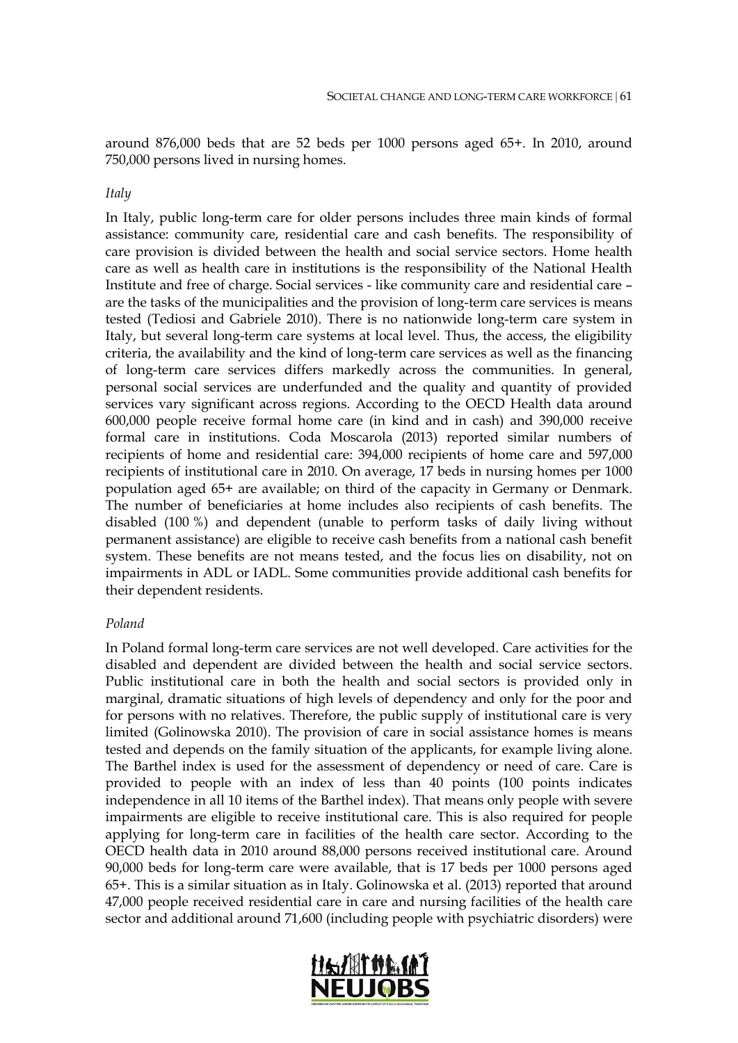around 876,000 beds that are 52 beds per 1000 persons aged 65+. In 2010, around 750,000 persons lived in nursing homes.

*Italy*

In Italy, public long-term care for older persons includes three main kinds of formal assistance: community care, residential care and cash benefits. The responsibility of care provision is divided between the health and social service sectors. Home health care as well as health care in institutions is the responsibility of the National Health Institute and free of charge. Social services - like community care and residential care – are the tasks of the municipalities and the provision of long-term care services is means tested (Tediosi and Gabriele 2010). There is no nationwide long-term care system in Italy, but several long-term care systems at local level. Thus, the access, the eligibility criteria, the availability and the kind of long-term care services as well as the financing of long-term care services differs markedly across the communities. In general, personal social services are underfunded and the quality and quantity of provided services vary significant across regions. According to the OECD Health data around 600,000 people receive formal home care (in kind and in cash) and 390,000 receive formal care in institutions. Coda Moscarola (2013) reported similar numbers of recipients of home and residential care: 394,000 recipients of home care and 597,000 recipients of institutional care in 2010. On average, 17 beds in nursing homes per 1000 population aged 65+ are available; on third of the capacity in Germany or Denmark. The number of beneficiaries at home includes also recipients of cash benefits. The disabled (100 %) and dependent (unable to perform tasks of daily living without permanent assistance) are eligible to receive cash benefits from a national cash benefit system. These benefits are not means tested, and the focus lies on disability, not on impairments in ADL or IADL. Some communities provide additional cash benefits for their dependent residents.

*Poland*

In Poland formal long-term care services are not well developed. Care activities for the disabled and dependent are divided between the health and social service sectors. Public institutional care in both the health and social sectors is provided only in marginal, dramatic situations of high levels of dependency and only for the poor and for persons with no relatives. Therefore, the public supply of institutional care is very limited (Golinowska 2010). The provision of care in social assistance homes is means tested and depends on the family situation of the applicants, for example living alone. The Barthel index is used for the assessment of dependency or need of care. Care is provided to people with an index of less than 40 points (100 points indicates independence in all 10 items of the Barthel index). That means only people with severe impairments are eligible to receive institutional care. This is also required for people applying for long-term care in facilities of the health care sector. According to the OECD health data in 2010 around 88,000 persons received institutional care. Around 90,000 beds for long-term care were available, that is 17 beds per 1000 persons aged 65+. This is a similar situation as in Italy. Golinowska et al. (2013) reported that around 47,000 people received residential care in care and nursing facilities of the health care sector and additional around 71,600 (including people with psychiatric disorders) were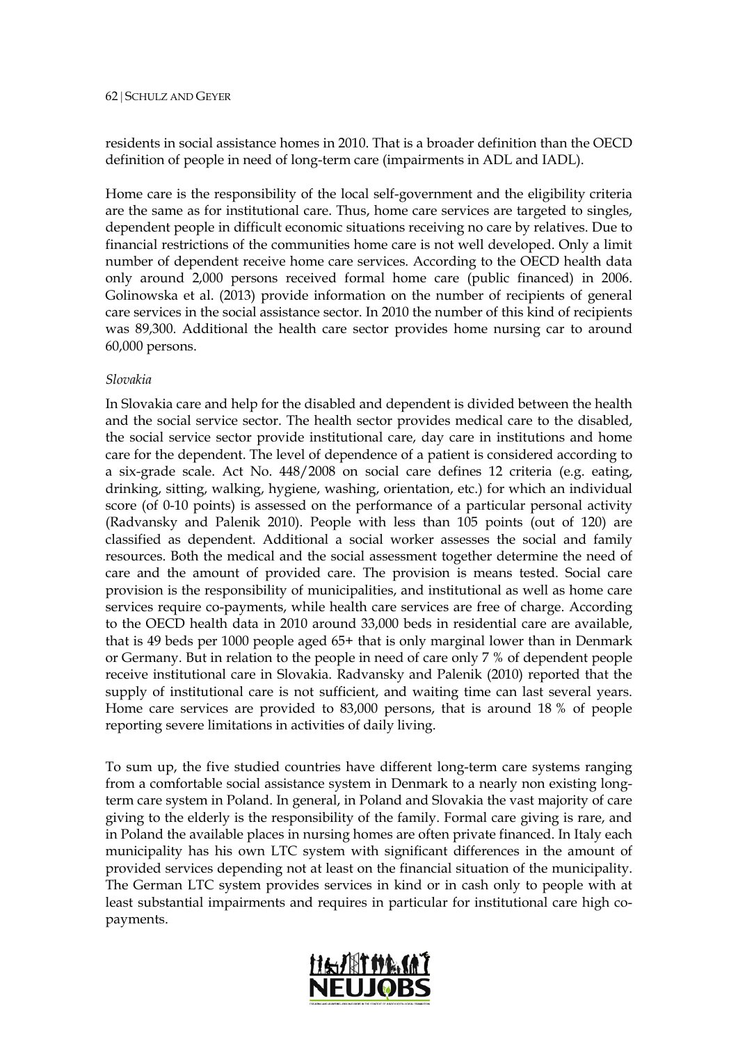residents in social assistance homes in 2010. That is a broader definition than the OECD definition of people in need of long-term care (impairments in ADL and IADL).

Home care is the responsibility of the local self-government and the eligibility criteria are the same as for institutional care. Thus, home care services are targeted to singles, dependent people in difficult economic situations receiving no care by relatives. Due to financial restrictions of the communities home care is not well developed. Only a limit number of dependent receive home care services. According to the OECD health data only around 2,000 persons received formal home care (public financed) in 2006. Golinowska et al. (2013) provide information on the number of recipients of general care services in the social assistance sector. In 2010 the number of this kind of recipients was 89,300. Additional the health care sector provides home nursing car to around 60,000 persons.

*Slovakia*

In Slovakia care and help for the disabled and dependent is divided between the health and the social service sector. The health sector provides medical care to the disabled, the social service sector provide institutional care, day care in institutions and home care for the dependent. The level of dependence of a patient is considered according to a six-grade scale. Act No. 448/2008 on social care defines 12 criteria (e.g. eating, drinking, sitting, walking, hygiene, washing, orientation, etc.) for which an individual score (of 0-10 points) is assessed on the performance of a particular personal activity (Radvansky and Palenik 2010). People with less than 105 points (out of 120) are classified as dependent. Additional a social worker assesses the social and family resources. Both the medical and the social assessment together determine the need of care and the amount of provided care. The provision is means tested. Social care provision is the responsibility of municipalities, and institutional as well as home care services require co-payments, while health care services are free of charge. According to the OECD health data in 2010 around 33,000 beds in residential care are available, that is 49 beds per 1000 people aged 65+ that is only marginal lower than in Denmark or Germany. But in relation to the people in need of care only 7 % of dependent people receive institutional care in Slovakia. Radvansky and Palenik (2010) reported that the supply of institutional care is not sufficient, and waiting time can last several years. Home care services are provided to 83,000 persons, that is around 18 % of people reporting severe limitations in activities of daily living.

To sum up, the five studied countries have different long-term care systems ranging from a comfortable social assistance system in Denmark to a nearly non existing long-term care system in Poland. In general, in Poland and Slovakia the vast majority of care giving to the elderly is the responsibility of the family. Formal care giving is rare, and in Poland the available places in nursing homes are often private financed. In Italy each municipality has his own LTC system with significant differences in the amount of provided services depending not at least on the financial situation of the municipality. The German LTC system provides services in kind or in cash only to people with at least substantial impairments and requires in particular for institutional care high co-payments.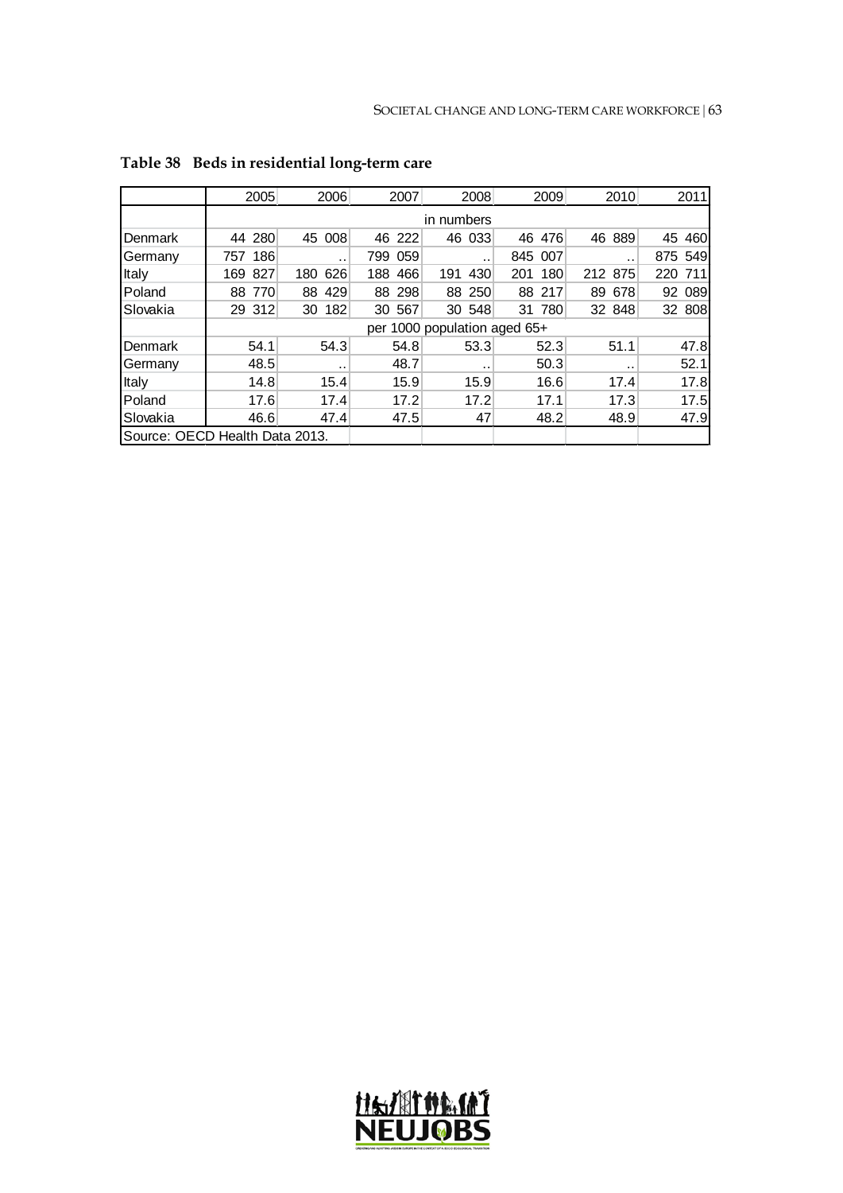**Table 38 Beds in residential long-term care**

| | 2005 | 2006 | 2007 | 2008 | 2009 | 2010 | 2011 |
|---|---|---|---|---|---|---|---|
| | in numbers | | | | | | |
| Denmark | 44 280 | 45 008 | 46 222 | 46 033 | 46 476 | 46 889 | 45 460 |
| Germany | 757 186 | .. | 799 059 | .. | 845 007 | .. | 875 549 |
| Italy | 169 827 | 180 626 | 188 466 | 191 430 | 201 180 | 212 875 | 220 711 |
| Poland | 88 770 | 88 429 | 88 298 | 88 250 | 88 217 | 89 678 | 92 089 |
| Slovakia | 29 312 | 30 182 | 30 567 | 30 548 | 31 780 | 32 848 | 32 808 |
| | per 1000 population aged 65+ | | | | | | |
| Denmark | 54.1 | 54.3 | 54.8 | 53.3 | 52.3 | 51.1 | 47.8 |
| Germany | 48.5 | .. | 48.7 | .. | 50.3 | .. | 52.1 |
| Italy | 14.8 | 15.4 | 15.9 | 15.9 | 16.6 | 17.4 | 17.8 |
| Poland | 17.6 | 17.4 | 17.2 | 17.2 | 17.1 | 17.3 | 17.5 |
| Slovakia | 46.6 | 47.4 | 47.5 | 47 | 48.2 | 48.9 | 47.9 |

Source: OECD Health Data 2013.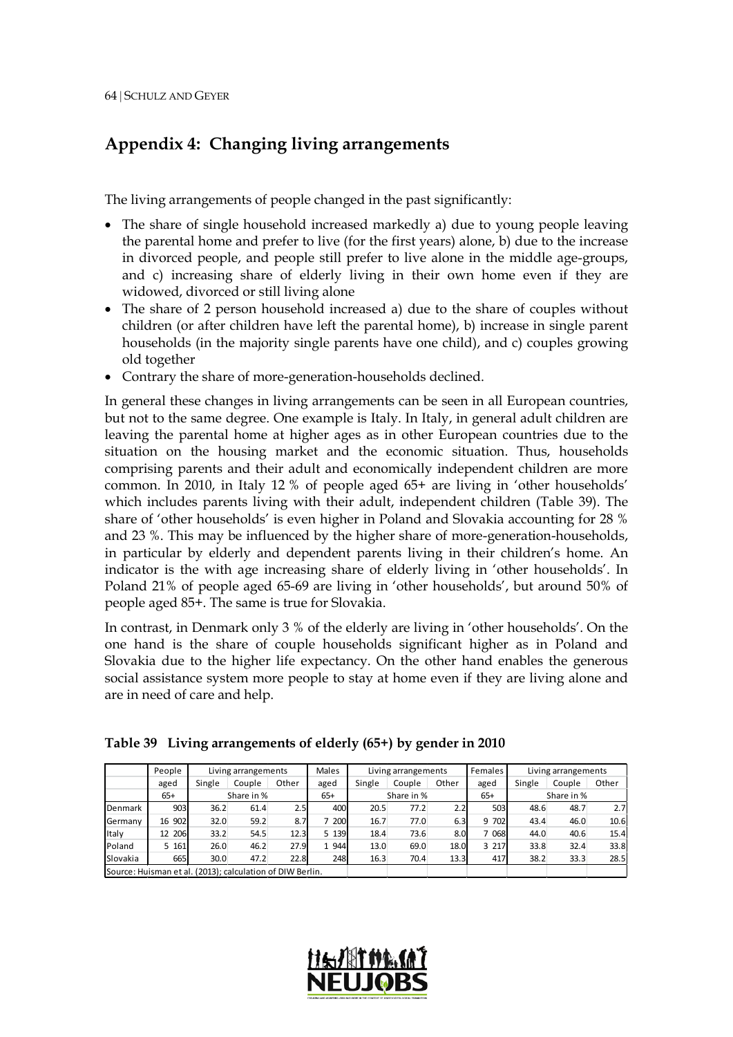## Appendix 4: Changing living arrangements

The living arrangements of people changed in the past significantly:

- The share of single household increased markedly a) due to young people leaving the parental home and prefer to live (for the first years) alone, b) due to the increase in divorced people, and people still prefer to live alone in the middle age-groups, and c) increasing share of elderly living in their own home even if they are widowed, divorced or still living alone
- The share of 2 person household increased a) due to the share of couples without children (or after children have left the parental home), b) increase in single parent households (in the majority single parents have one child), and c) couples growing old together
- Contrary the share of more-generation-households declined.

In general these changes in living arrangements can be seen in all European countries, but not to the same degree. One example is Italy. In Italy, in general adult children are leaving the parental home at higher ages as in other European countries due to the situation on the housing market and the economic situation. Thus, households comprising parents and their adult and economically independent children are more common. In 2010, in Italy 12 % of people aged 65+ are living in 'other households' which includes parents living with their adult, independent children (Table 39). The share of 'other households' is even higher in Poland and Slovakia accounting for 28 % and 23 %. This may be influenced by the higher share of more-generation-households, in particular by elderly and dependent parents living in their children's home. An indicator is the with age increasing share of elderly living in 'other households'. In Poland 21% of people aged 65-69 are living in 'other households', but around 50% of people aged 85+. The same is true for Slovakia.

In contrast, in Denmark only 3 % of the elderly are living in 'other households'. On the one hand is the share of couple households significant higher as in Poland and Slovakia due to the higher life expectancy. On the other hand enables the generous social assistance system more people to stay at home even if they are living alone and are in need of care and help.

**Table 39 Living arrangements of elderly (65+) by gender in 2010**

| | People aged 65+ | Living arrangements | | | Males aged 65+ | Living arrangements | | | Females aged 65+ | Living arrangements | | |
|---|---|---|---|---|---|---|---|---|---|---|---|---|
| | | Single | Couple | Other | | Single | Couple | Other | | Single | Couple | Other |
| | | Share in % | | | | Share in % | | | | Share in % | | |
| Denmark | 903 | 36.2 | 61.4 | 2.5 | 400 | 20.5 | 77.2 | 2.2 | 503 | 48.6 | 48.7 | 2.7 |
| Germany | 16 902 | 32.0 | 59.2 | 8.7 | 7 200 | 16.7 | 77.0 | 6.3 | 9 702 | 43.4 | 46.0 | 10.6 |
| Italy | 12 206 | 33.2 | 54.5 | 12.3 | 5 139 | 18.4 | 73.6 | 8.0 | 7 068 | 44.0 | 40.6 | 15.4 |
| Poland | 5 161 | 26.0 | 46.2 | 27.9 | 1 944 | 13.0 | 69.0 | 18.0 | 3 217 | 33.8 | 32.4 | 33.8 |
| Slovakia | 665 | 30.0 | 47.2 | 22.8 | 248 | 16.3 | 70.4 | 13.3 | 417 | 38.2 | 33.3 | 28.5 |

Source: Huisman et al. (2013); calculation of DIW Berlin.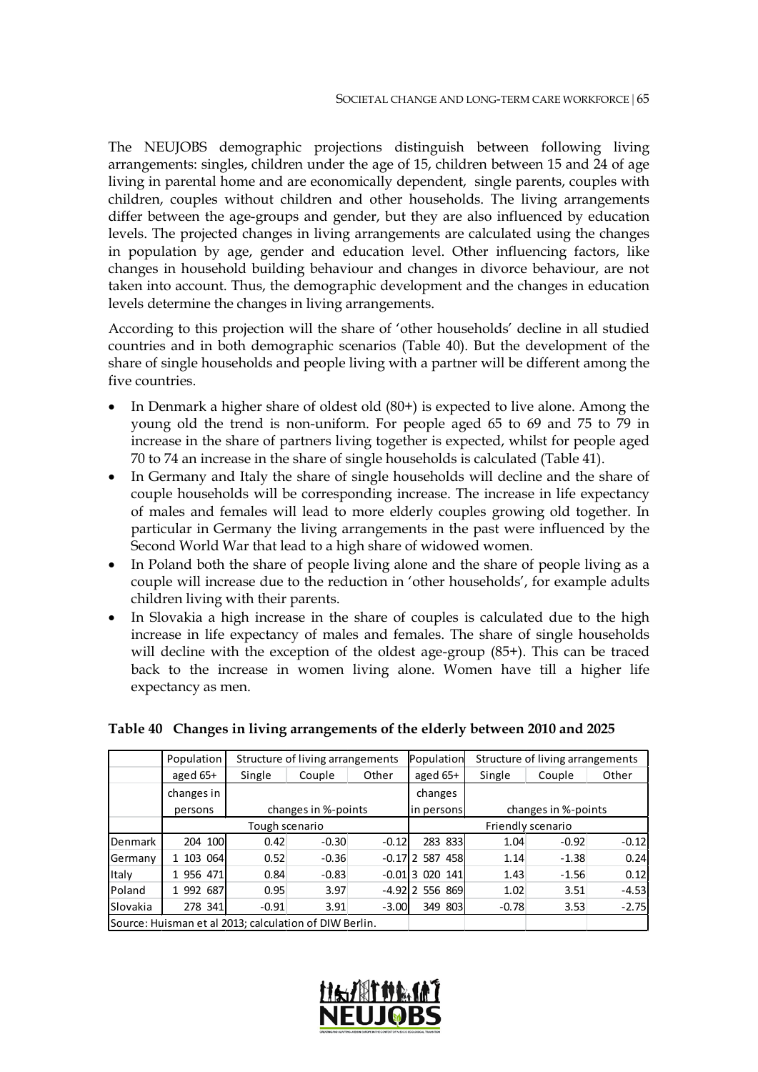The NEUJOBS demographic projections distinguish between following living arrangements: singles, children under the age of 15, children between 15 and 24 of age living in parental home and are economically dependent, single parents, couples with children, couples without children and other households. The living arrangements differ between the age-groups and gender, but they are also influenced by education levels. The projected changes in living arrangements are calculated using the changes in population by age, gender and education level. Other influencing factors, like changes in household building behaviour and changes in divorce behaviour, are not taken into account. Thus, the demographic development and the changes in education levels determine the changes in living arrangements.

According to this projection will the share of 'other households' decline in all studied countries and in both demographic scenarios (Table 40). But the development of the share of single households and people living with a partner will be different among the five countries.

- In Denmark a higher share of oldest old (80+) is expected to live alone. Among the young old the trend is non-uniform. For people aged 65 to 69 and 75 to 79 in increase in the share of partners living together is expected, whilst for people aged 70 to 74 an increase in the share of single households is calculated (Table 41).
- In Germany and Italy the share of single households will decline and the share of couple households will be corresponding increase. The increase in life expectancy of males and females will lead to more elderly couples growing old together. In particular in Germany the living arrangements in the past were influenced by the Second World War that lead to a high share of widowed women.
- In Poland both the share of people living alone and the share of people living as a couple will increase due to the reduction in 'other households', for example adults children living with their parents.
- In Slovakia a high increase in the share of couples is calculated due to the high increase in life expectancy of males and females. The share of single households will decline with the exception of the oldest age-group (85+). This can be traced back to the increase in women living alone. Women have till a higher life expectancy as men.

**Table 40 Changes in living arrangements of the elderly between 2010 and 2025**

| | Population | Structure of living arrangements | | | Population | Structure of living arrangements | | |
|---|---|---|---|---|---|---|---|---|
| | aged 65+ | Single | Couple | Other | aged 65+ | Single | Couple | Other |
| | changes in persons | changes in %-points | | | changes in persons | changes in %-points | | |
| | Tough scenario | | | | Friendly scenario | | | |
| Denmark | 204 100 | 0.42 | -0.30 | -0.12 | 283 833 | 1.04 | -0.92 | -0.12 |
| Germany | 1 103 064 | 0.52 | -0.36 | -0.17 | 2 587 458 | 1.14 | -1.38 | 0.24 |
| Italy | 1 956 471 | 0.84 | -0.83 | -0.01 | 3 020 141 | 1.43 | -1.56 | 0.12 |
| Poland | 1 992 687 | 0.95 | 3.97 | -4.92 | 2 556 869 | 1.02 | 3.51 | -4.53 |
| Slovakia | 278 341 | -0.91 | 3.91 | -3.00 | 349 803 | -0.78 | 3.53 | -2.75 |

Source: Huisman et al 2013; calculation of DIW Berlin.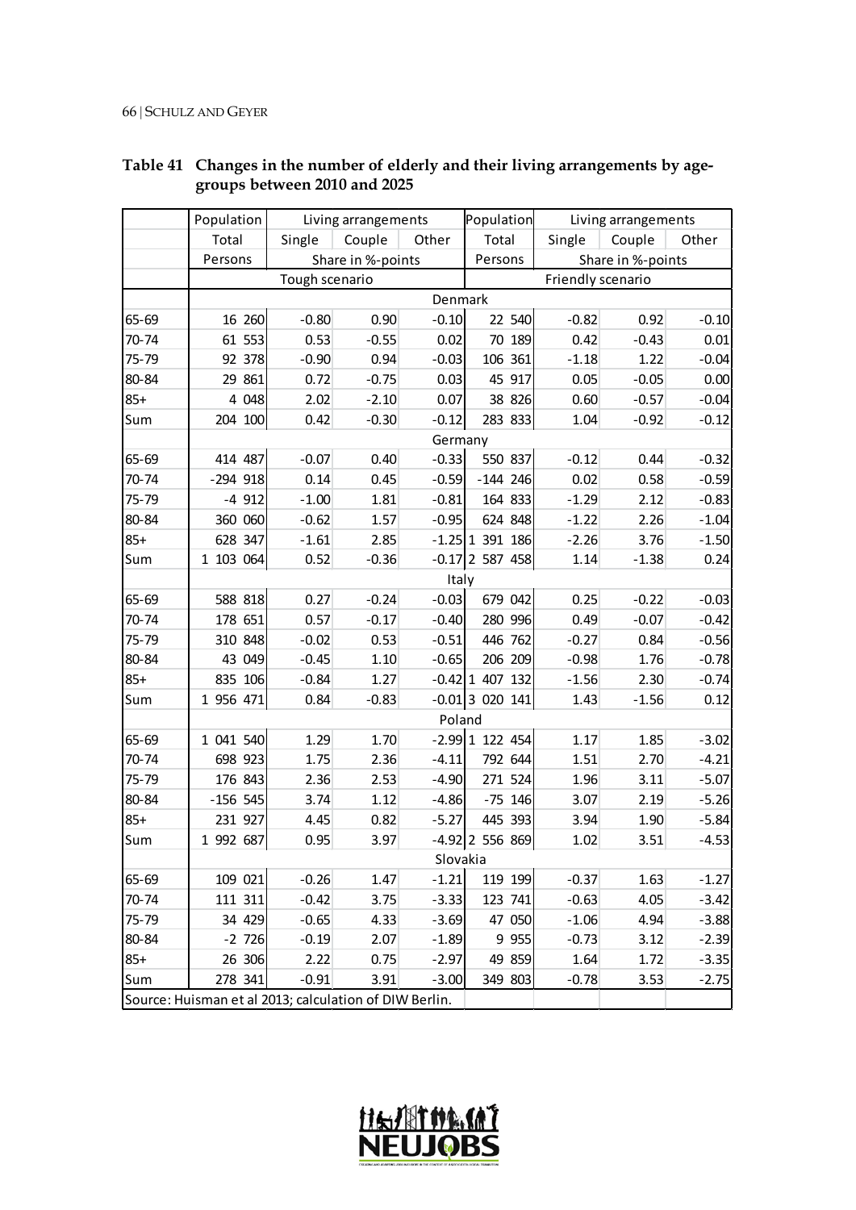**Table 41 Changes in the number of elderly and their living arrangements by age-groups between 2010 and 2025**

| | Population | Living arrangements | | | Population | Living arrangements | | |
|---|---|---|---|---|---|---|---|---|
| | Total | Single | Couple | Other | Total | Single | Couple | Other |
| | Persons | Share in %-points | | | Persons | Share in %-points | | |
| | Tough scenario | | | | Friendly scenario | | | |
| | Denmark | | | | | | | |
| 65-69 | 16 260 | -0.80 | 0.90 | -0.10 | 22 540 | -0.82 | 0.92 | -0.10 |
| 70-74 | 61 553 | 0.53 | -0.55 | 0.02 | 70 189 | 0.42 | -0.43 | 0.01 |
| 75-79 | 92 378 | -0.90 | 0.94 | -0.03 | 106 361 | -1.18 | 1.22 | -0.04 |
| 80-84 | 29 861 | 0.72 | -0.75 | 0.03 | 45 917 | 0.05 | -0.05 | 0.00 |
| 85+ | 4 048 | 2.02 | -2.10 | 0.07 | 38 826 | 0.60 | -0.57 | -0.04 |
| Sum | 204 100 | 0.42 | -0.30 | -0.12 | 283 833 | 1.04 | -0.92 | -0.12 |
| | Germany | | | | | | | |
| 65-69 | 414 487 | -0.07 | 0.40 | -0.33 | 550 837 | -0.12 | 0.44 | -0.32 |
| 70-74 | -294 918 | 0.14 | 0.45 | -0.59 | -144 246 | 0.02 | 0.58 | -0.59 |
| 75-79 | -4 912 | -1.00 | 1.81 | -0.81 | 164 833 | -1.29 | 2.12 | -0.83 |
| 80-84 | 360 060 | -0.62 | 1.57 | -0.95 | 624 848 | -1.22 | 2.26 | -1.04 |
| 85+ | 628 347 | -1.61 | 2.85 | -1.25 | 1 391 186 | -2.26 | 3.76 | -1.50 |
| Sum | 1 103 064 | 0.52 | -0.36 | -0.17 | 2 587 458 | 1.14 | -1.38 | 0.24 |
| | Italy | | | | | | | |
| 65-69 | 588 818 | 0.27 | -0.24 | -0.03 | 679 042 | 0.25 | -0.22 | -0.03 |
| 70-74 | 178 651 | 0.57 | -0.17 | -0.40 | 280 996 | 0.49 | -0.07 | -0.42 |
| 75-79 | 310 848 | -0.02 | 0.53 | -0.51 | 446 762 | -0.27 | 0.84 | -0.56 |
| 80-84 | 43 049 | -0.45 | 1.10 | -0.65 | 206 209 | -0.98 | 1.76 | -0.78 |
| 85+ | 835 106 | -0.84 | 1.27 | -0.42 | 1 407 132 | -1.56 | 2.30 | -0.74 |
| Sum | 1 956 471 | 0.84 | -0.83 | -0.01 | 3 020 141 | 1.43 | -1.56 | 0.12 |
| | Poland | | | | | | | |
| 65-69 | 1 041 540 | 1.29 | 1.70 | -2.99 | 1 122 454 | 1.17 | 1.85 | -3.02 |
| 70-74 | 698 923 | 1.75 | 2.36 | -4.11 | 792 644 | 1.51 | 2.70 | -4.21 |
| 75-79 | 176 843 | 2.36 | 2.53 | -4.90 | 271 524 | 1.96 | 3.11 | -5.07 |
| 80-84 | -156 545 | 3.74 | 1.12 | -4.86 | -75 146 | 3.07 | 2.19 | -5.26 |
| 85+ | 231 927 | 4.45 | 0.82 | -5.27 | 445 393 | 3.94 | 1.90 | -5.84 |
| Sum | 1 992 687 | 0.95 | 3.97 | -4.92 | 2 556 869 | 1.02 | 3.51 | -4.53 |
| | Slovakia | | | | | | | |
| 65-69 | 109 021 | -0.26 | 1.47 | -1.21 | 119 199 | -0.37 | 1.63 | -1.27 |
| 70-74 | 111 311 | -0.42 | 3.75 | -3.33 | 123 741 | -0.63 | 4.05 | -3.42 |
| 75-79 | 34 429 | -0.65 | 4.33 | -3.69 | 47 050 | -1.06 | 4.94 | -3.88 |
| 80-84 | -2 726 | -0.19 | 2.07 | -1.89 | 9 955 | -0.73 | 3.12 | -2.39 |
| 85+ | 26 306 | 2.22 | 0.75 | -2.97 | 49 859 | 1.64 | 1.72 | -3.35 |
| Sum | 278 341 | -0.91 | 3.91 | -3.00 | 349 803 | -0.78 | 3.53 | -2.75 |

Source: Huisman et al 2013; calculation of DIW Berlin.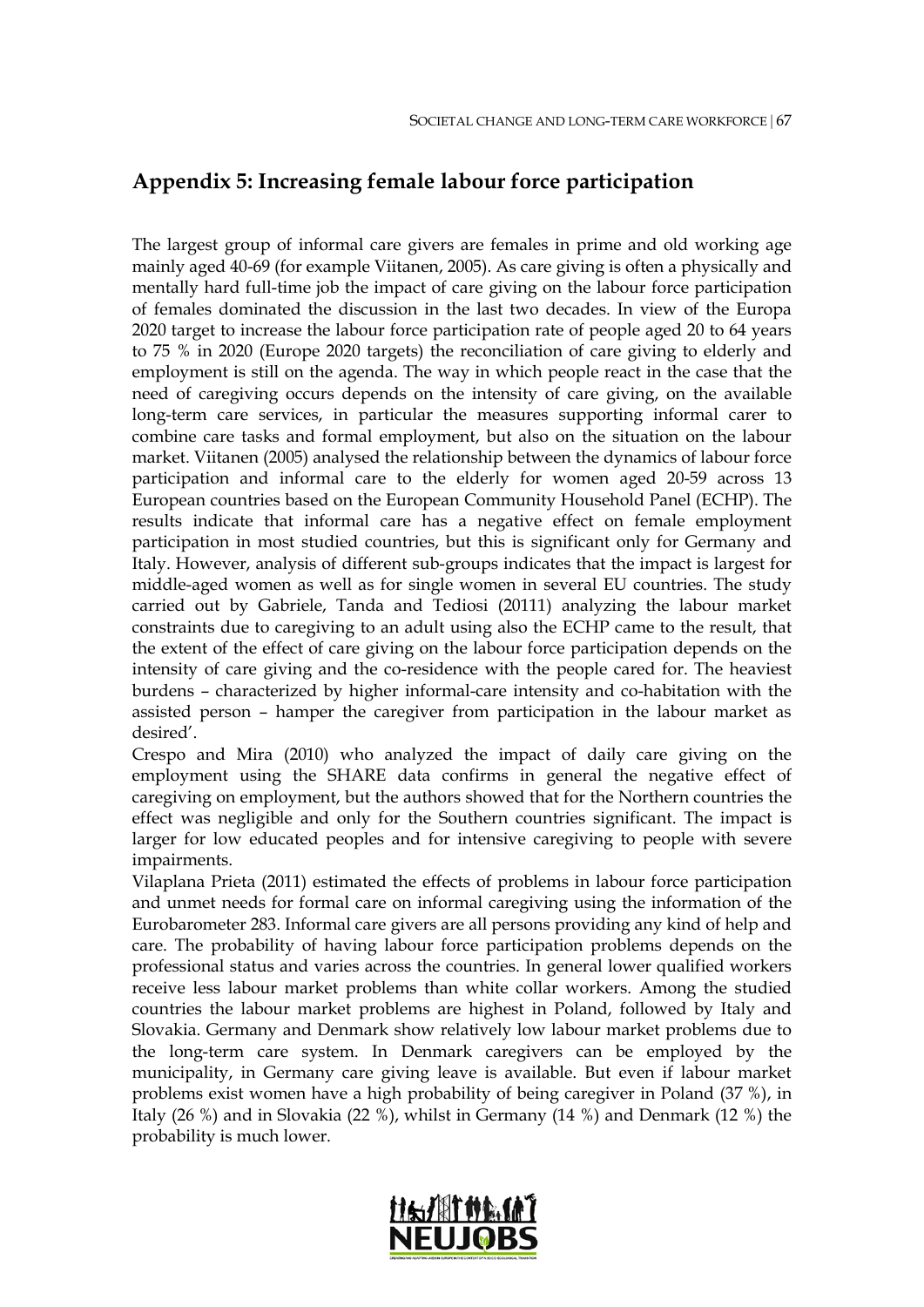## Appendix 5: Increasing female labour force participation

The largest group of informal care givers are females in prime and old working age mainly aged 40-69 (for example Viitanen, 2005). As care giving is often a physically and mentally hard full-time job the impact of care giving on the labour force participation of females dominated the discussion in the last two decades. In view of the Europa 2020 target to increase the labour force participation rate of people aged 20 to 64 years to 75 % in 2020 (Europe 2020 targets) the reconciliation of care giving to elderly and employment is still on the agenda. The way in which people react in the case that the need of caregiving occurs depends on the intensity of care giving, on the available long-term care services, in particular the measures supporting informal carer to combine care tasks and formal employment, but also on the situation on the labour market. Viitanen (2005) analysed the relationship between the dynamics of labour force participation and informal care to the elderly for women aged 20-59 across 13 European countries based on the European Community Household Panel (ECHP). The results indicate that informal care has a negative effect on female employment participation in most studied countries, but this is significant only for Germany and Italy. However, analysis of different sub-groups indicates that the impact is largest for middle-aged women as well as for single women in several EU countries. The study carried out by Gabriele, Tanda and Tediosi (20111) analyzing the labour market constraints due to caregiving to an adult using also the ECHP came to the result, that the extent of the effect of care giving on the labour force participation depends on the intensity of care giving and the co-residence with the people cared for. The heaviest burdens – characterized by higher informal-care intensity and co-habitation with the assisted person – hamper the caregiver from participation in the labour market as desired'.

Crespo and Mira (2010) who analyzed the impact of daily care giving on the employment using the SHARE data confirms in general the negative effect of caregiving on employment, but the authors showed that for the Northern countries the effect was negligible and only for the Southern countries significant. The impact is larger for low educated peoples and for intensive caregiving to people with severe impairments.

Vilaplana Prieta (2011) estimated the effects of problems in labour force participation and unmet needs for formal care on informal caregiving using the information of the Eurobarometer 283. Informal care givers are all persons providing any kind of help and care. The probability of having labour force participation problems depends on the professional status and varies across the countries. In general lower qualified workers receive less labour market problems than white collar workers. Among the studied countries the labour market problems are highest in Poland, followed by Italy and Slovakia. Germany and Denmark show relatively low labour market problems due to the long-term care system. In Denmark caregivers can be employed by the municipality, in Germany care giving leave is available. But even if labour market problems exist women have a high probability of being caregiver in Poland (37 %), in Italy (26 %) and in Slovakia (22 %), whilst in Germany (14 %) and Denmark (12 %) the probability is much lower.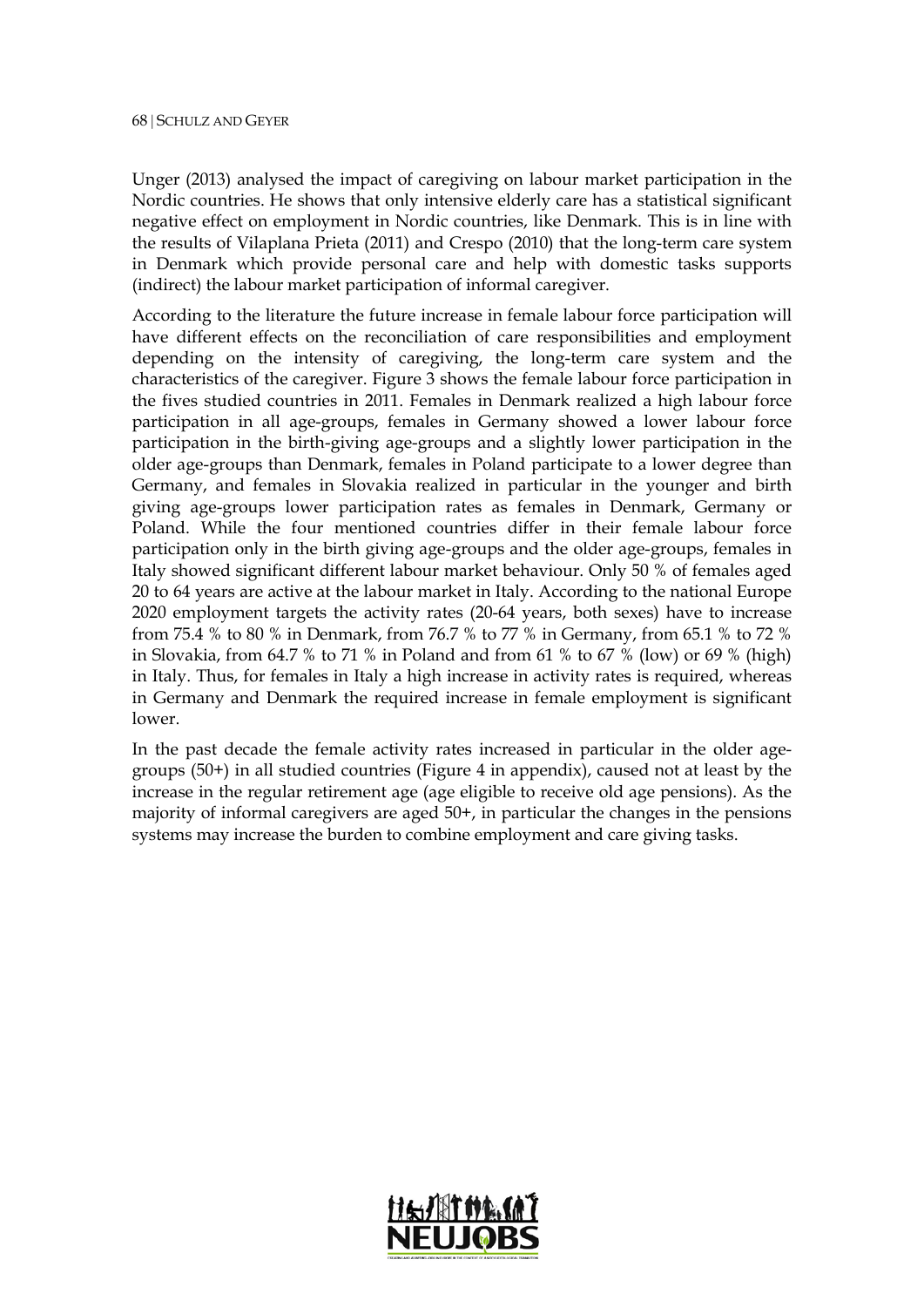Unger (2013) analysed the impact of caregiving on labour market participation in the Nordic countries. He shows that only intensive elderly care has a statistical significant negative effect on employment in Nordic countries, like Denmark. This is in line with the results of Vilaplana Prieta (2011) and Crespo (2010) that the long-term care system in Denmark which provide personal care and help with domestic tasks supports (indirect) the labour market participation of informal caregiver.

According to the literature the future increase in female labour force participation will have different effects on the reconciliation of care responsibilities and employment depending on the intensity of caregiving, the long-term care system and the characteristics of the caregiver. Figure 3 shows the female labour force participation in the fives studied countries in 2011. Females in Denmark realized a high labour force participation in all age-groups, females in Germany showed a lower labour force participation in the birth-giving age-groups and a slightly lower participation in the older age-groups than Denmark, females in Poland participate to a lower degree than Germany, and females in Slovakia realized in particular in the younger and birth giving age-groups lower participation rates as females in Denmark, Germany or Poland. While the four mentioned countries differ in their female labour force participation only in the birth giving age-groups and the older age-groups, females in Italy showed significant different labour market behaviour. Only 50 % of females aged 20 to 64 years are active at the labour market in Italy. According to the national Europe 2020 employment targets the activity rates (20-64 years, both sexes) have to increase from 75.4 % to 80 % in Denmark, from 76.7 % to 77 % in Germany, from 65.1 % to 72 % in Slovakia, from 64.7 % to 71 % in Poland and from 61 % to 67 % (low) or 69 % (high) in Italy. Thus, for females in Italy a high increase in activity rates is required, whereas in Germany and Denmark the required increase in female employment is significant lower.

In the past decade the female activity rates increased in particular in the older age-groups (50+) in all studied countries (Figure 4 in appendix), caused not at least by the increase in the regular retirement age (age eligible to receive old age pensions). As the majority of informal caregivers are aged 50+, in particular the changes in the pensions systems may increase the burden to combine employment and care giving tasks.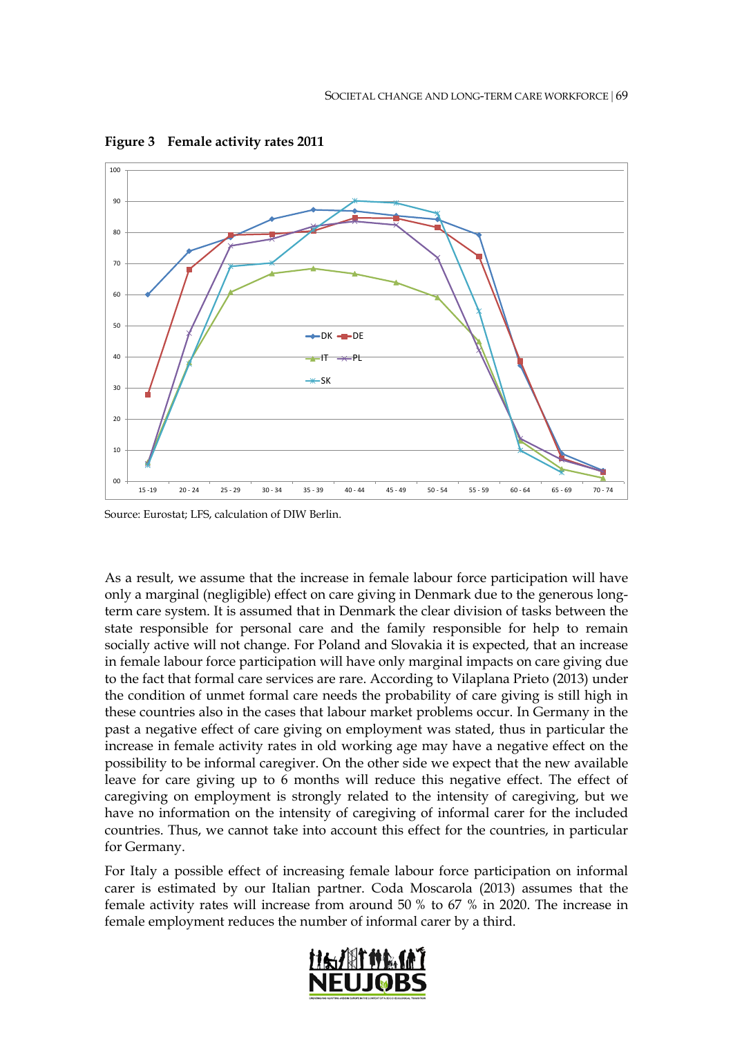**Figure 3 Female activity rates 2011**

Source: Eurostat; LFS, calculation of DIW Berlin.

As a result, we assume that the increase in female labour force participation will have only a marginal (negligible) effect on care giving in Denmark due to the generous long-term care system. It is assumed that in Denmark the clear division of tasks between the state responsible for personal care and the family responsible for help to remain socially active will not change. For Poland and Slovakia it is expected, that an increase in female labour force participation will have only marginal impacts on care giving due to the fact that formal care services are rare. According to Vilaplana Prieto (2013) under the condition of unmet formal care needs the probability of care giving is still high in these countries also in the cases that labour market problems occur. In Germany in the past a negative effect of care giving on employment was stated, thus in particular the increase in female activity rates in old working age may have a negative effect on the possibility to be informal caregiver. On the other side we expect that the new available leave for care giving up to 6 months will reduce this negative effect. The effect of caregiving on employment is strongly related to the intensity of caregiving, but we have no information on the intensity of caregiving of informal carer for the included countries. Thus, we cannot take into account this effect for the countries, in particular for Germany.

For Italy a possible effect of increasing female labour force participation on informal carer is estimated by our Italian partner. Coda Moscarola (2013) assumes that the female activity rates will increase from around 50 % to 67 % in 2020. The increase in female employment reduces the number of informal carer by a third.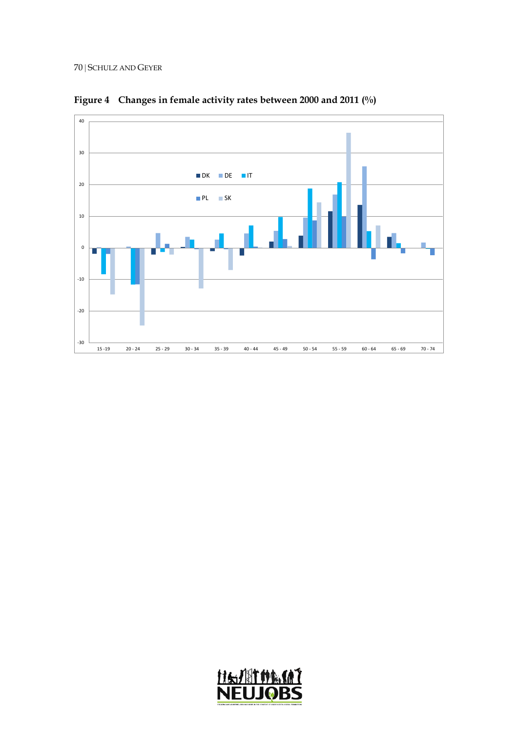**Figure 4 Changes in female activity rates between 2000 and 2011 (%)**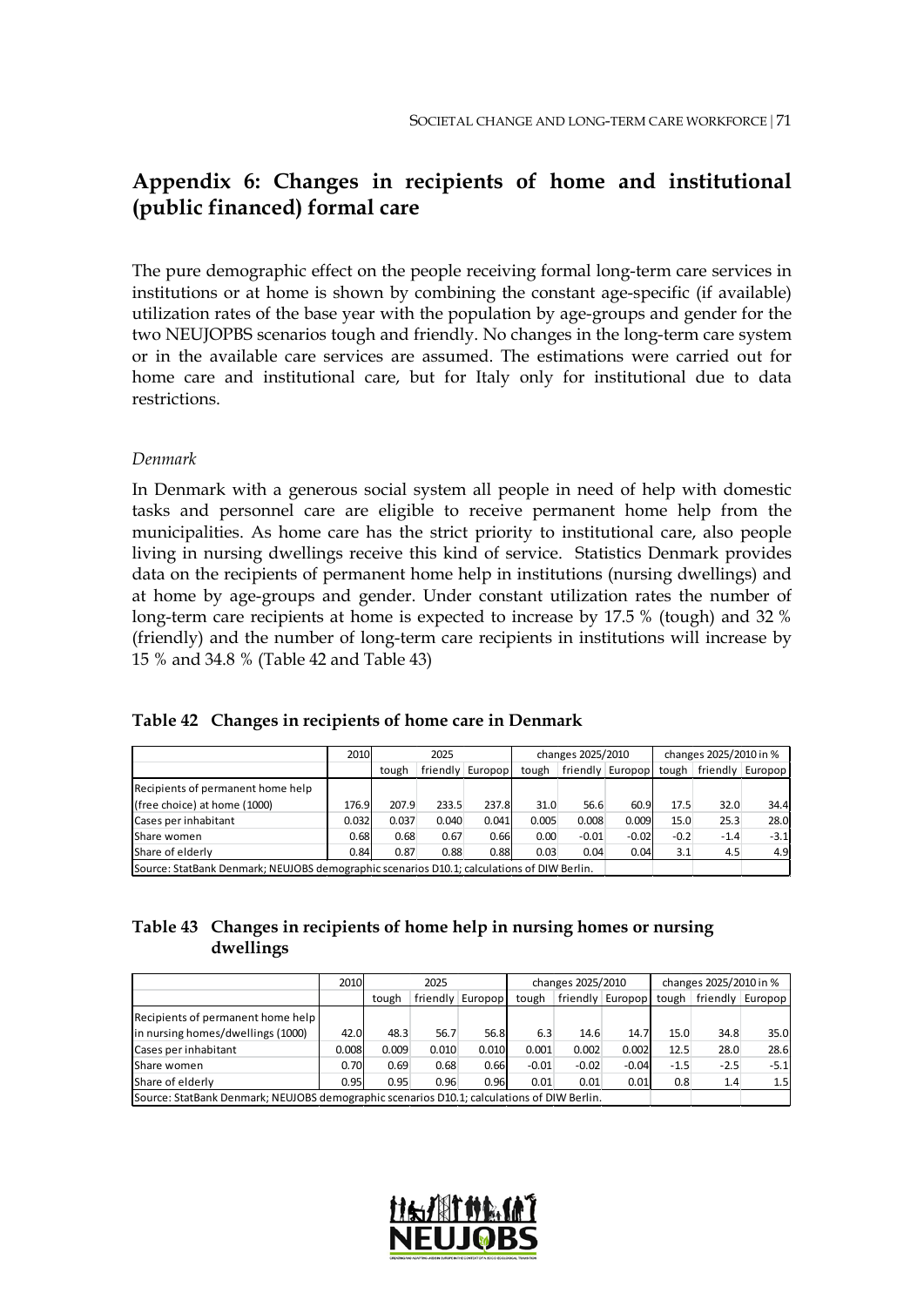## Appendix 6: Changes in recipients of home and institutional (public financed) formal care

The pure demographic effect on the people receiving formal long-term care services in institutions or at home is shown by combining the constant age-specific (if available) utilization rates of the base year with the population by age-groups and gender for the two NEUJOPBS scenarios tough and friendly. No changes in the long-term care system or in the available care services are assumed. The estimations were carried out for home care and institutional care, but for Italy only for institutional due to data restrictions.

*Denmark*

In Denmark with a generous social system all people in need of help with domestic tasks and personnel care are eligible to receive permanent home help from the municipalities. As home care has the strict priority to institutional care, also people living in nursing dwellings receive this kind of service. Statistics Denmark provides data on the recipients of permanent home help in institutions (nursing dwellings) and at home by age-groups and gender. Under constant utilization rates the number of long-term care recipients at home is expected to increase by 17.5 % (tough) and 32 % (friendly) and the number of long-term care recipients in institutions will increase by 15 % and 34.8 % (Table 42 and Table 43)

**Table 42 Changes in recipients of home care in Denmark**

| | 2010 | 2025 | | | changes 2025/2010 | | | changes 2025/2010 in % | | |
|---|---|---|---|---|---|---|---|---|---|---|
| | | tough | friendly | Europop | tough | friendly | Europop | tough | friendly | Europop |
| Recipients of permanent home help (free choice) at home (1000) | 176.9 | 207.9 | 233.5 | 237.8 | 31.0 | 56.6 | 60.9 | 17.5 | 32.0 | 34.4 |
| Cases per inhabitant | 0.032 | 0.037 | 0.040 | 0.041 | 0.005 | 0.008 | 0.009 | 15.0 | 25.3 | 28.0 |
| Share women | 0.68 | 0.68 | 0.67 | 0.66 | 0.00 | -0.01 | -0.02 | -0.2 | -1.4 | -3.1 |
| Share of elderly | 0.84 | 0.87 | 0.88 | 0.88 | 0.03 | 0.04 | 0.04 | 3.1 | 4.5 | 4.9 |

Source: StatBank Denmark; NEUJOBS demographic scenarios D10.1; calculations of DIW Berlin.

**Table 43 Changes in recipients of home help in nursing homes or nursing dwellings**

| | 2010 | 2025 | | | changes 2025/2010 | | | changes 2025/2010 in % | | |
|---|---|---|---|---|---|---|---|---|---|---|
| | | tough | friendly | Europop | tough | friendly | Europop | tough | friendly | Europop |
| Recipients of permanent home help in nursing homes/dwellings (1000) | 42.0 | 48.3 | 56.7 | 56.8 | 6.3 | 14.6 | 14.7 | 15.0 | 34.8 | 35.0 |
| Cases per inhabitant | 0.008 | 0.009 | 0.010 | 0.010 | 0.001 | 0.002 | 0.002 | 12.5 | 28.0 | 28.6 |
| Share women | 0.70 | 0.69 | 0.68 | 0.66 | -0.01 | -0.02 | -0.04 | -1.5 | -2.5 | -5.1 |
| Share of elderly | 0.95 | 0.95 | 0.96 | 0.96 | 0.01 | 0.01 | 0.01 | 0.8 | 1.4 | 1.5 |

Source: StatBank Denmark; NEUJOBS demographic scenarios D10.1; calculations of DIW Berlin.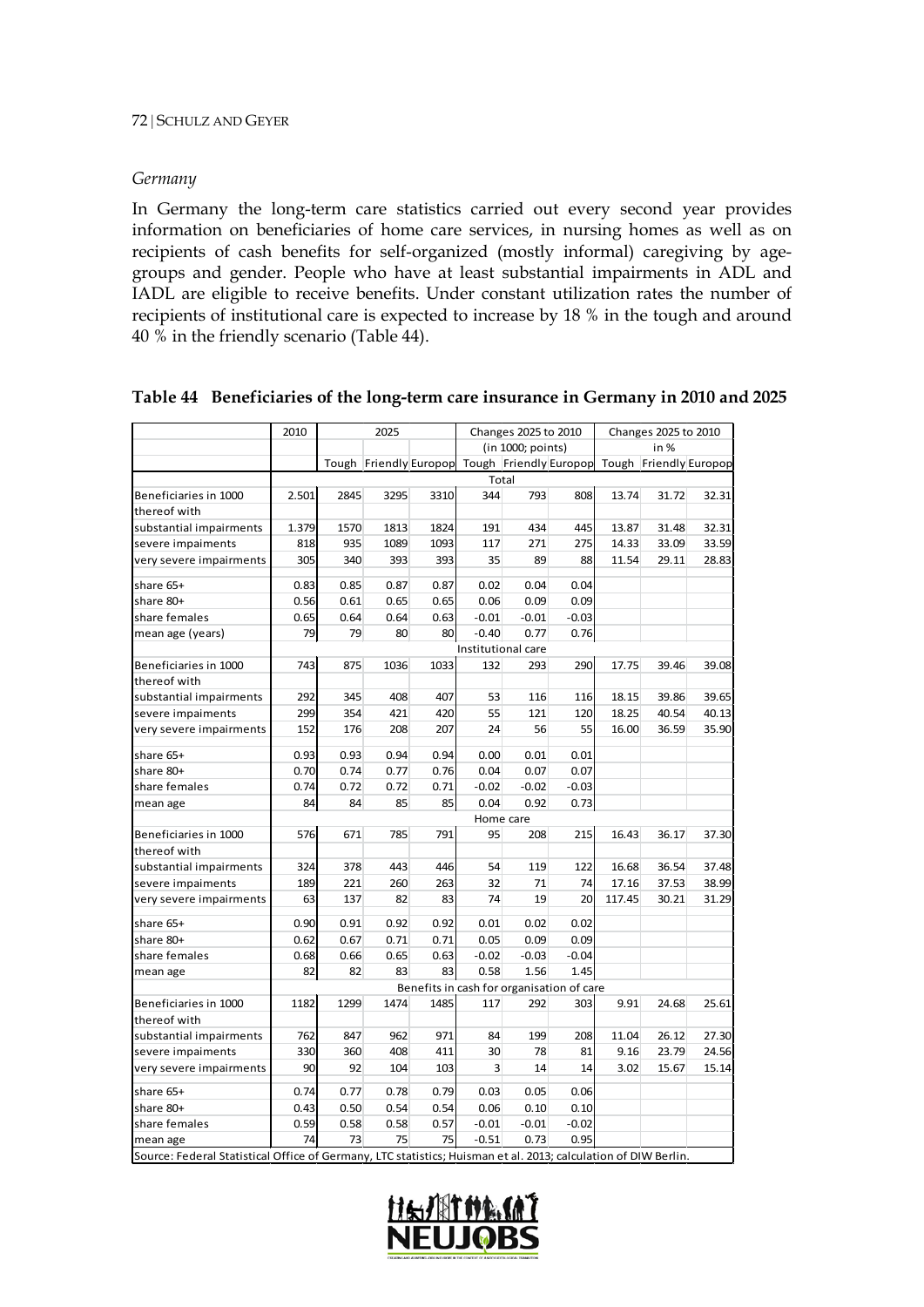### *Germany*

In Germany the long-term care statistics carried out every second year provides information on beneficiaries of home care services, in nursing homes as well as on recipients of cash benefits for self-organized (mostly informal) caregiving by age-groups and gender. People who have at least substantial impairments in ADL and IADL are eligible to receive benefits. Under constant utilization rates the number of recipients of institutional care is expected to increase by 18 % in the tough and around 40 % in the friendly scenario (Table 44).

**Table 44 Beneficiaries of the long-term care insurance in Germany in 2010 and 2025**

| | 2010 | 2025 | | | Changes 2025 to 2010 (in 1000; points) | | | Changes 2025 to 2010 in % | | |
|---|---|---|---|---|---|---|---|---|---|---|
| | | Tough | Friendly | Europop | Tough | Friendly | Europop | Tough | Friendly | Europop |
| | Total | | | | | | | | | |
| Beneficiaries in 1000 | 2.501 | 2845 | 3295 | 3310 | 344 | 793 | 808 | 13.74 | 31.72 | 32.31 |
| thereof with | | | | | | | | | | |
| substantial impairments | 1.379 | 1570 | 1813 | 1824 | 191 | 434 | 445 | 13.87 | 31.48 | 32.31 |
| severe impaiments | 818 | 935 | 1089 | 1093 | 117 | 271 | 275 | 14.33 | 33.09 | 33.59 |
| very severe impairments | 305 | 340 | 393 | 393 | 35 | 89 | 88 | 11.54 | 29.11 | 28.83 |
| share 65+ | 0.83 | 0.85 | 0.87 | 0.87 | 0.02 | 0.04 | 0.04 | | | |
| share 80+ | 0.56 | 0.61 | 0.65 | 0.65 | 0.06 | 0.09 | 0.09 | | | |
| share females | 0.65 | 0.64 | 0.64 | 0.63 | -0.01 | -0.01 | -0.03 | | | |
| mean age (years) | 79 | 79 | 80 | 80 | -0.40 | 0.77 | 0.76 | | | |
| | Institutional care | | | | | | | | | |
| Beneficiaries in 1000 | 743 | 875 | 1036 | 1033 | 132 | 293 | 290 | 17.75 | 39.46 | 39.08 |
| thereof with | | | | | | | | | | |
| substantial impairments | 292 | 345 | 408 | 407 | 53 | 116 | 116 | 18.15 | 39.86 | 39.65 |
| severe impaiments | 299 | 354 | 421 | 420 | 55 | 121 | 120 | 18.25 | 40.54 | 40.13 |
| very severe impairments | 152 | 176 | 208 | 207 | 24 | 56 | 55 | 16.00 | 36.59 | 35.90 |
| share 65+ | 0.93 | 0.93 | 0.94 | 0.94 | 0.00 | 0.01 | 0.01 | | | |
| share 80+ | 0.70 | 0.74 | 0.77 | 0.76 | 0.04 | 0.07 | 0.07 | | | |
| share females | 0.74 | 0.72 | 0.72 | 0.71 | -0.02 | -0.02 | -0.03 | | | |
| mean age | 84 | 84 | 85 | 85 | 0.04 | 0.92 | 0.73 | | | |
| | Home care | | | | | | | | | |
| Beneficiaries in 1000 | 576 | 671 | 785 | 791 | 95 | 208 | 215 | 16.43 | 36.17 | 37.30 |
| thereof with | | | | | | | | | | |
| substantial impairments | 324 | 378 | 443 | 446 | 54 | 119 | 122 | 16.68 | 36.54 | 37.48 |
| severe impaiments | 189 | 221 | 260 | 263 | 32 | 71 | 74 | 17.16 | 37.53 | 38.99 |
| very severe impairments | 63 | 137 | 82 | 83 | 74 | 19 | 20 | 117.45 | 30.21 | 31.29 |
| share 65+ | 0.90 | 0.91 | 0.92 | 0.92 | 0.01 | 0.02 | 0.02 | | | |
| share 80+ | 0.62 | 0.67 | 0.71 | 0.71 | 0.05 | 0.09 | 0.09 | | | |
| share females | 0.68 | 0.66 | 0.65 | 0.63 | -0.02 | -0.03 | -0.04 | | | |
| mean age | 82 | 82 | 83 | 83 | 0.58 | 1.56 | 1.45 | | | |
| | Benefits in cash for organisation of care | | | | | | | | | |
| Beneficiaries in 1000 | 1182 | 1299 | 1474 | 1485 | 117 | 292 | 303 | 9.91 | 24.68 | 25.61 |
| thereof with | | | | | | | | | | |
| substantial impairments | 762 | 847 | 962 | 971 | 84 | 199 | 208 | 11.04 | 26.12 | 27.30 |
| severe impaiments | 330 | 360 | 408 | 411 | 30 | 78 | 81 | 9.16 | 23.79 | 24.56 |
| very severe impairments | 90 | 92 | 104 | 103 | 3 | 14 | 14 | 3.02 | 15.67 | 15.14 |
| share 65+ | 0.74 | 0.77 | 0.78 | 0.79 | 0.03 | 0.05 | 0.06 | | | |
| share 80+ | 0.43 | 0.50 | 0.54 | 0.54 | 0.06 | 0.10 | 0.10 | | | |
| share females | 0.59 | 0.58 | 0.58 | 0.57 | -0.01 | -0.01 | -0.02 | | | |
| mean age | 74 | 73 | 75 | 75 | -0.51 | 0.73 | 0.95 | | | |

Source: Federal Statistical Office of Germany, LTC statistics; Huisman et al. 2013; calculation of DIW Berlin.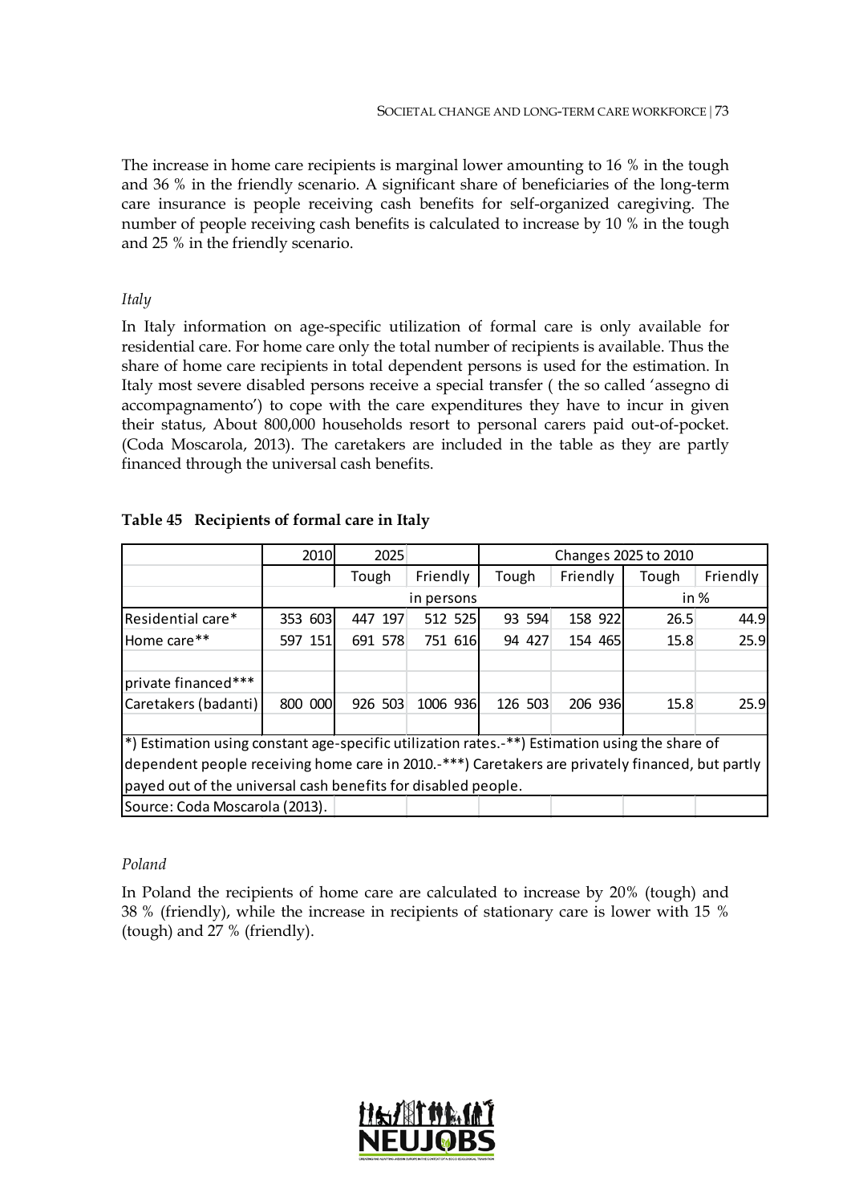The increase in home care recipients is marginal lower amounting to 16 % in the tough and 36 % in the friendly scenario. A significant share of beneficiaries of the long-term care insurance is people receiving cash benefits for self-organized caregiving. The number of people receiving cash benefits is calculated to increase by 10 % in the tough and 25 % in the friendly scenario.

*Italy*

In Italy information on age-specific utilization of formal care is only available for residential care. For home care only the total number of recipients is available. Thus the share of home care recipients in total dependent persons is used for the estimation. In Italy most severe disabled persons receive a special transfer ( the so called 'assegno di accompagnamento') to cope with the care expenditures they have to incur in given their status, About 800,000 households resort to personal carers paid out-of-pocket. (Coda Moscarola, 2013). The caretakers are included in the table as they are partly financed through the universal cash benefits.

**Table 45 Recipients of formal care in Italy**

| | 2010 | 2025 | | Changes 2025 to 2010 | | | |
|---|---|---|---|---|---|---|---|
| | | Tough | Friendly | Tough | Friendly | Tough | Friendly |
| | in persons | | | | | in % | |
| Residential care* | 353 603 | 447 197 | 512 525 | 93 594 | 158 922 | 26.5 | 44.9 |
| Home care** | 597 151 | 691 578 | 751 616 | 94 427 | 154 465 | 15.8 | 25.9 |
| | | | | | | | |
| private financed*** | | | | | | | |
| Caretakers (badanti) | 800 000 | 926 503 | 1006 936 | 126 503 | 206 936 | 15.8 | 25.9 |

*) Estimation using constant age-specific utilization rates.-**) Estimation using the share of dependent people receiving home care in 2010.-***) Caretakers are privately financed, but partly payed out of the universal cash benefits for disabled people.

Source: Coda Moscarola (2013).

*Poland*

In Poland the recipients of home care are calculated to increase by 20% (tough) and 38 % (friendly), while the increase in recipients of stationary care is lower with 15 % (tough) and 27 % (friendly).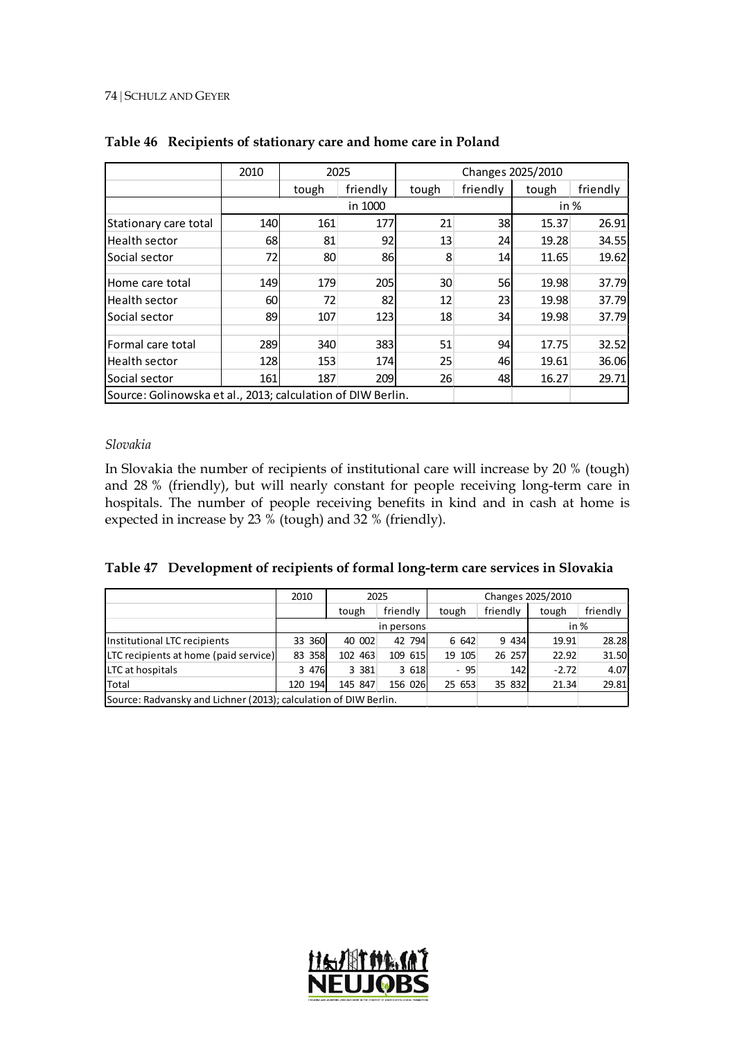**Table 46 Recipients of stationary care and home care in Poland**

| | 2010 | 2025 | | Changes 2025/2010 | | | |
|---|---|---|---|---|---|---|---|
| | | tough | friendly | tough | friendly | tough | friendly |
| | in 1000 | | | | | in % | |
| Stationary care total | 140 | 161 | 177 | 21 | 38 | 15.37 | 26.91 |
| Health sector | 68 | 81 | 92 | 13 | 24 | 19.28 | 34.55 |
| Social sector | 72 | 80 | 86 | 8 | 14 | 11.65 | 19.62 |
| Home care total | 149 | 179 | 205 | 30 | 56 | 19.98 | 37.79 |
| Health sector | 60 | 72 | 82 | 12 | 23 | 19.98 | 37.79 |
| Social sector | 89 | 107 | 123 | 18 | 34 | 19.98 | 37.79 |
| Formal care total | 289 | 340 | 383 | 51 | 94 | 17.75 | 32.52 |
| Health sector | 128 | 153 | 174 | 25 | 46 | 19.61 | 36.06 |
| Social sector | 161 | 187 | 209 | 26 | 48 | 16.27 | 29.71 |

Source: Golinowska et al., 2013; calculation of DIW Berlin.

*Slovakia*

In Slovakia the number of recipients of institutional care will increase by 20 % (tough) and 28 % (friendly), but will nearly constant for people receiving long-term care in hospitals. The number of people receiving benefits in kind and in cash at home is expected in increase by 23 % (tough) and 32 % (friendly).

**Table 47 Development of recipients of formal long-term care services in Slovakia**

| | 2010 | 2025 | | Changes 2025/2010 | | | |
|---|---|---|---|---|---|---|---|
| | | tough | friendly | tough | friendly | tough | friendly |
| | in persons | | | | | in % | |
| Institutional LTC recipients | 33 360 | 40 002 | 42 794 | 6 642 | 9 434 | 19.91 | 28.28 |
| LTC recipients at home (paid service) | 83 358 | 102 463 | 109 615 | 19 105 | 26 257 | 22.92 | 31.50 |
| LTC at hospitals | 3 476 | 3 381 | 3 618 | - 95 | 142 | -2.72 | 4.07 |
| Total | 120 194 | 145 847 | 156 026 | 25 653 | 35 832 | 21.34 | 29.81 |

Source: Radvansky and Lichner (2013); calculation of DIW Berlin.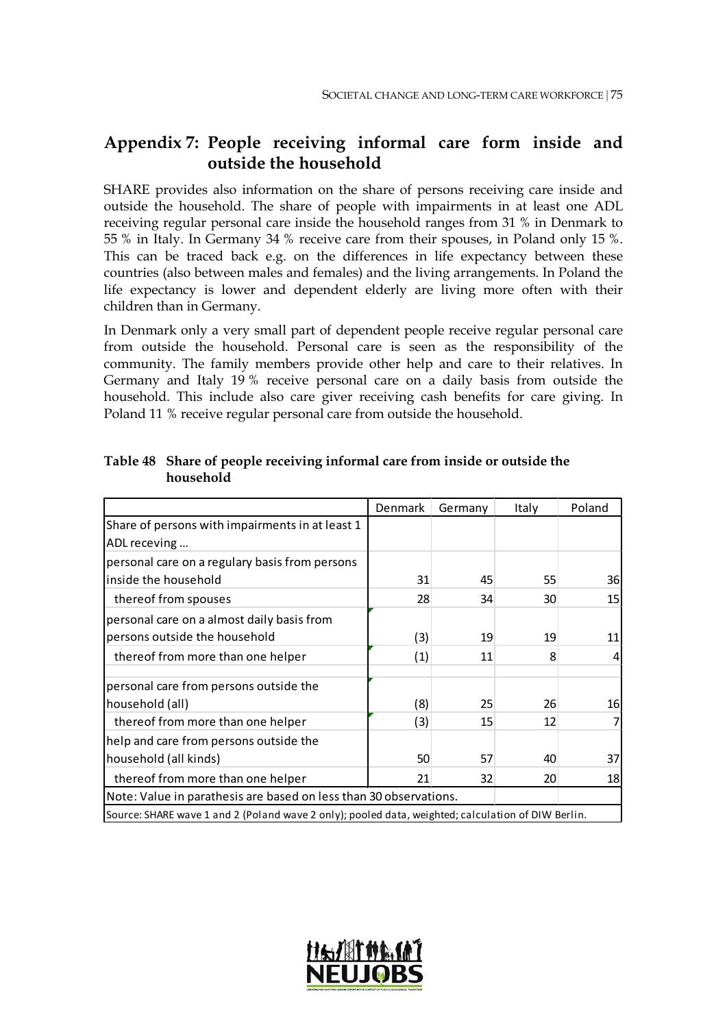## Appendix 7: People receiving informal care form inside and outside the household

SHARE provides also information on the share of persons receiving care inside and outside the household. The share of people with impairments in at least one ADL receiving regular personal care inside the household ranges from 31 % in Denmark to 55 % in Italy. In Germany 34 % receive care from their spouses, in Poland only 15 %. This can be traced back e.g. on the differences in life expectancy between these countries (also between males and females) and the living arrangements. In Poland the life expectancy is lower and dependent elderly are living more often with their children than in Germany.

In Denmark only a very small part of dependent people receive regular personal care from outside the household. Personal care is seen as the responsibility of the community. The family members provide other help and care to their relatives. In Germany and Italy 19 % receive personal care on a daily basis from outside the household. This include also care giver receiving cash benefits for care giving. In Poland 11 % receive regular personal care from outside the household.

**Table 48 Share of people receiving informal care from inside or outside the household**

| | Denmark | Germany | Italy | Poland |
|---|---|---|---|---|
| Share of persons with impairments in at least 1 ADL receving … | | | | |
| personal care on a regulary basis from persons inside the household | 31 | 45 | 55 | 36 |
| thereof from spouses | 28 | 34 | 30 | 15 |
| personal care on a almost daily basis from persons outside the household | (3) | 19 | 19 | 11 |
| thereof from more than one helper | (1) | 11 | 8 | 4 |
| personal care from persons outside the household (all) | (8) | 25 | 26 | 16 |
| thereof from more than one helper | (3) | 15 | 12 | 7 |
| help and care from persons outside the household (all kinds) | 50 | 57 | 40 | 37 |
| thereof from more than one helper | 21 | 32 | 20 | 18 |
| Note: Value in parathesis are based on less than 30 observations. | | | | |
| Source: SHARE wave 1 and 2 (Poland wave 2 only); pooled data, weighted; calculation of DIW Berlin. | | | | |